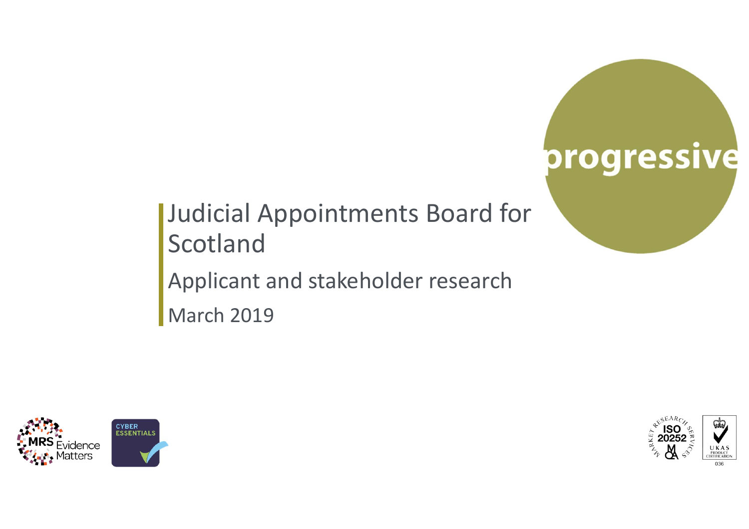# Judicial Appointments Board for Scotland

## Applicant and stakeholder research

March 2019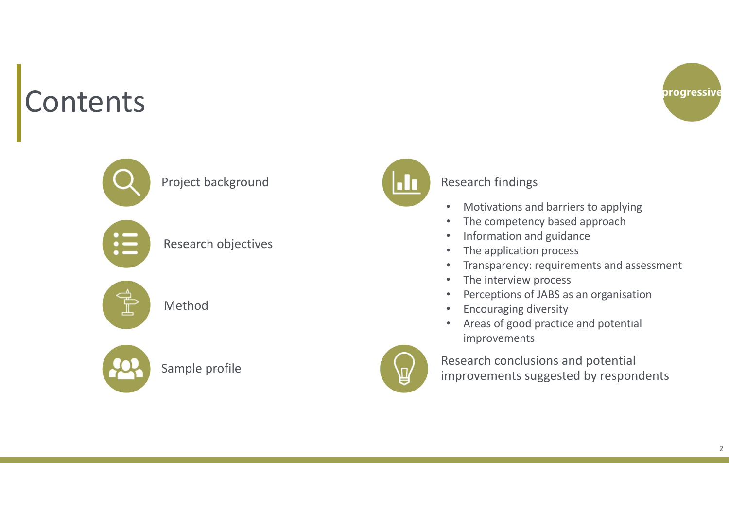# Contents

- Project background
- Research objectives
- Method
- Sample profile
- Research findings
  - Motivations and barriers to applying
  - The competency based approach
  - Information and guidance
  - The application process
  - Transparency: requirements and assessment
  - The interview process
  - Perceptions of JABS as an organisation
  - Encouraging diversity
  - Areas of good practice and potential improvements
- Research conclusions and potential improvements suggested by respondents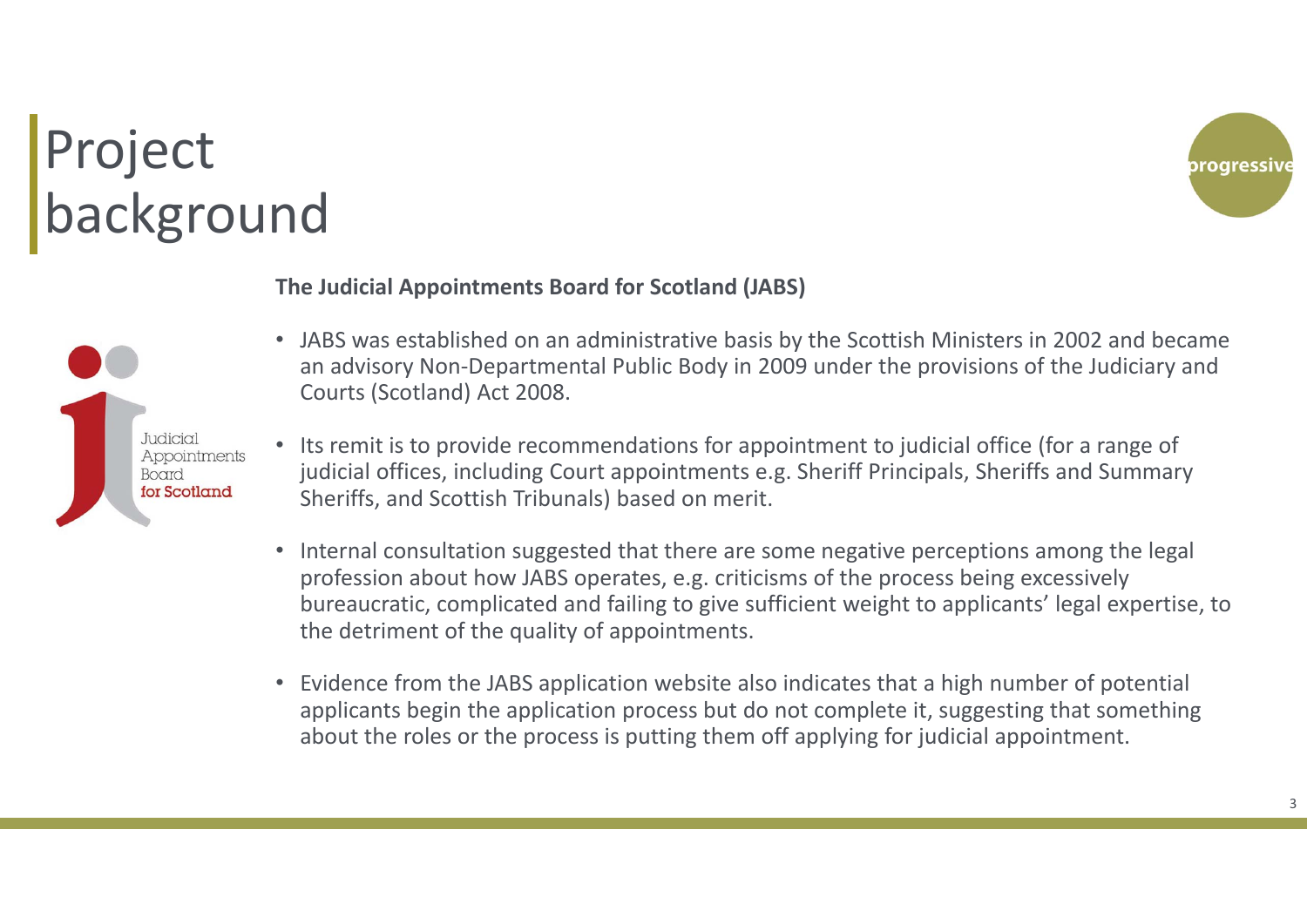# Project background

**The Judicial Appointments Board for Scotland (JABS)**

- JABS was established on an administrative basis by the Scottish Ministers in 2002 and became an advisory Non-Departmental Public Body in 2009 under the provisions of the Judiciary and Courts (Scotland) Act 2008.
- Its remit is to provide recommendations for appointment to judicial office (for a range of judicial offices, including Court appointments e.g. Sheriff Principals, Sheriffs and Summary Sheriffs, and Scottish Tribunals) based on merit.
- Internal consultation suggested that there are some negative perceptions among the legal profession about how JABS operates, e.g. criticisms of the process being excessively bureaucratic, complicated and failing to give sufficient weight to applicants' legal expertise, to the detriment of the quality of appointments.
- Evidence from the JABS application website also indicates that a high number of potential applicants begin the application process but do not complete it, suggesting that something about the roles or the process is putting them off applying for judicial appointment.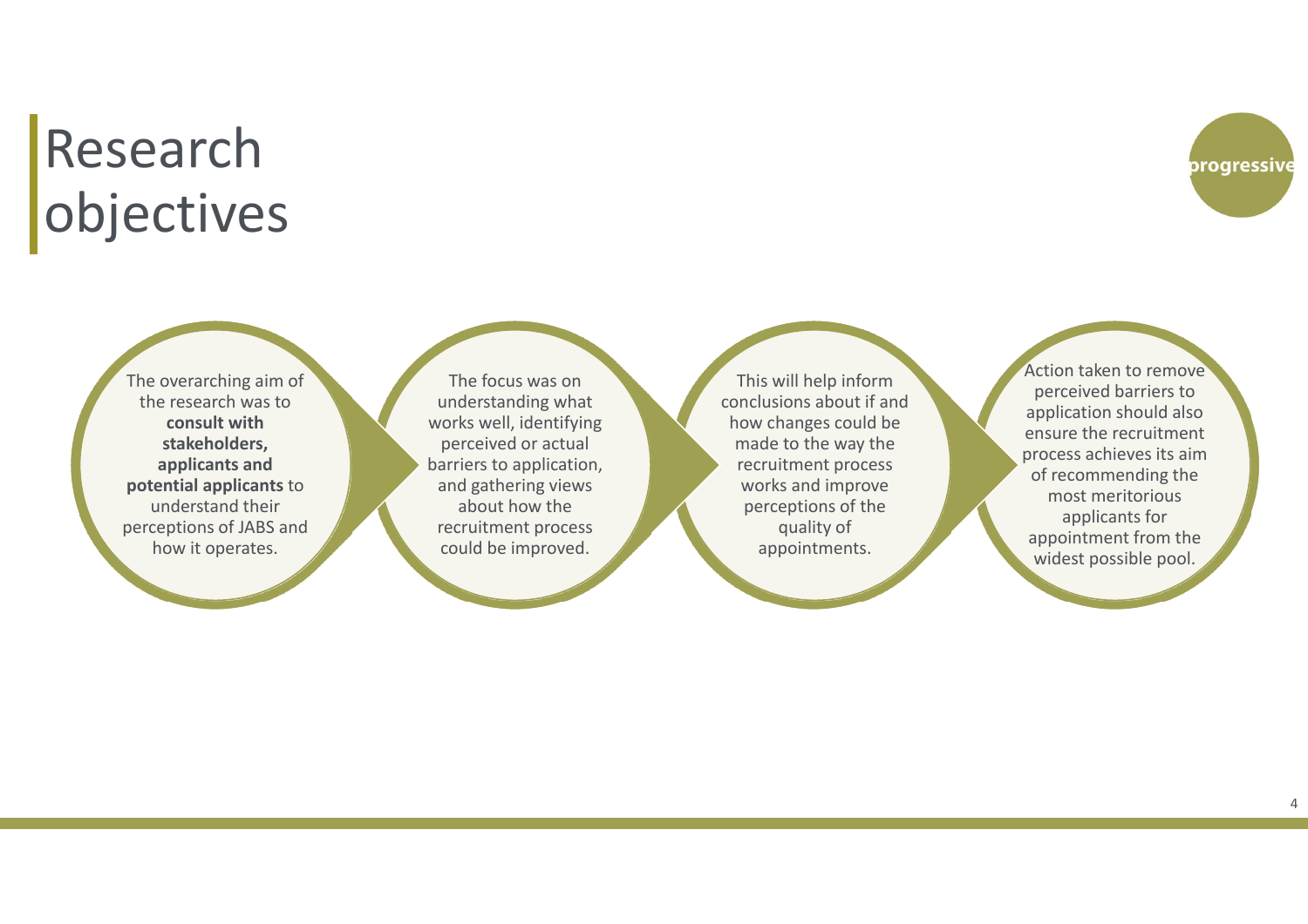# Research objectives

progressive

The overarching aim of the research was to **consult with stakeholders, applicants and potential applicants** to understand their perceptions of JABS and how it operates.

The focus was on understanding what works well, identifying perceived or actual barriers to application, and gathering views about how the recruitment process could be improved.

This will help inform conclusions about if and how changes could be made to the way the recruitment process works and improve perceptions of the quality of appointments.

Action taken to remove perceived barriers to application should also ensure the recruitment process achieves its aim of recommending the most meritorious applicants for appointment from the widest possible pool.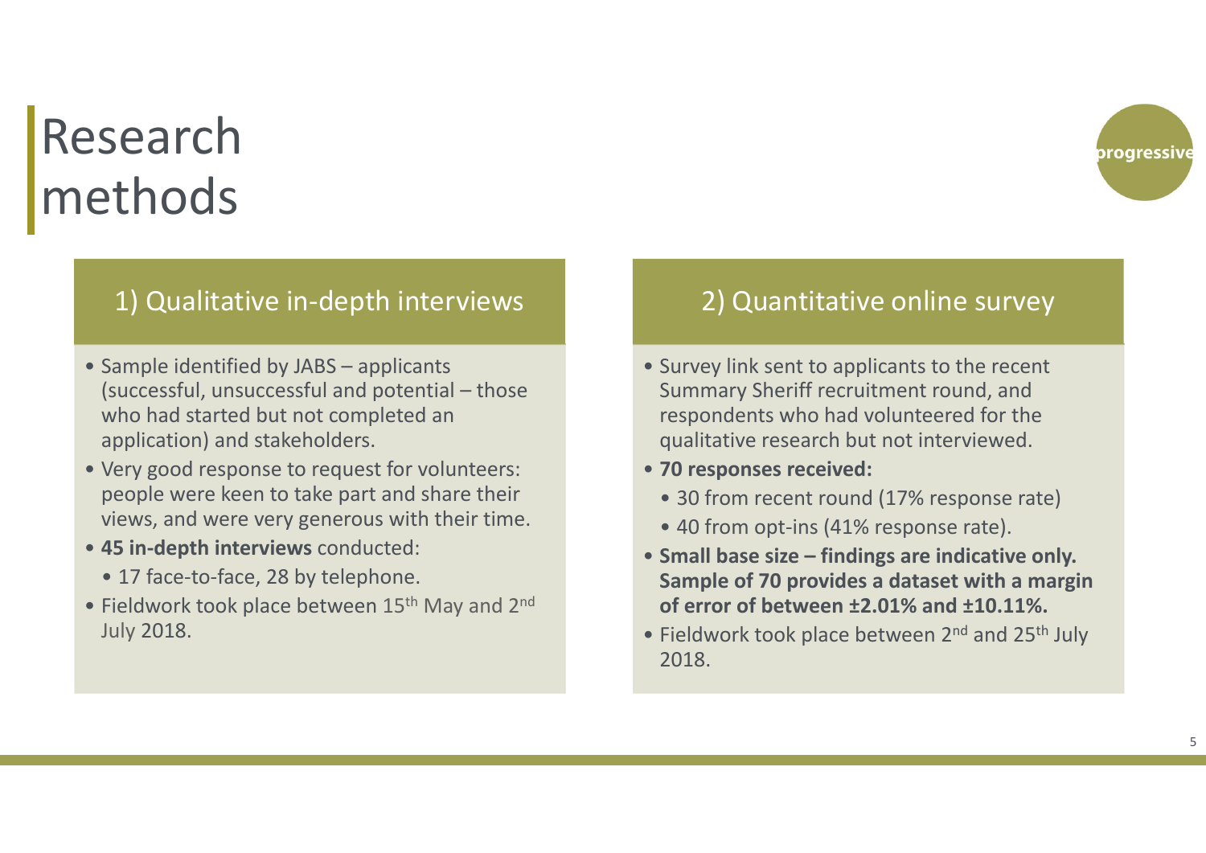# Research methods

## 1) Qualitative in-depth interviews

- Sample identified by JABS – applicants (successful, unsuccessful and potential – those who had started but not completed an application) and stakeholders.
- Very good response to request for volunteers: people were keen to take part and share their views, and were very generous with their time.
- **45 in-depth interviews** conducted:
  - 17 face-to-face, 28 by telephone.
- Fieldwork took place between 15th May and 2nd July 2018.

## 2) Quantitative online survey

- Survey link sent to applicants to the recent Summary Sheriff recruitment round, and respondents who had volunteered for the qualitative research but not interviewed.
- **70 responses received:**
  - 30 from recent round (17% response rate)
  - 40 from opt-ins (41% response rate).
- **Small base size – findings are indicative only. Sample of 70 provides a dataset with a margin of error of between ±2.01% and ±10.11%.**
- Fieldwork took place between 2nd and 25th July 2018.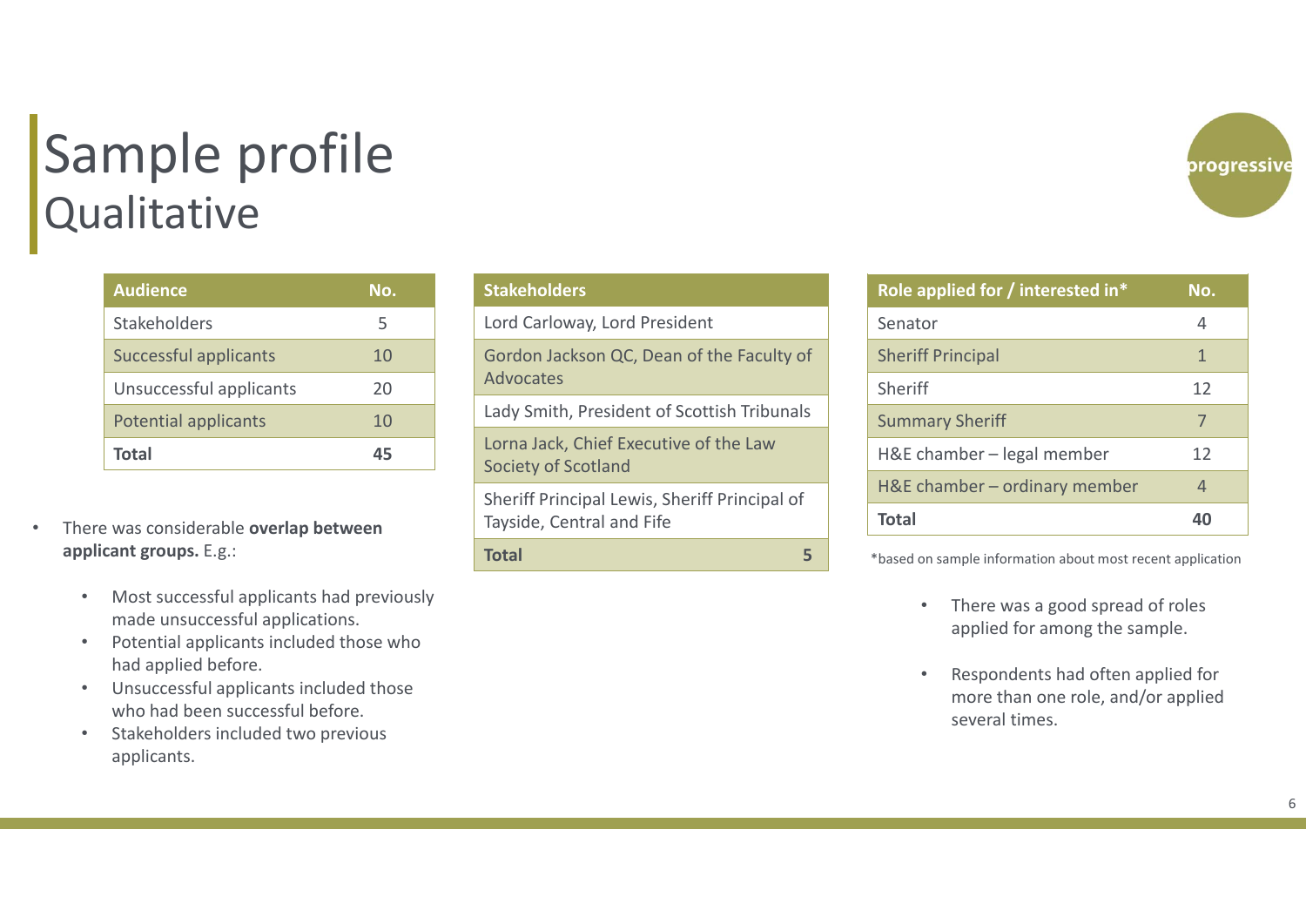# Sample profile
## Qualitative

| Audience | No. |
|---|---|
| Stakeholders | 5 |
| Successful applicants | 10 |
| Unsuccessful applicants | 20 |
| Potential applicants | 10 |
| **Total** | **45** |

- There was considerable **overlap between applicant groups.** E.g.:
  - Most successful applicants had previously made unsuccessful applications.
  - Potential applicants included those who had applied before.
  - Unsuccessful applicants included those who had been successful before.
  - Stakeholders included two previous applicants.

| Stakeholders | |
|---|---|
| Lord Carloway, Lord President | |
| Gordon Jackson QC, Dean of the Faculty of Advocates | |
| Lady Smith, President of Scottish Tribunals | |
| Lorna Jack, Chief Executive of the Law Society of Scotland | |
| Sheriff Principal Lewis, Sheriff Principal of Tayside, Central and Fife | |
| **Total** | **5** |

| Role applied for / interested in* | No. |
|---|---|
| Senator | 4 |
| Sheriff Principal | 1 |
| Sheriff | 12 |
| Summary Sheriff | 7 |
| H&E chamber – legal member | 12 |
| H&E chamber – ordinary member | 4 |
| **Total** | **40** |

*based on sample information about most recent application

- There was a good spread of roles applied for among the sample.
- Respondents had often applied for more than one role, and/or applied several times.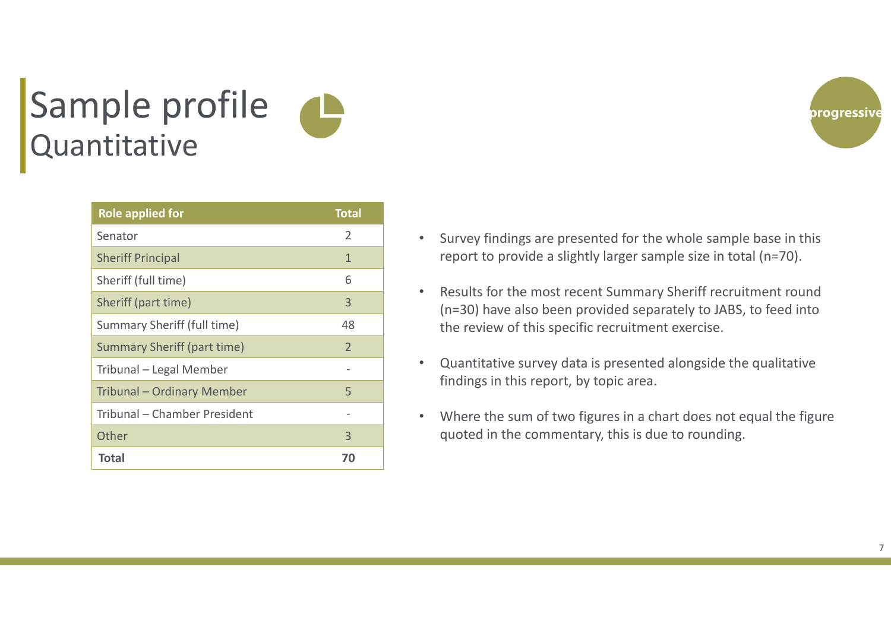# Sample profile
## Quantitative

| Role applied for | Total |
|---|---|
| Senator | 2 |
| Sheriff Principal | 1 |
| Sheriff (full time) | 6 |
| Sheriff (part time) | 3 |
| Summary Sheriff (full time) | 48 |
| Summary Sheriff (part time) | 2 |
| Tribunal – Legal Member | - |
| Tribunal – Ordinary Member | 5 |
| Tribunal – Chamber President | - |
| Other | 3 |
| **Total** | **70** |

- Survey findings are presented for the whole sample base in this report to provide a slightly larger sample size in total (n=70).
- Results for the most recent Summary Sheriff recruitment round (n=30) have also been provided separately to JABS, to feed into the review of this specific recruitment exercise.
- Quantitative survey data is presented alongside the qualitative findings in this report, by topic area.
- Where the sum of two figures in a chart does not equal the figure quoted in the commentary, this is due to rounding.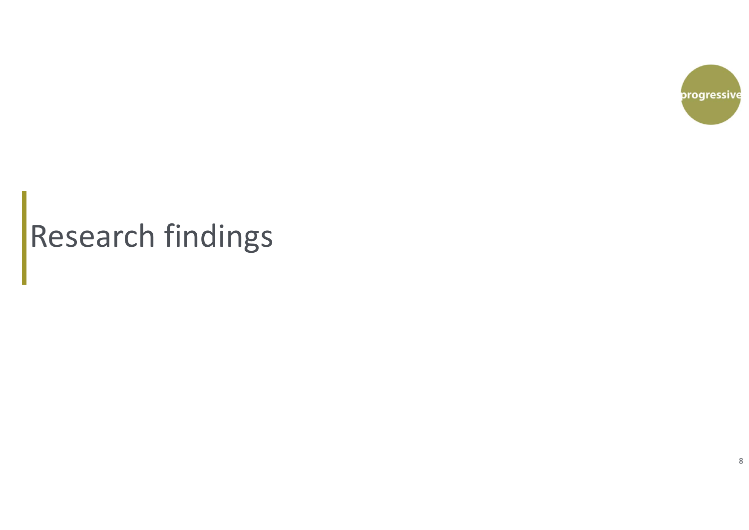# Research findings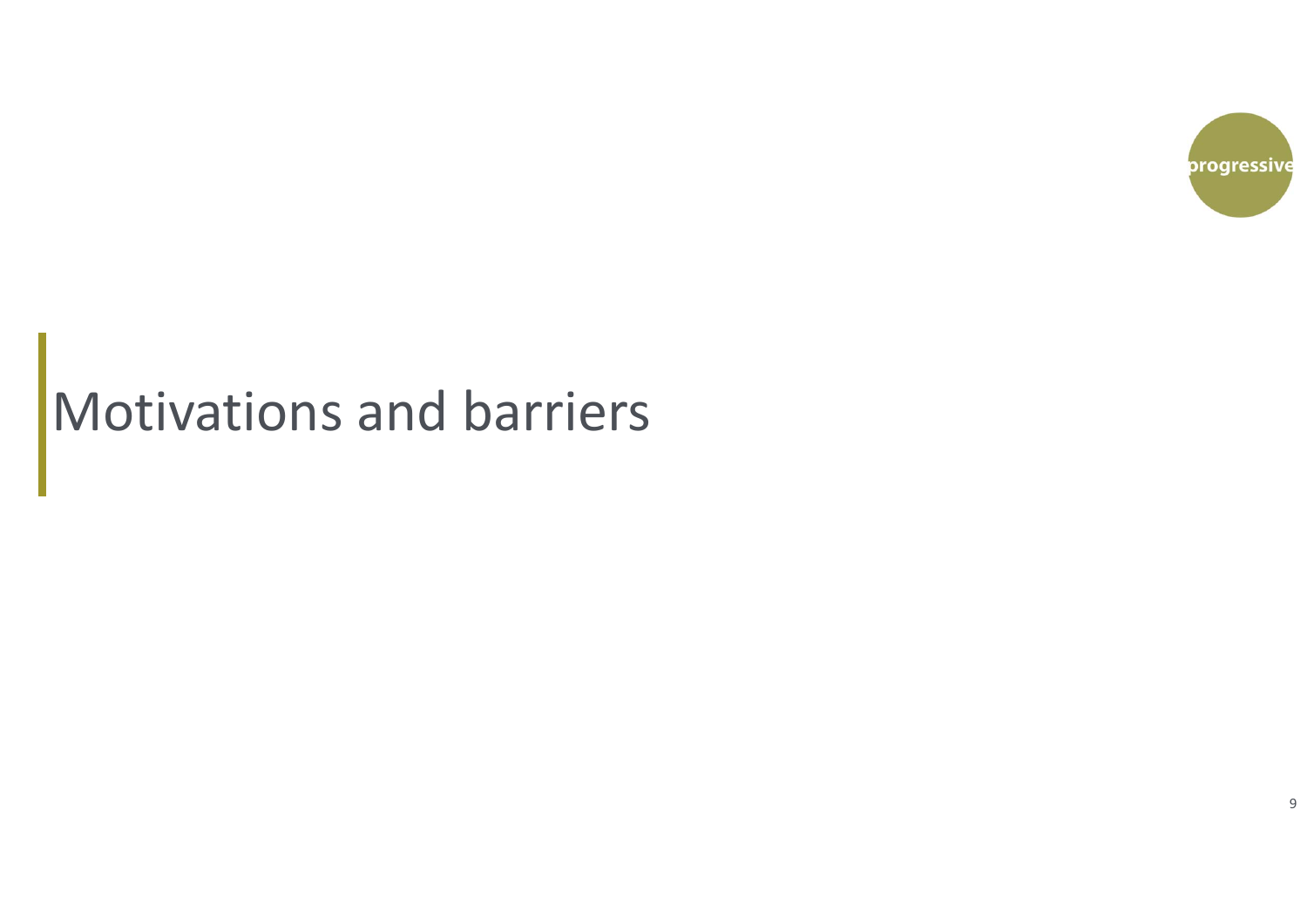# Motivations and barriers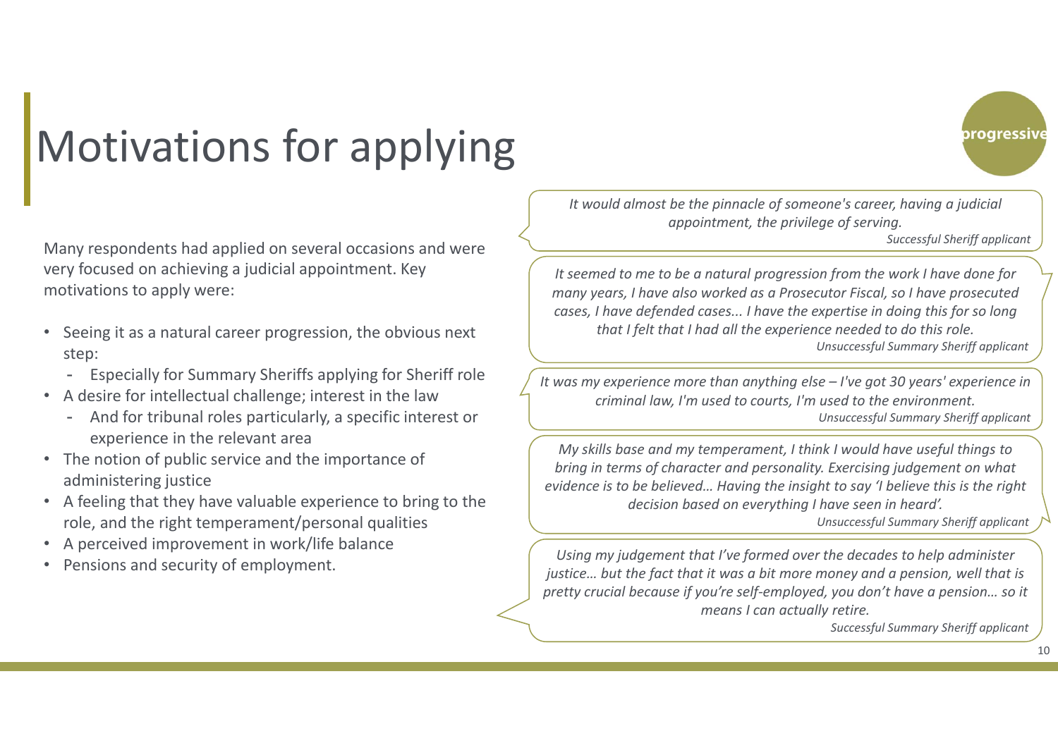# Motivations for applying

Many respondents had applied on several occasions and were very focused on achieving a judicial appointment. Key motivations to apply were:

- Seeing it as a natural career progression, the obvious next step:
  - Especially for Summary Sheriffs applying for Sheriff role
- A desire for intellectual challenge; interest in the law
  - And for tribunal roles particularly, a specific interest or experience in the relevant area
- The notion of public service and the importance of administering justice
- A feeling that they have valuable experience to bring to the role, and the right temperament/personal qualities
- A perceived improvement in work/life balance
- Pensions and security of employment.

> *It would almost be the pinnacle of someone's career, having a judicial appointment, the privilege of serving.*
>
> *Successful Sheriff applicant*

> *It seemed to me to be a natural progression from the work I have done for many years, I have also worked as a Prosecutor Fiscal, so I have prosecuted cases, I have defended cases... I have the expertise in doing this for so long that I felt that I had all the experience needed to do this role.*
>
> *Unsuccessful Summary Sheriff applicant*

> *It was my experience more than anything else – I've got 30 years' experience in criminal law, I'm used to courts, I'm used to the environment.*
>
> *Unsuccessful Summary Sheriff applicant*

> *My skills base and my temperament, I think I would have useful things to bring in terms of character and personality. Exercising judgement on what evidence is to be believed… Having the insight to say 'I believe this is the right decision based on everything I have seen in heard'.*
>
> *Unsuccessful Summary Sheriff applicant*

> *Using my judgement that I've formed over the decades to help administer justice… but the fact that it was a bit more money and a pension, well that is pretty crucial because if you're self-employed, you don't have a pension… so it means I can actually retire.*
>
> *Successful Summary Sheriff applicant*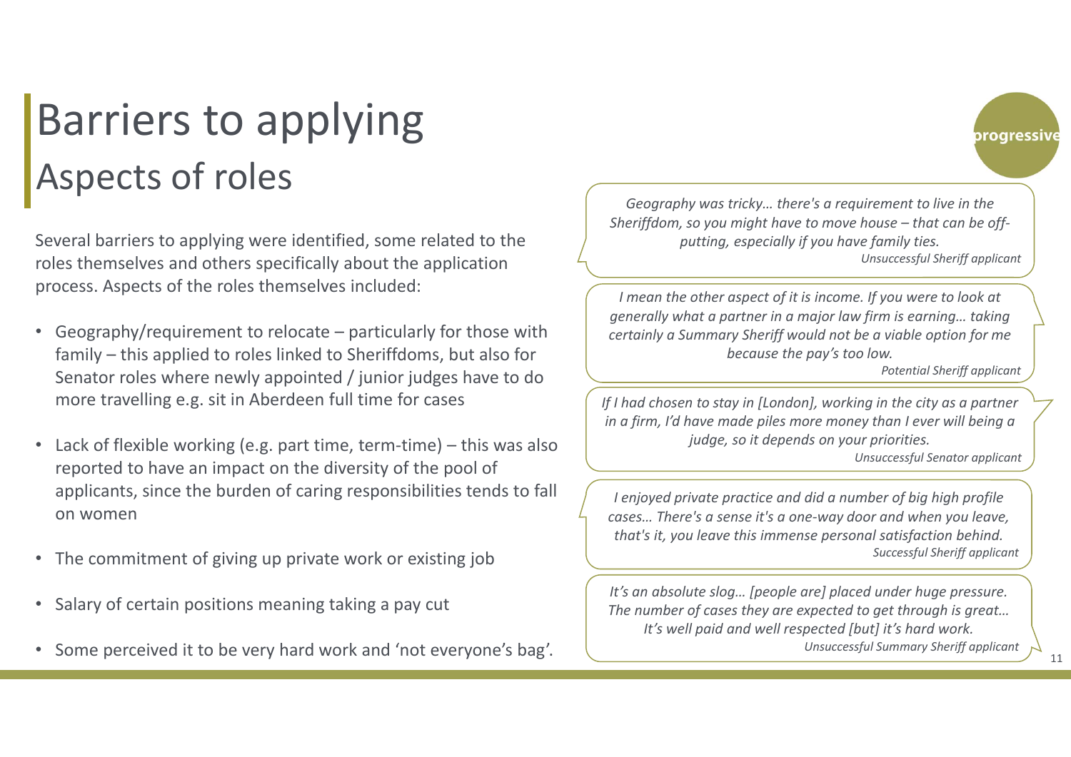# Barriers to applying

## Aspects of roles

Several barriers to applying were identified, some related to the roles themselves and others specifically about the application process. Aspects of the roles themselves included:

- Geography/requirement to relocate – particularly for those with family – this applied to roles linked to Sheriffdoms, but also for Senator roles where newly appointed / junior judges have to do more travelling e.g. sit in Aberdeen full time for cases
- Lack of flexible working (e.g. part time, term-time) – this was also reported to have an impact on the diversity of the pool of applicants, since the burden of caring responsibilities tends to fall on women
- The commitment of giving up private work or existing job
- Salary of certain positions meaning taking a pay cut
- Some perceived it to be very hard work and 'not everyone's bag'.

*Geography was tricky… there's a requirement to live in the Sheriffdom, so you might have to move house – that can be off-putting, especially if you have family ties.*
*Unsuccessful Sheriff applicant*

*I mean the other aspect of it is income. If you were to look at generally what a partner in a major law firm is earning… taking certainly a Summary Sheriff would not be a viable option for me because the pay's too low.*
*Potential Sheriff applicant*

*If I had chosen to stay in [London], working in the city as a partner in a firm, I'd have made piles more money than I ever will being a judge, so it depends on your priorities.*
*Unsuccessful Senator applicant*

*I enjoyed private practice and did a number of big high profile cases… There's a sense it's a one-way door and when you leave, that's it, you leave this immense personal satisfaction behind.*
*Successful Sheriff applicant*

*It's an absolute slog… [people are] placed under huge pressure. The number of cases they are expected to get through is great… It's well paid and well respected [but] it's hard work.*
*Unsuccessful Summary Sheriff applicant*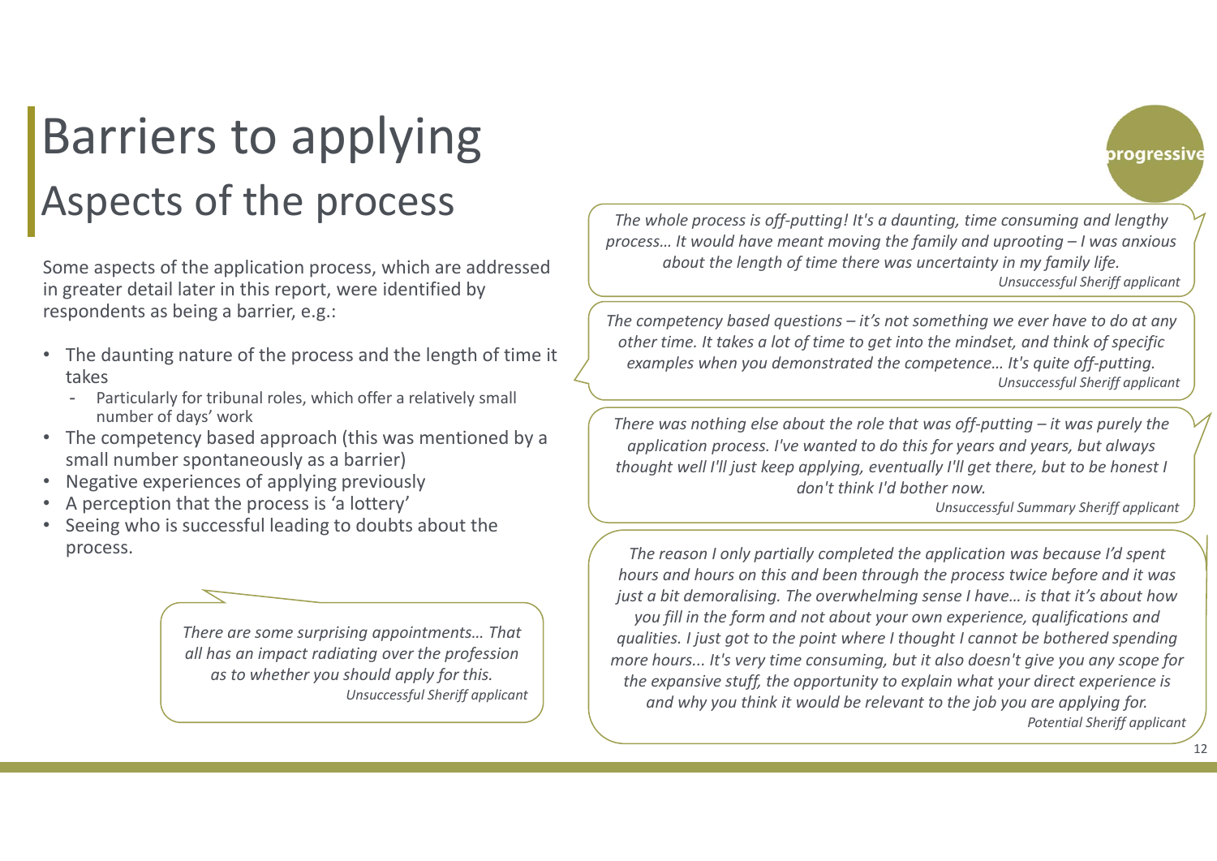# Barriers to applying

## Aspects of the process

Some aspects of the application process, which are addressed in greater detail later in this report, were identified by respondents as being a barrier, e.g.:

- The daunting nature of the process and the length of time it takes
  - Particularly for tribunal roles, which offer a relatively small number of days' work
- The competency based approach (this was mentioned by a small number spontaneously as a barrier)
- Negative experiences of applying previously
- A perception that the process is 'a lottery'
- Seeing who is successful leading to doubts about the process.

> *There are some surprising appointments… That all has an impact radiating over the profession as to whether you should apply for this.*
> *Unsuccessful Sheriff applicant*

> *The whole process is off-putting! It's a daunting, time consuming and lengthy process… It would have meant moving the family and uprooting – I was anxious about the length of time there was uncertainty in my family life.*
> *Unsuccessful Sheriff applicant*

> *The competency based questions – it's not something we ever have to do at any other time. It takes a lot of time to get into the mindset, and think of specific examples when you demonstrated the competence… It's quite off-putting.*
> *Unsuccessful Sheriff applicant*

> *There was nothing else about the role that was off-putting – it was purely the application process. I've wanted to do this for years and years, but always thought well I'll just keep applying, eventually I'll get there, but to be honest I don't think I'd bother now.*
> *Unsuccessful Summary Sheriff applicant*

> *The reason I only partially completed the application was because I'd spent hours and hours on this and been through the process twice before and it was just a bit demoralising. The overwhelming sense I have… is that it's about how you fill in the form and not about your own experience, qualifications and qualities. I just got to the point where I thought I cannot be bothered spending more hours... It's very time consuming, but it also doesn't give you any scope for the expansive stuff, the opportunity to explain what your direct experience is and why you think it would be relevant to the job you are applying for.*
> *Potential Sheriff applicant*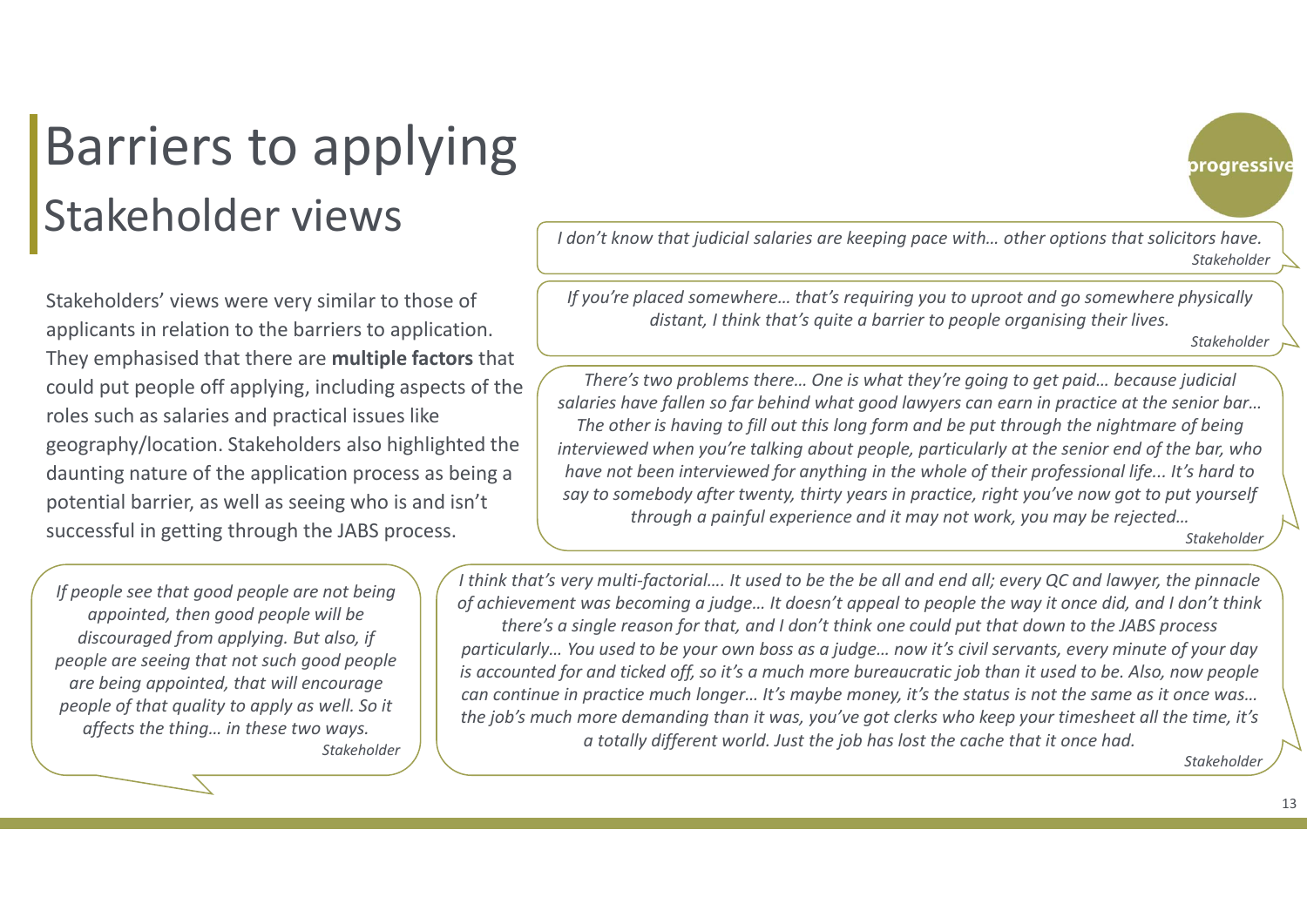# Barriers to applying

## Stakeholder views

Stakeholders' views were very similar to those of applicants in relation to the barriers to application. They emphasised that there are **multiple factors** that could put people off applying, including aspects of the roles such as salaries and practical issues like geography/location. Stakeholders also highlighted the daunting nature of the application process as being a potential barrier, as well as seeing who is and isn't successful in getting through the JABS process.

> *I don't know that judicial salaries are keeping pace with… other options that solicitors have.*
> *Stakeholder*

> *If you're placed somewhere… that's requiring you to uproot and go somewhere physically distant, I think that's quite a barrier to people organising their lives.*
> *Stakeholder*

> *There's two problems there… One is what they're going to get paid… because judicial salaries have fallen so far behind what good lawyers can earn in practice at the senior bar… The other is having to fill out this long form and be put through the nightmare of being interviewed when you're talking about people, particularly at the senior end of the bar, who have not been interviewed for anything in the whole of their professional life... It's hard to say to somebody after twenty, thirty years in practice, right you've now got to put yourself through a painful experience and it may not work, you may be rejected…*
> *Stakeholder*

> *If people see that good people are not being appointed, then good people will be discouraged from applying. But also, if people are seeing that not such good people are being appointed, that will encourage people of that quality to apply as well. So it affects the thing… in these two ways.*
> *Stakeholder*

> *I think that's very multi-factorial…. It used to be the be all and end all; every QC and lawyer, the pinnacle of achievement was becoming a judge… It doesn't appeal to people the way it once did, and I don't think there's a single reason for that, and I don't think one could put that down to the JABS process particularly… You used to be your own boss as a judge… now it's civil servants, every minute of your day is accounted for and ticked off, so it's a much more bureaucratic job than it used to be. Also, now people can continue in practice much longer… It's maybe money, it's the status is not the same as it once was… the job's much more demanding than it was, you've got clerks who keep your timesheet all the time, it's a totally different world. Just the job has lost the cache that it once had.*
> *Stakeholder*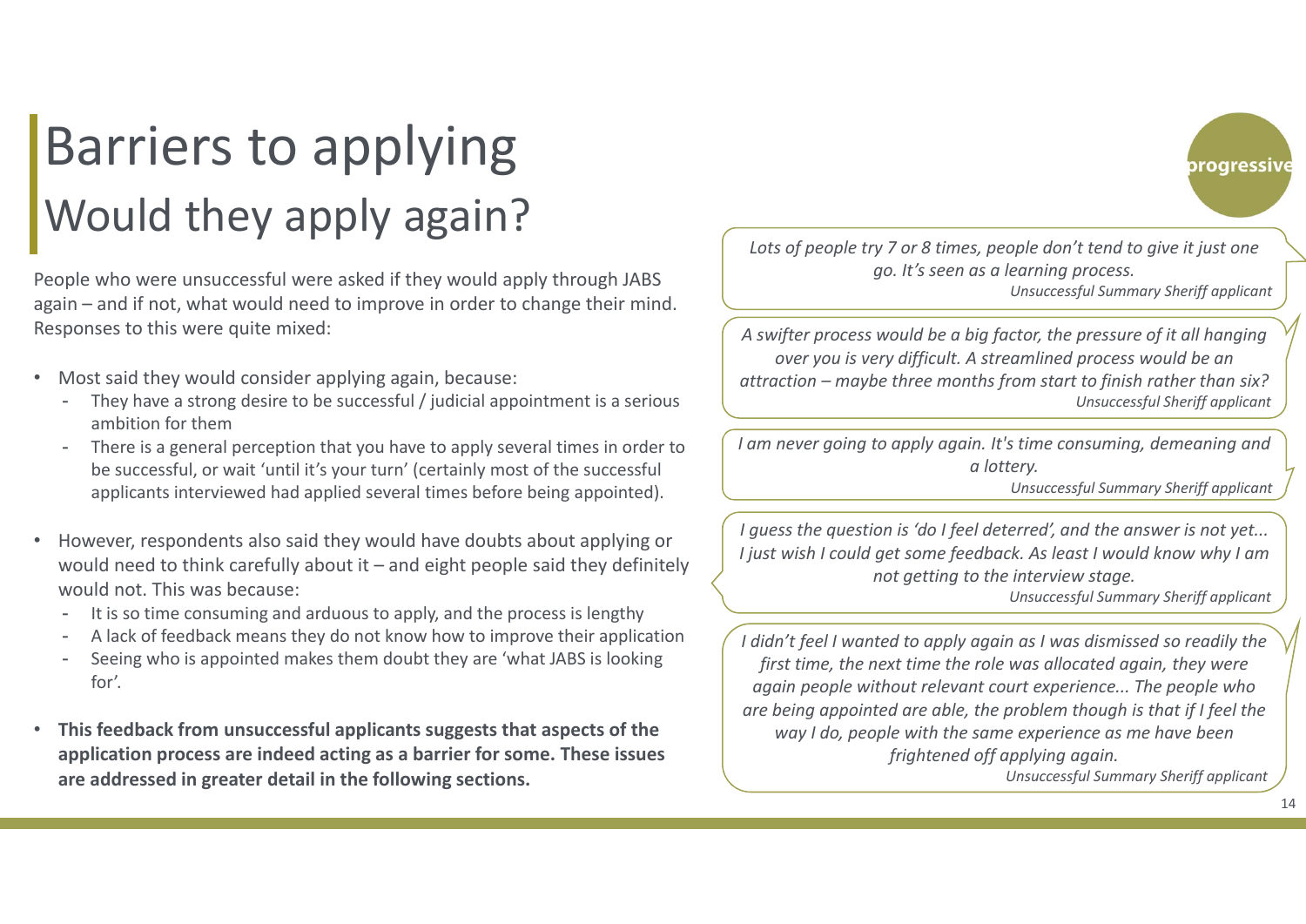# Barriers to applying

## Would they apply again?

People who were unsuccessful were asked if they would apply through JABS again – and if not, what would need to improve in order to change their mind. Responses to this were quite mixed:

- Most said they would consider applying again, because:
  - They have a strong desire to be successful / judicial appointment is a serious ambition for them
  - There is a general perception that you have to apply several times in order to be successful, or wait 'until it's your turn' (certainly most of the successful applicants interviewed had applied several times before being appointed).
- However, respondents also said they would have doubts about applying or would need to think carefully about it – and eight people said they definitely would not. This was because:
  - It is so time consuming and arduous to apply, and the process is lengthy
  - A lack of feedback means they do not know how to improve their application
  - Seeing who is appointed makes them doubt they are 'what JABS is looking for'.
- **This feedback from unsuccessful applicants suggests that aspects of the application process are indeed acting as a barrier for some. These issues are addressed in greater detail in the following sections.**

> *Lots of people try 7 or 8 times, people don't tend to give it just one go. It's seen as a learning process.*
> *Unsuccessful Summary Sheriff applicant*

> *A swifter process would be a big factor, the pressure of it all hanging over you is very difficult. A streamlined process would be an attraction – maybe three months from start to finish rather than six?*
> *Unsuccessful Sheriff applicant*

> *I am never going to apply again. It's time consuming, demeaning and a lottery.*
> *Unsuccessful Summary Sheriff applicant*

> *I guess the question is 'do I feel deterred', and the answer is not yet... I just wish I could get some feedback. As least I would know why I am not getting to the interview stage.*
> *Unsuccessful Summary Sheriff applicant*

> *I didn't feel I wanted to apply again as I was dismissed so readily the first time, the next time the role was allocated again, they were again people without relevant court experience... The people who are being appointed are able, the problem though is that if I feel the way I do, people with the same experience as me have been frightened off applying again.*
> *Unsuccessful Summary Sheriff applicant*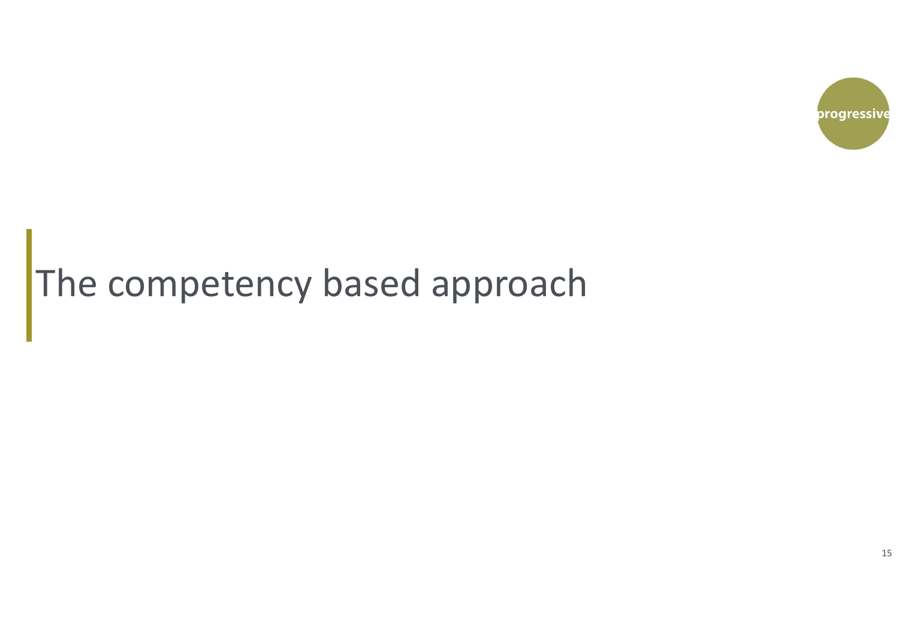# The competency based approach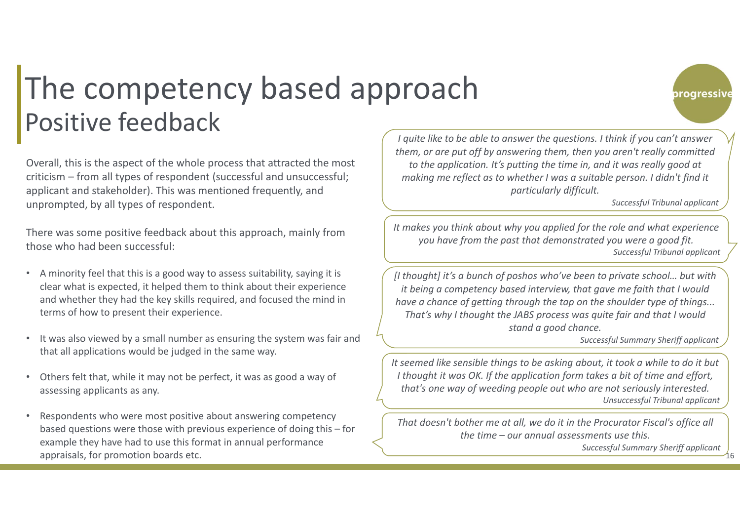# The competency based approach

## Positive feedback

Overall, this is the aspect of the whole process that attracted the most criticism – from all types of respondent (successful and unsuccessful; applicant and stakeholder). This was mentioned frequently, and unprompted, by all types of respondent.

There was some positive feedback about this approach, mainly from those who had been successful:

- A minority feel that this is a good way to assess suitability, saying it is clear what is expected, it helped them to think about their experience and whether they had the key skills required, and focused the mind in terms of how to present their experience.
- It was also viewed by a small number as ensuring the system was fair and that all applications would be judged in the same way.
- Others felt that, while it may not be perfect, it was as good a way of assessing applicants as any.
- Respondents who were most positive about answering competency based questions were those with previous experience of doing this – for example they have had to use this format in annual performance appraisals, for promotion boards etc.

> *I quite like to be able to answer the questions. I think if you can't answer them, or are put off by answering them, then you aren't really committed to the application. It's putting the time in, and it was really good at making me reflect as to whether I was a suitable person. I didn't find it particularly difficult.*
>
> *Successful Tribunal applicant*

> *It makes you think about why you applied for the role and what experience you have from the past that demonstrated you were a good fit.*
>
> *Successful Tribunal applicant*

> *[I thought] it's a bunch of poshos who've been to private school… but with it being a competency based interview, that gave me faith that I would have a chance of getting through the tap on the shoulder type of things... That's why I thought the JABS process was quite fair and that I would stand a good chance.*
>
> *Successful Summary Sheriff applicant*

> *It seemed like sensible things to be asking about, it took a while to do it but I thought it was OK. If the application form takes a bit of time and effort, that's one way of weeding people out who are not seriously interested.*
>
> *Unsuccessful Tribunal applicant*

> *That doesn't bother me at all, we do it in the Procurator Fiscal's office all the time – our annual assessments use this.*
>
> *Successful Summary Sheriff applicant*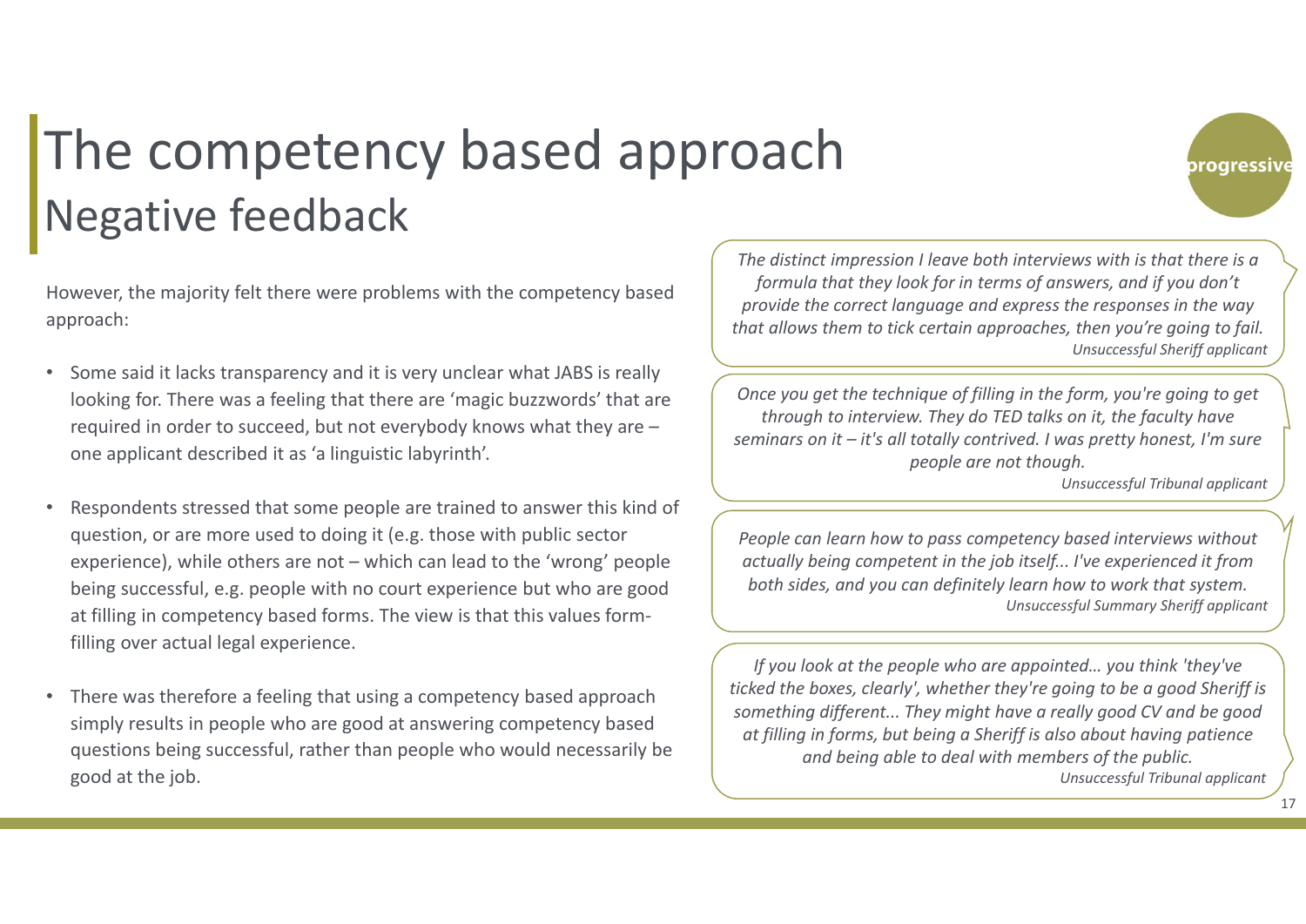# The competency based approach

## Negative feedback

However, the majority felt there were problems with the competency based approach:

- Some said it lacks transparency and it is very unclear what JABS is really looking for. There was a feeling that there are 'magic buzzwords' that are required in order to succeed, but not everybody knows what they are – one applicant described it as 'a linguistic labyrinth'.
- Respondents stressed that some people are trained to answer this kind of question, or are more used to doing it (e.g. those with public sector experience), while others are not – which can lead to the 'wrong' people being successful, e.g. people with no court experience but who are good at filling in competency based forms. The view is that this values form-filling over actual legal experience.
- There was therefore a feeling that using a competency based approach simply results in people who are good at answering competency based questions being successful, rather than people who would necessarily be good at the job.

> *The distinct impression I leave both interviews with is that there is a formula that they look for in terms of answers, and if you don't provide the correct language and express the responses in the way that allows them to tick certain approaches, then you're going to fail.*
> *Unsuccessful Sheriff applicant*

> *Once you get the technique of filling in the form, you're going to get through to interview. They do TED talks on it, the faculty have seminars on it – it's all totally contrived. I was pretty honest, I'm sure people are not though.*
> *Unsuccessful Tribunal applicant*

> *People can learn how to pass competency based interviews without actually being competent in the job itself... I've experienced it from both sides, and you can definitely learn how to work that system.*
> *Unsuccessful Summary Sheriff applicant*

> *If you look at the people who are appointed… you think 'they've ticked the boxes, clearly', whether they're going to be a good Sheriff is something different... They might have a really good CV and be good at filling in forms, but being a Sheriff is also about having patience and being able to deal with members of the public.*
> *Unsuccessful Tribunal applicant*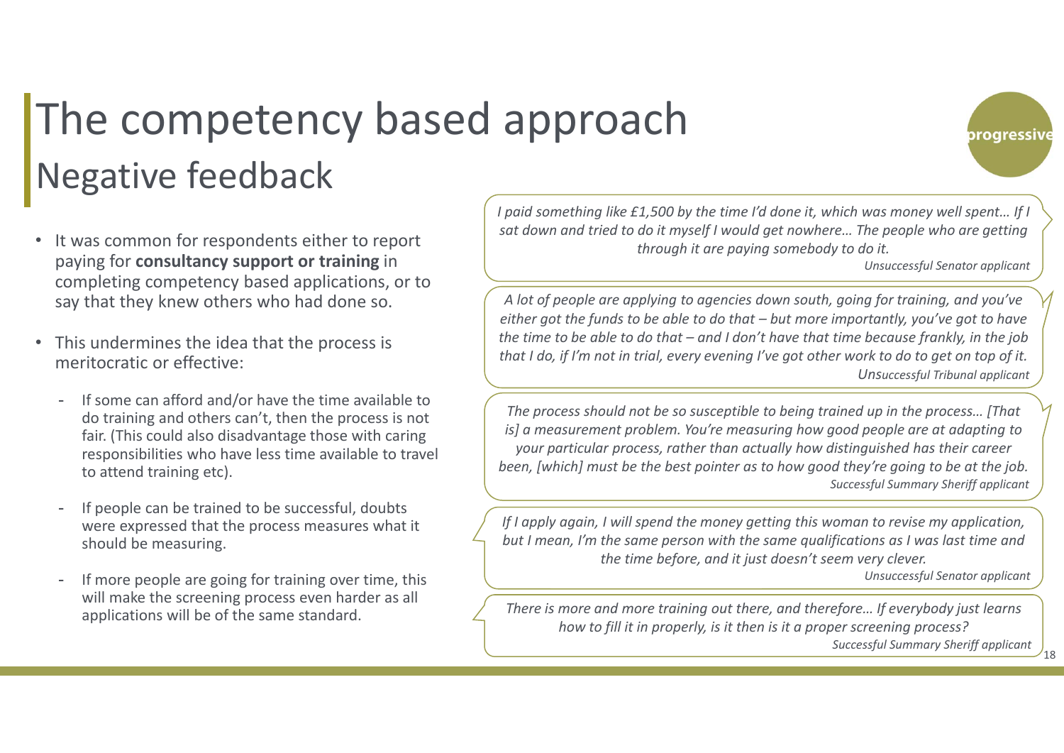# The competency based approach

## Negative feedback

- It was common for respondents either to report paying for **consultancy support or training** in completing competency based applications, or to say that they knew others who had done so.
- This undermines the idea that the process is meritocratic or effective:
  - If some can afford and/or have the time available to do training and others can't, then the process is not fair. (This could also disadvantage those with caring responsibilities who have less time available to travel to attend training etc).
  - If people can be trained to be successful, doubts were expressed that the process measures what it should be measuring.
  - If more people are going for training over time, this will make the screening process even harder as all applications will be of the same standard.

> *I paid something like £1,500 by the time I'd done it, which was money well spent… If I sat down and tried to do it myself I would get nowhere… The people who are getting through it are paying somebody to do it.*
>
> *Unsuccessful Senator applicant*

> *A lot of people are applying to agencies down south, going for training, and you've either got the funds to be able to do that – but more importantly, you've got to have the time to be able to do that – and I don't have that time because frankly, in the job that I do, if I'm not in trial, every evening I've got other work to do to get on top of it.*
>
> *Unsuccessful Tribunal applicant*

> *The process should not be so susceptible to being trained up in the process… [That is] a measurement problem. You're measuring how good people are at adapting to your particular process, rather than actually how distinguished has their career been, [which] must be the best pointer as to how good they're going to be at the job.*
>
> *Successful Summary Sheriff applicant*

> *If I apply again, I will spend the money getting this woman to revise my application, but I mean, I'm the same person with the same qualifications as I was last time and the time before, and it just doesn't seem very clever.*
>
> *Unsuccessful Senator applicant*

> *There is more and more training out there, and therefore… If everybody just learns how to fill it in properly, is it then is it a proper screening process?*
>
> *Successful Summary Sheriff applicant*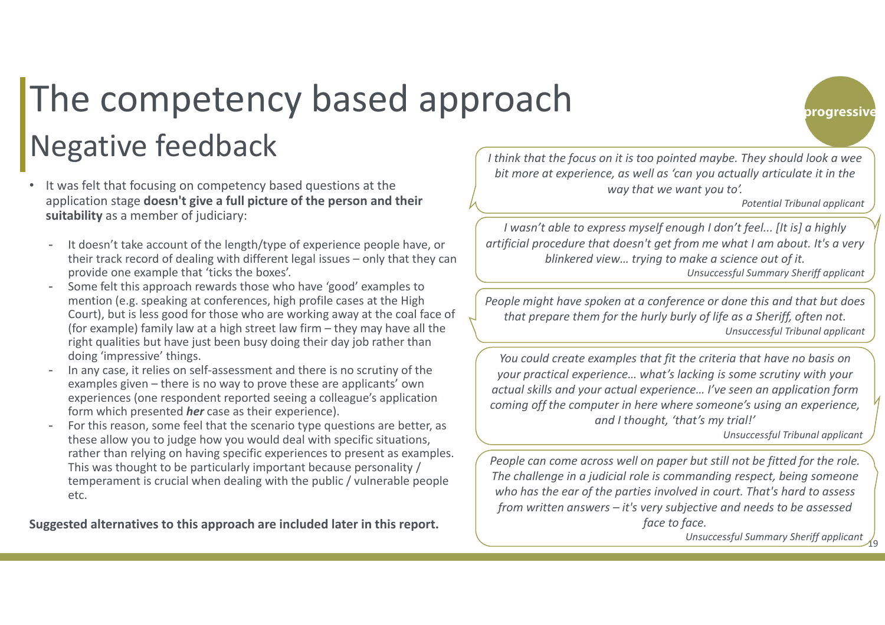# The competency based approach

## Negative feedback

- It was felt that focusing on competency based questions at the application stage **doesn't give a full picture of the person and their suitability** as a member of judiciary:
  - It doesn't take account of the length/type of experience people have, or their track record of dealing with different legal issues – only that they can provide one example that 'ticks the boxes'.
  - Some felt this approach rewards those who have 'good' examples to mention (e.g. speaking at conferences, high profile cases at the High Court), but is less good for those who are working away at the coal face of (for example) family law at a high street law firm – they may have all the right qualities but have just been busy doing their day job rather than doing 'impressive' things.
  - In any case, it relies on self-assessment and there is no scrutiny of the examples given – there is no way to prove these are applicants' own experiences (one respondent reported seeing a colleague's application form which presented ***her*** case as their experience).
  - For this reason, some feel that the scenario type questions are better, as these allow you to judge how you would deal with specific situations, rather than relying on having specific experiences to present as examples. This was thought to be particularly important because personality / temperament is crucial when dealing with the public / vulnerable people etc.

**Suggested alternatives to this approach are included later in this report.**

> *I think that the focus on it is too pointed maybe. They should look a wee bit more at experience, as well as 'can you actually articulate it in the way that we want you to'.*
> *Potential Tribunal applicant*

> *I wasn't able to express myself enough I don't feel... [It is] a highly artificial procedure that doesn't get from me what I am about. It's a very blinkered view… trying to make a science out of it.*
> *Unsuccessful Summary Sheriff applicant*

> *People might have spoken at a conference or done this and that but does that prepare them for the hurly burly of life as a Sheriff, often not.*
> *Unsuccessful Tribunal applicant*

> *You could create examples that fit the criteria that have no basis on your practical experience… what's lacking is some scrutiny with your actual skills and your actual experience… I've seen an application form coming off the computer in here where someone's using an experience, and I thought, 'that's my trial!'*
> *Unsuccessful Tribunal applicant*

> *People can come across well on paper but still not be fitted for the role. The challenge in a judicial role is commanding respect, being someone who has the ear of the parties involved in court. That's hard to assess from written answers – it's very subjective and needs to be assessed face to face.*
> *Unsuccessful Summary Sheriff applicant*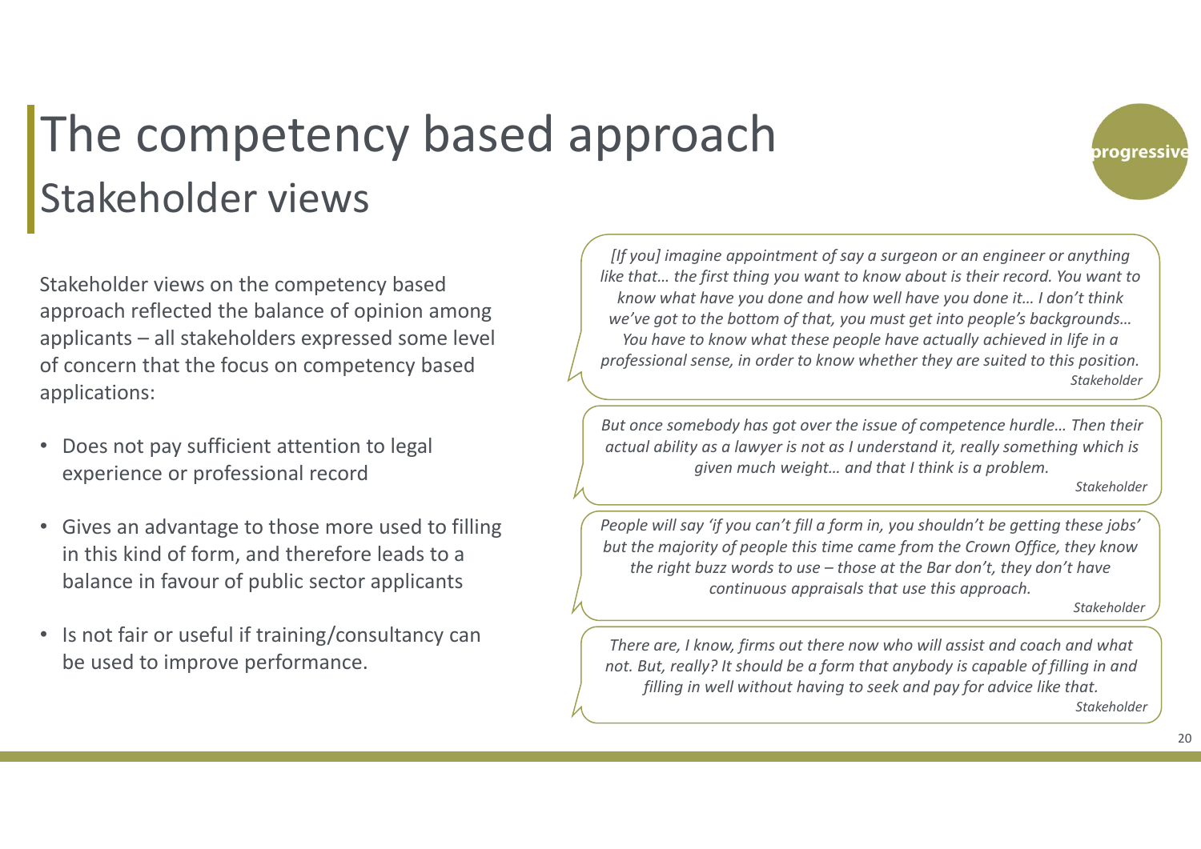# The competency based approach
## Stakeholder views

Stakeholder views on the competency based approach reflected the balance of opinion among applicants – all stakeholders expressed some level of concern that the focus on competency based applications:

- Does not pay sufficient attention to legal experience or professional record
- Gives an advantage to those more used to filling in this kind of form, and therefore leads to a balance in favour of public sector applicants
- Is not fair or useful if training/consultancy can be used to improve performance.

> *[If you] imagine appointment of say a surgeon or an engineer or anything like that… the first thing you want to know about is their record. You want to know what have you done and how well have you done it… I don't think we've got to the bottom of that, you must get into people's backgrounds… You have to know what these people have actually achieved in life in a professional sense, in order to know whether they are suited to this position.*
> *Stakeholder*

> *But once somebody has got over the issue of competence hurdle… Then their actual ability as a lawyer is not as I understand it, really something which is given much weight… and that I think is a problem.*
> *Stakeholder*

> *People will say 'if you can't fill a form in, you shouldn't be getting these jobs' but the majority of people this time came from the Crown Office, they know the right buzz words to use – those at the Bar don't, they don't have continuous appraisals that use this approach.*
> *Stakeholder*

> *There are, I know, firms out there now who will assist and coach and what not. But, really? It should be a form that anybody is capable of filling in and filling in well without having to seek and pay for advice like that.*
> *Stakeholder*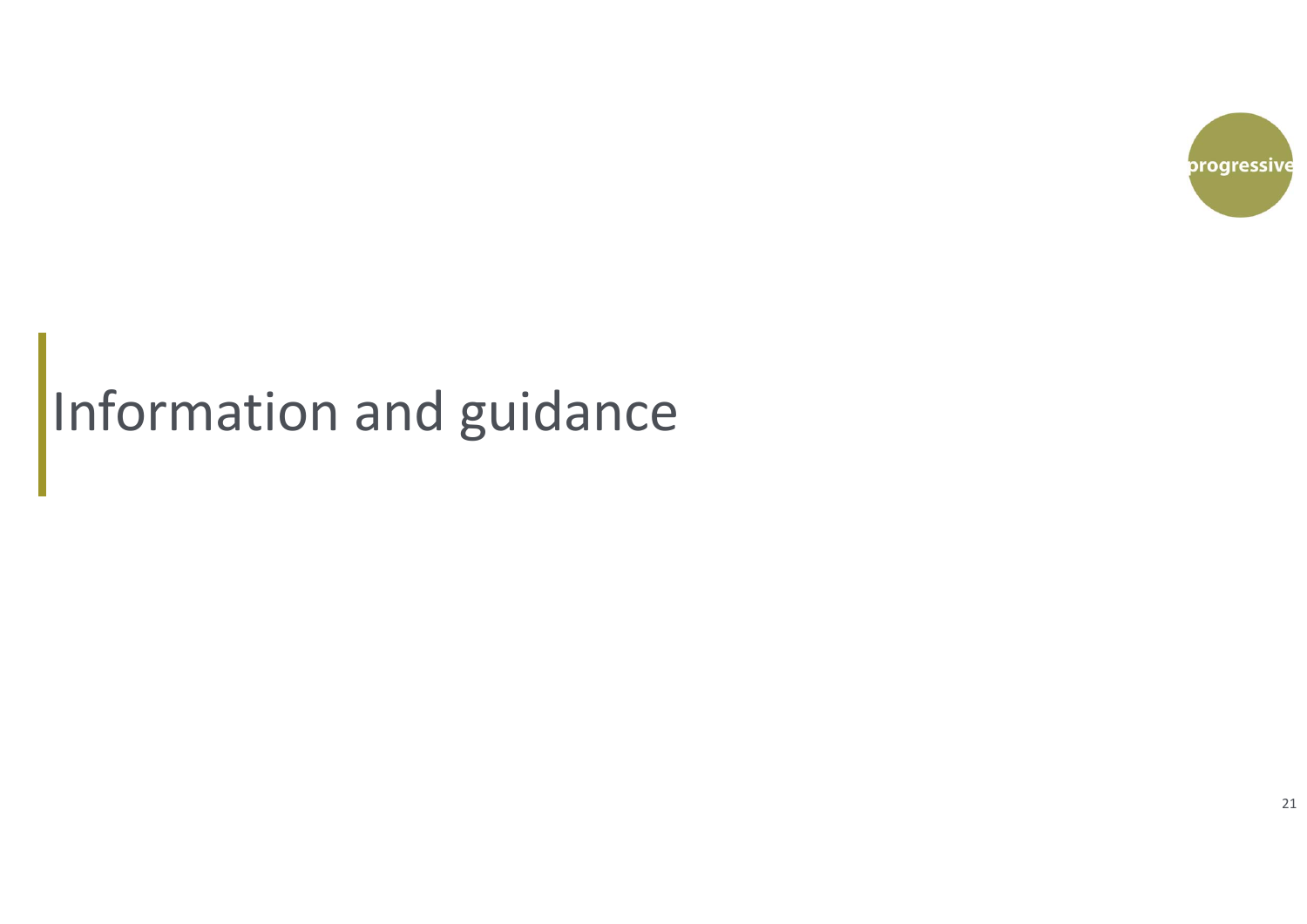# Information and guidance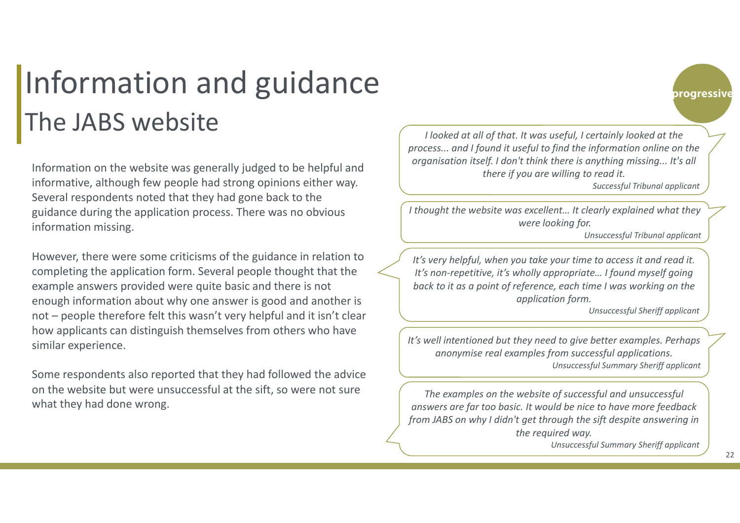# Information and guidance

## The JABS website

Information on the website was generally judged to be helpful and informative, although few people had strong opinions either way. Several respondents noted that they had gone back to the guidance during the application process. There was no obvious information missing.

However, there were some criticisms of the guidance in relation to completing the application form. Several people thought that the example answers provided were quite basic and there is not enough information about why one answer is good and another is not – people therefore felt this wasn't very helpful and it isn't clear how applicants can distinguish themselves from others who have similar experience.

Some respondents also reported that they had followed the advice on the website but were unsuccessful at the sift, so were not sure what they had done wrong.

> *I looked at all of that. It was useful, I certainly looked at the process... and I found it useful to find the information online on the organisation itself. I don't think there is anything missing... It's all there if you are willing to read it.*
>
> *Successful Tribunal applicant*

> *I thought the website was excellent… It clearly explained what they were looking for.*
>
> *Unsuccessful Tribunal applicant*

> *It's very helpful, when you take your time to access it and read it. It's non-repetitive, it's wholly appropriate… I found myself going back to it as a point of reference, each time I was working on the application form.*
>
> *Unsuccessful Sheriff applicant*

> *It's well intentioned but they need to give better examples. Perhaps anonymise real examples from successful applications.*
>
> *Unsuccessful Summary Sheriff applicant*

> *The examples on the website of successful and unsuccessful answers are far too basic. It would be nice to have more feedback from JABS on why I didn't get through the sift despite answering in the required way.*
>
> *Unsuccessful Summary Sheriff applicant*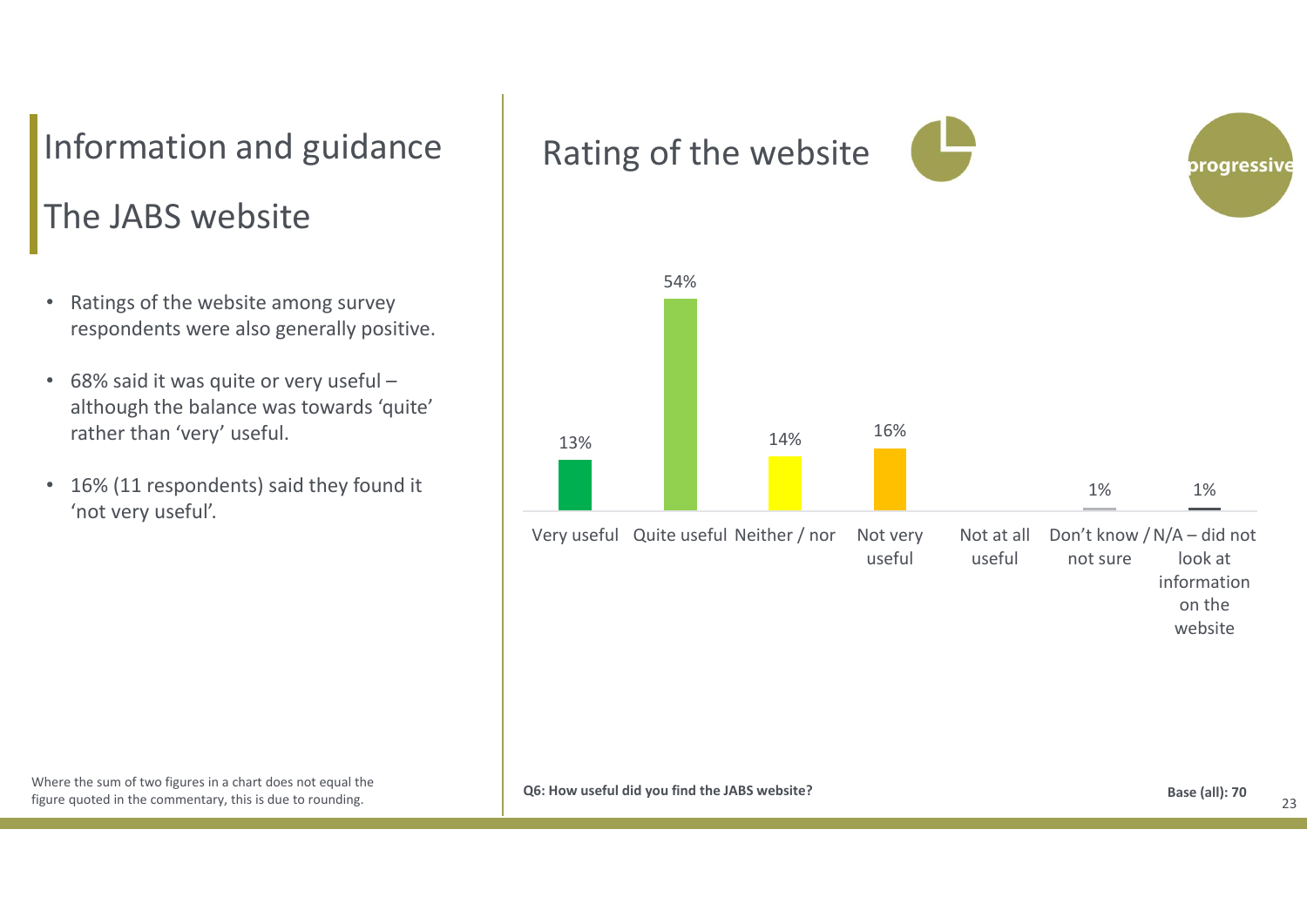# Information and guidance

## The JABS website

- Ratings of the website among survey respondents were also generally positive.
- 68% said it was quite or very useful – although the balance was towards 'quite' rather than 'very' useful.
- 16% (11 respondents) said they found it 'not very useful'.

Where the sum of two figures in a chart does not equal the figure quoted in the commentary, this is due to rounding.

## Rating of the website

| Very useful | Quite useful | Neither / nor | Not very useful | Not at all useful | Don't know / not sure | N/A – did not look at information on the website |
|---|---|---|---|---|---|---|
| 13% | 54% | 14% | 16% | | 1% | 1% |

**Q6: How useful did you find the JABS website?**

**Base (all): 70**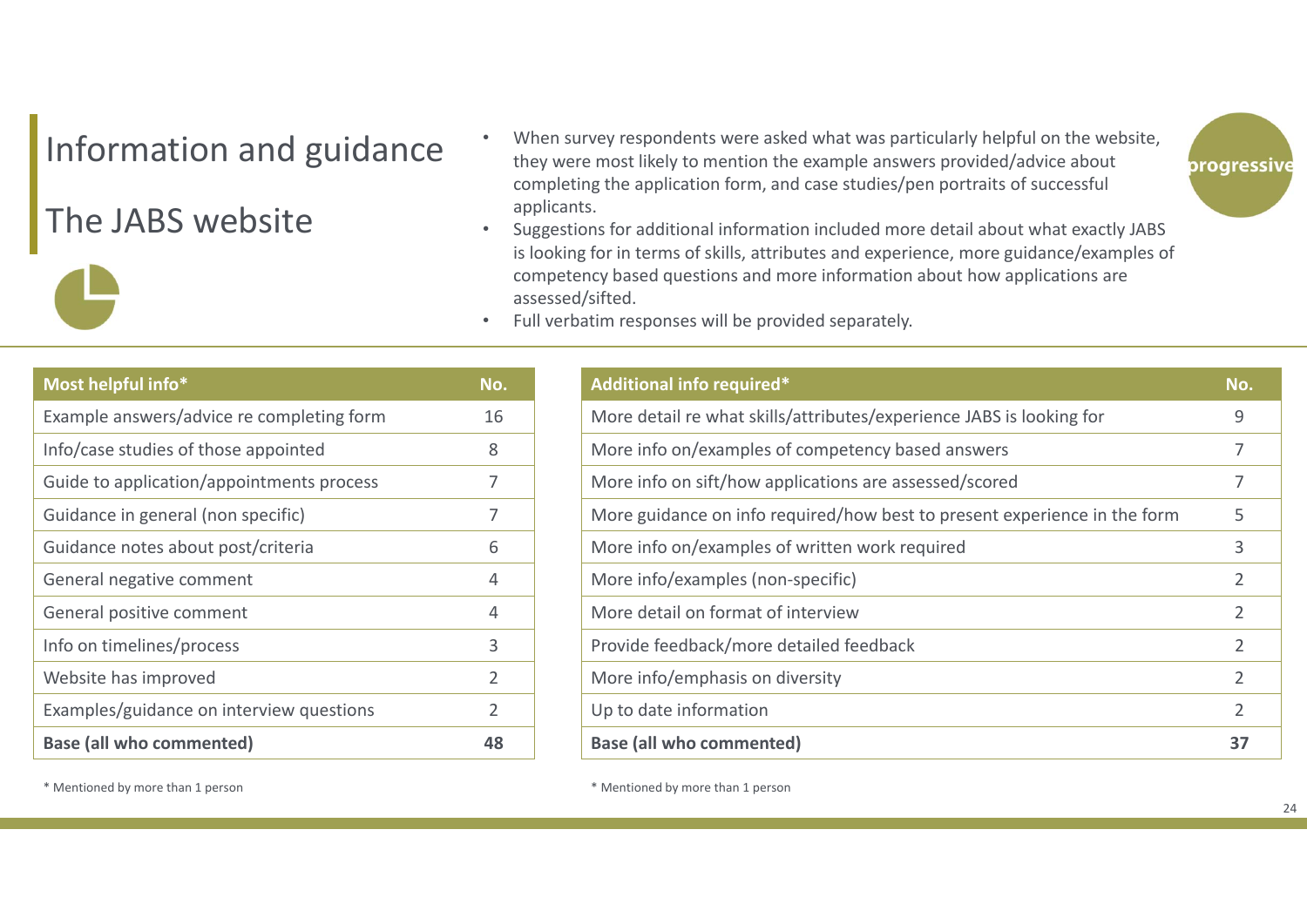# Information and guidance

## The JABS website

- When survey respondents were asked what was particularly helpful on the website, they were most likely to mention the example answers provided/advice about completing the application form, and case studies/pen portraits of successful applicants.
- Suggestions for additional information included more detail about what exactly JABS is looking for in terms of skills, attributes and experience, more guidance/examples of competency based questions and more information about how applications are assessed/sifted.
- Full verbatim responses will be provided separately.

| Most helpful info* | No. |
|---|---|
| Example answers/advice re completing form | 16 |
| Info/case studies of those appointed | 8 |
| Guide to application/appointments process | 7 |
| Guidance in general (non specific) | 7 |
| Guidance notes about post/criteria | 6 |
| General negative comment | 4 |
| General positive comment | 4 |
| Info on timelines/process | 3 |
| Website has improved | 2 |
| Examples/guidance on interview questions | 2 |
| **Base (all who commented)** | **48** |

\* Mentioned by more than 1 person

| Additional info required* | No. |
|---|---|
| More detail re what skills/attributes/experience JABS is looking for | 9 |
| More info on/examples of competency based answers | 7 |
| More info on sift/how applications are assessed/scored | 7 |
| More guidance on info required/how best to present experience in the form | 5 |
| More info on/examples of written work required | 3 |
| More info/examples (non-specific) | 2 |
| More detail on format of interview | 2 |
| Provide feedback/more detailed feedback | 2 |
| More info/emphasis on diversity | 2 |
| Up to date information | 2 |
| **Base (all who commented)** | **37** |

\* Mentioned by more than 1 person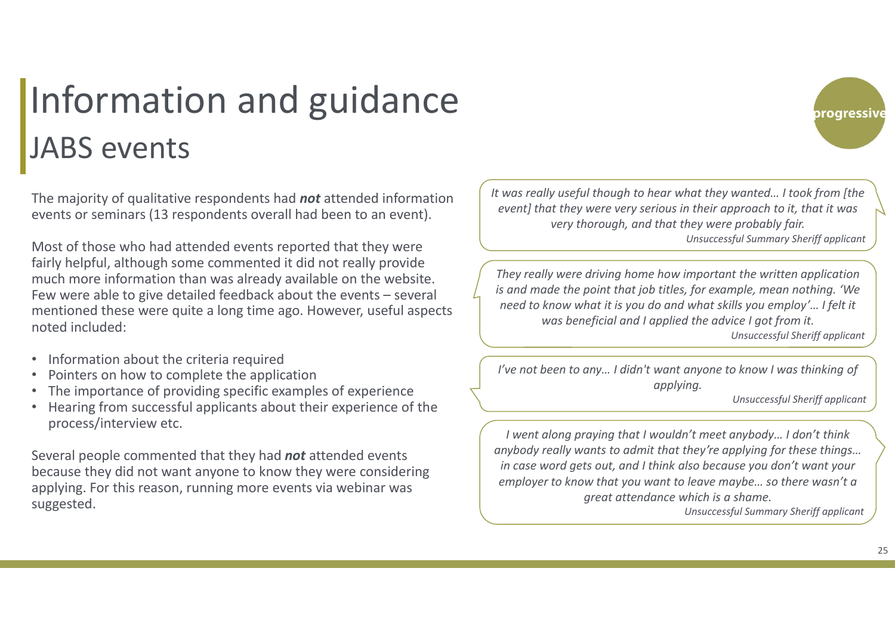# Information and guidance

## JABS events

The majority of qualitative respondents had ***not*** attended information events or seminars (13 respondents overall had been to an event).

Most of those who had attended events reported that they were fairly helpful, although some commented it did not really provide much more information than was already available on the website. Few were able to give detailed feedback about the events – several mentioned these were quite a long time ago. However, useful aspects noted included:

- Information about the criteria required
- Pointers on how to complete the application
- The importance of providing specific examples of experience
- Hearing from successful applicants about their experience of the process/interview etc.

Several people commented that they had ***not*** attended events because they did not want anyone to know they were considering applying. For this reason, running more events via webinar was suggested.

> *It was really useful though to hear what they wanted… I took from [the event] that they were very serious in their approach to it, that it was very thorough, and that they were probably fair.*
>
> *Unsuccessful Summary Sheriff applicant*

> *They really were driving home how important the written application is and made the point that job titles, for example, mean nothing. 'We need to know what it is you do and what skills you employ'… I felt it was beneficial and I applied the advice I got from it.*
>
> *Unsuccessful Sheriff applicant*

> *I've not been to any… I didn't want anyone to know I was thinking of applying.*
>
> *Unsuccessful Sheriff applicant*

> *I went along praying that I wouldn't meet anybody… I don't think anybody really wants to admit that they're applying for these things… in case word gets out, and I think also because you don't want your employer to know that you want to leave maybe… so there wasn't a great attendance which is a shame.*
>
> *Unsuccessful Summary Sheriff applicant*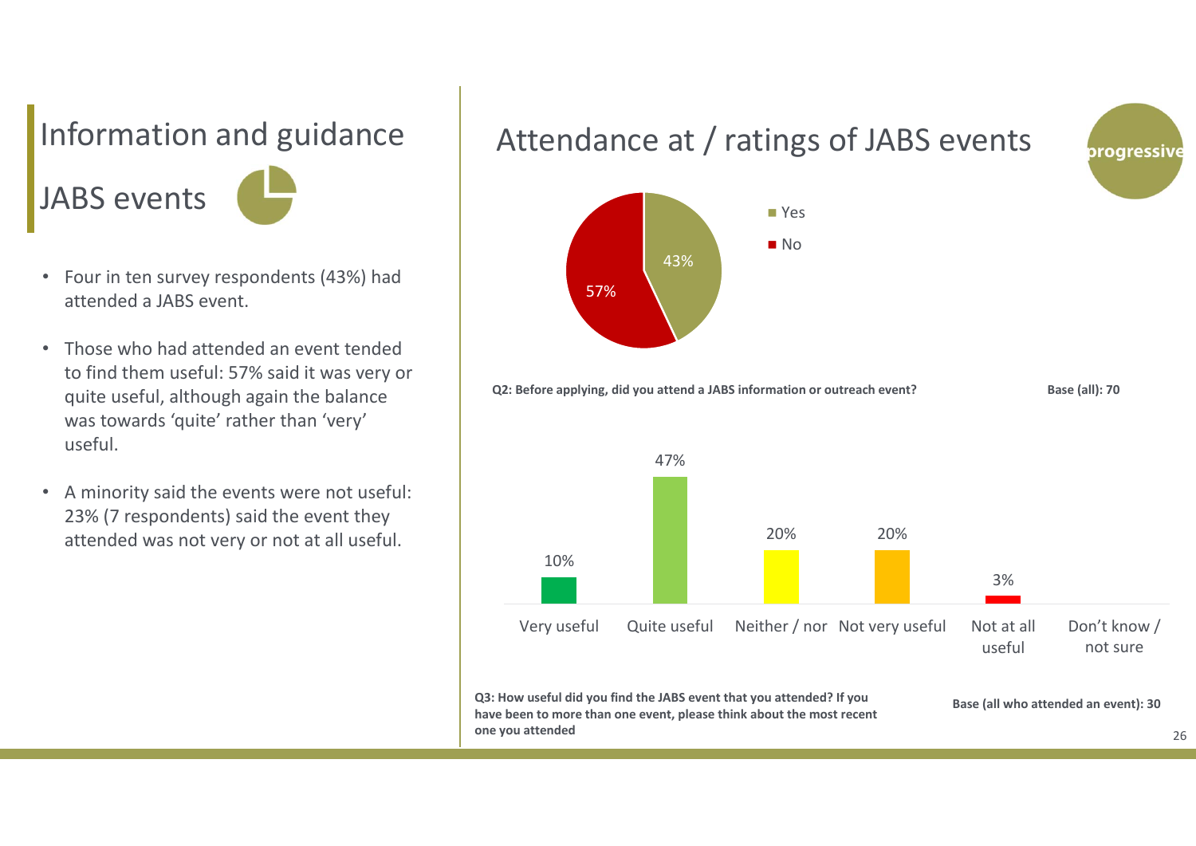# Information and guidance

## JABS events

- Four in ten survey respondents (43%) had attended a JABS event.
- Those who had attended an event tended to find them useful: 57% said it was very or quite useful, although again the balance was towards 'quite' rather than 'very' useful.
- A minority said the events were not useful: 23% (7 respondents) said the event they attended was not very or not at all useful.

## Attendance at / ratings of JABS events

| Response | % |
|---|---|
| Yes | 43% |
| No | 57% |

**Q2: Before applying, did you attend a JABS information or outreach event?** **Base (all): 70**

| Very useful | Quite useful | Neither / nor | Not very useful | Not at all useful | Don't know / not sure |
|---|---|---|---|---|---|
| 10% | 47% | 20% | 20% | 3% | |

**Q3: How useful did you find the JABS event that you attended? If you have been to more than one event, please think about the most recent one you attended** **Base (all who attended an event): 30**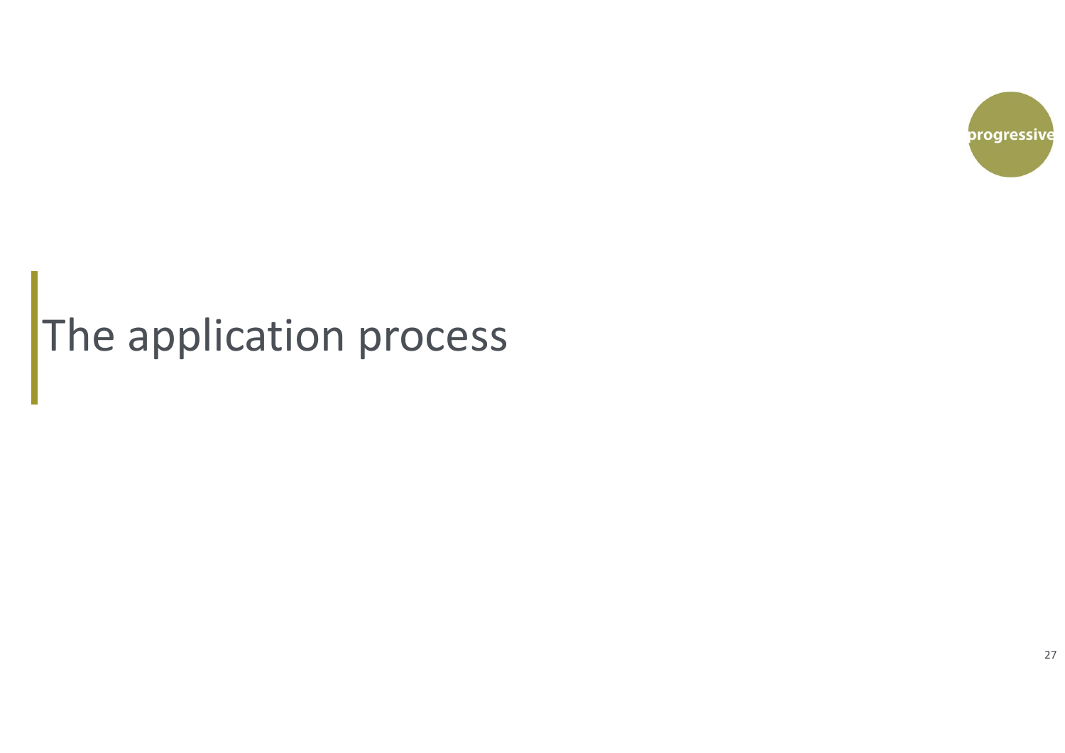# The application process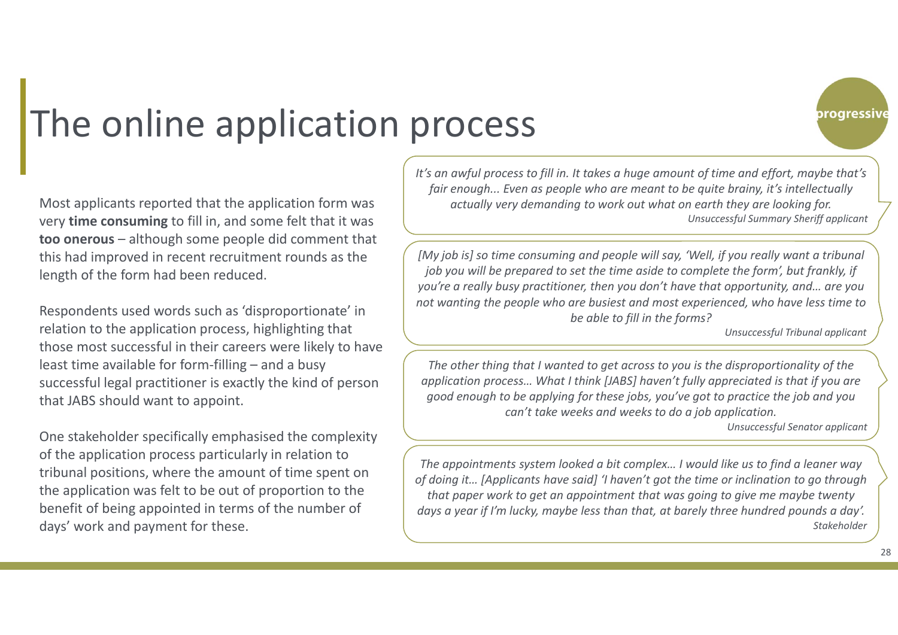# The online application process

Most applicants reported that the application form was very **time consuming** to fill in, and some felt that it was **too onerous** – although some people did comment that this had improved in recent recruitment rounds as the length of the form had been reduced.

Respondents used words such as 'disproportionate' in relation to the application process, highlighting that those most successful in their careers were likely to have least time available for form-filling – and a busy successful legal practitioner is exactly the kind of person that JABS should want to appoint.

One stakeholder specifically emphasised the complexity of the application process particularly in relation to tribunal positions, where the amount of time spent on the application was felt to be out of proportion to the benefit of being appointed in terms of the number of days' work and payment for these.

*It's an awful process to fill in. It takes a huge amount of time and effort, maybe that's fair enough... Even as people who are meant to be quite brainy, it's intellectually actually very demanding to work out what on earth they are looking for.*
*Unsuccessful Summary Sheriff applicant*

*[My job is] so time consuming and people will say, 'Well, if you really want a tribunal job you will be prepared to set the time aside to complete the form', but frankly, if you're a really busy practitioner, then you don't have that opportunity, and… are you not wanting the people who are busiest and most experienced, who have less time to be able to fill in the forms?*
*Unsuccessful Tribunal applicant*

*The other thing that I wanted to get across to you is the disproportionality of the application process… What I think [JABS] haven't fully appreciated is that if you are good enough to be applying for these jobs, you've got to practice the job and you can't take weeks and weeks to do a job application.*
*Unsuccessful Senator applicant*

*The appointments system looked a bit complex… I would like us to find a leaner way of doing it… [Applicants have said] 'I haven't got the time or inclination to go through that paper work to get an appointment that was going to give me maybe twenty days a year if I'm lucky, maybe less than that, at barely three hundred pounds a day'.*
*Stakeholder*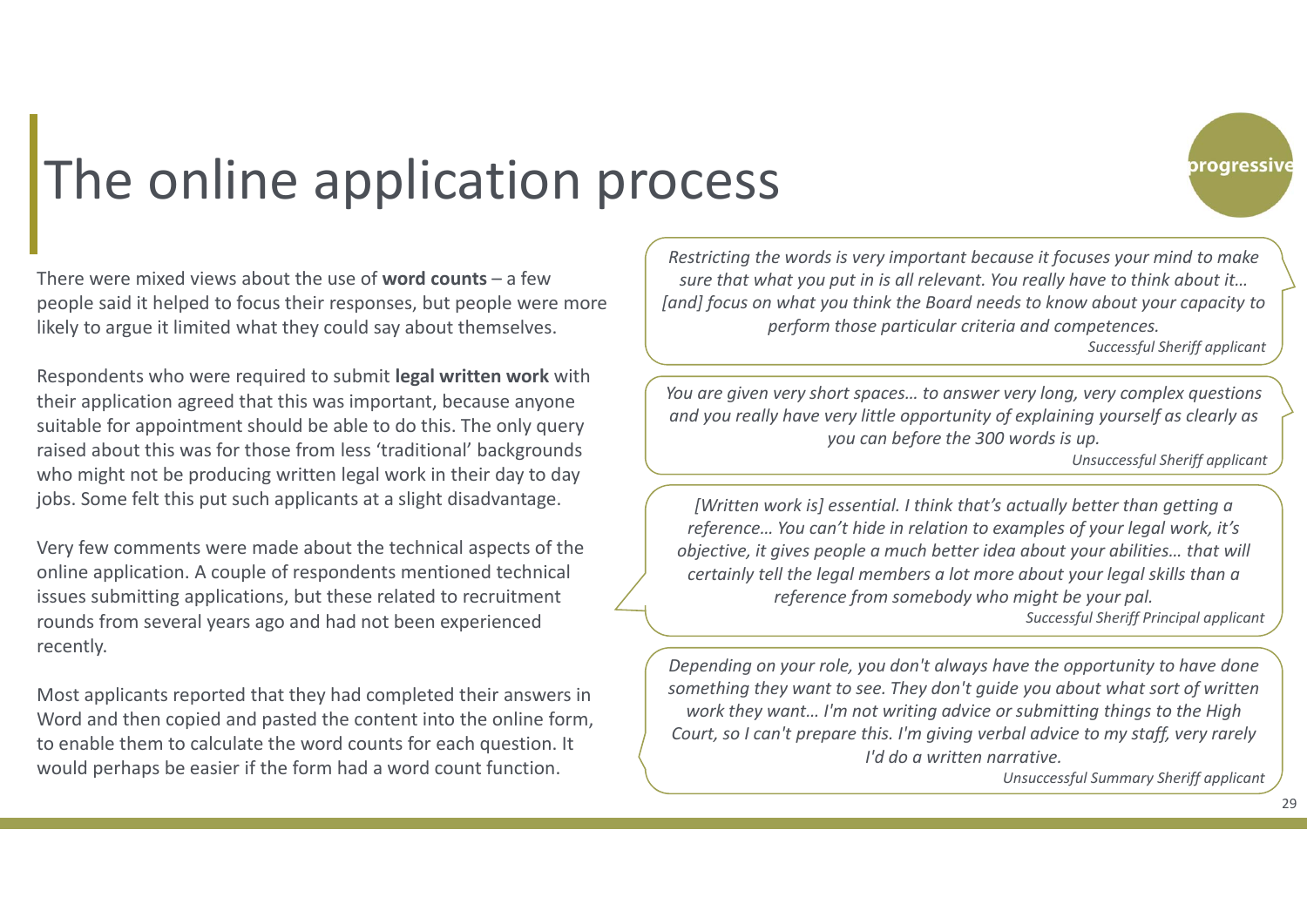# The online application process

There were mixed views about the use of **word counts** – a few people said it helped to focus their responses, but people were more likely to argue it limited what they could say about themselves.

Respondents who were required to submit **legal written work** with their application agreed that this was important, because anyone suitable for appointment should be able to do this. The only query raised about this was for those from less 'traditional' backgrounds who might not be producing written legal work in their day to day jobs. Some felt this put such applicants at a slight disadvantage.

Very few comments were made about the technical aspects of the online application. A couple of respondents mentioned technical issues submitting applications, but these related to recruitment rounds from several years ago and had not been experienced recently.

Most applicants reported that they had completed their answers in Word and then copied and pasted the content into the online form, to enable them to calculate the word counts for each question. It would perhaps be easier if the form had a word count function.

> *Restricting the words is very important because it focuses your mind to make sure that what you put in is all relevant. You really have to think about it… [and] focus on what you think the Board needs to know about your capacity to perform those particular criteria and competences.*
>
> *Successful Sheriff applicant*

> *You are given very short spaces… to answer very long, very complex questions and you really have very little opportunity of explaining yourself as clearly as you can before the 300 words is up.*
>
> *Unsuccessful Sheriff applicant*

> *[Written work is] essential. I think that's actually better than getting a reference… You can't hide in relation to examples of your legal work, it's objective, it gives people a much better idea about your abilities… that will certainly tell the legal members a lot more about your legal skills than a reference from somebody who might be your pal.*
>
> *Successful Sheriff Principal applicant*

> *Depending on your role, you don't always have the opportunity to have done something they want to see. They don't guide you about what sort of written work they want… I'm not writing advice or submitting things to the High Court, so I can't prepare this. I'm giving verbal advice to my staff, very rarely I'd do a written narrative.*
>
> *Unsuccessful Summary Sheriff applicant*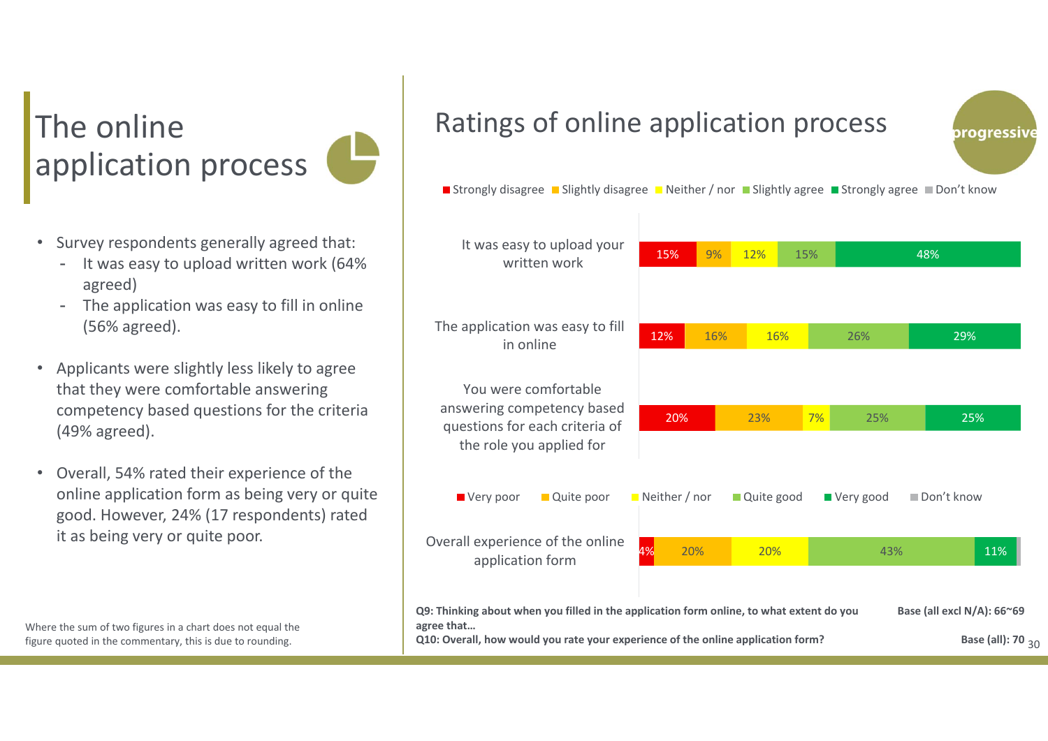# The online application process

- Survey respondents generally agreed that:
  - It was easy to upload written work (64% agreed)
  - The application was easy to fill in online (56% agreed).
- Applicants were slightly less likely to agree that they were comfortable answering competency based questions for the criteria (49% agreed).
- Overall, 54% rated their experience of the online application form as being very or quite good. However, 24% (17 respondents) rated it as being very or quite poor.

Where the sum of two figures in a chart does not equal the figure quoted in the commentary, this is due to rounding.

## Ratings of online application process

| | Strongly disagree | Slightly disagree | Neither / nor | Slightly agree | Strongly agree | Don't know |
|---|---|---|---|---|---|---|
| It was easy to upload your written work | 15% | 9% | 12% | 15% | 48% | |
| The application was easy to fill in online | 12% | 16% | 16% | 26% | 29% | |
| You were comfortable answering competency based questions for each criteria of the role you applied for | 20% | 23% | 7% | 25% | 25% | |

| | Very poor | Quite poor | Neither / nor | Quite good | Very good | Don't know |
|---|---|---|---|---|---|---|
| Overall experience of the online application form | 4% | 20% | 20% | 43% | 11% | |

**Q9: Thinking about when you filled in the application form online, to what extent do you agree that…** **Base (all excl N/A): 66~69**

**Q10: Overall, how would you rate your experience of the online application form?** **Base (all): 70**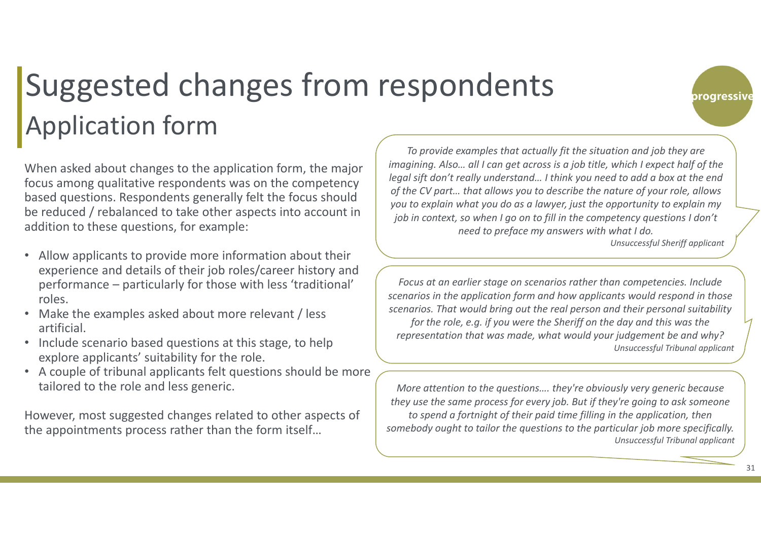# Suggested changes from respondents

## Application form

When asked about changes to the application form, the major focus among qualitative respondents was on the competency based questions. Respondents generally felt the focus should be reduced / rebalanced to take other aspects into account in addition to these questions, for example:

- Allow applicants to provide more information about their experience and details of their job roles/career history and performance – particularly for those with less 'traditional' roles.
- Make the examples asked about more relevant / less artificial.
- Include scenario based questions at this stage, to help explore applicants' suitability for the role.
- A couple of tribunal applicants felt questions should be more tailored to the role and less generic.

However, most suggested changes related to other aspects of the appointments process rather than the form itself…

> *To provide examples that actually fit the situation and job they are imagining. Also… all I can get across is a job title, which I expect half of the legal sift don't really understand… I think you need to add a box at the end of the CV part… that allows you to describe the nature of your role, allows you to explain what you do as a lawyer, just the opportunity to explain my job in context, so when I go on to fill in the competency questions I don't need to preface my answers with what I do.*
> *Unsuccessful Sheriff applicant*

> *Focus at an earlier stage on scenarios rather than competencies. Include scenarios in the application form and how applicants would respond in those scenarios. That would bring out the real person and their personal suitability for the role, e.g. if you were the Sheriff on the day and this was the representation that was made, what would your judgement be and why?*
> *Unsuccessful Tribunal applicant*

> *More attention to the questions…. they're obviously very generic because they use the same process for every job. But if they're going to ask someone to spend a fortnight of their paid time filling in the application, then somebody ought to tailor the questions to the particular job more specifically.*
> *Unsuccessful Tribunal applicant*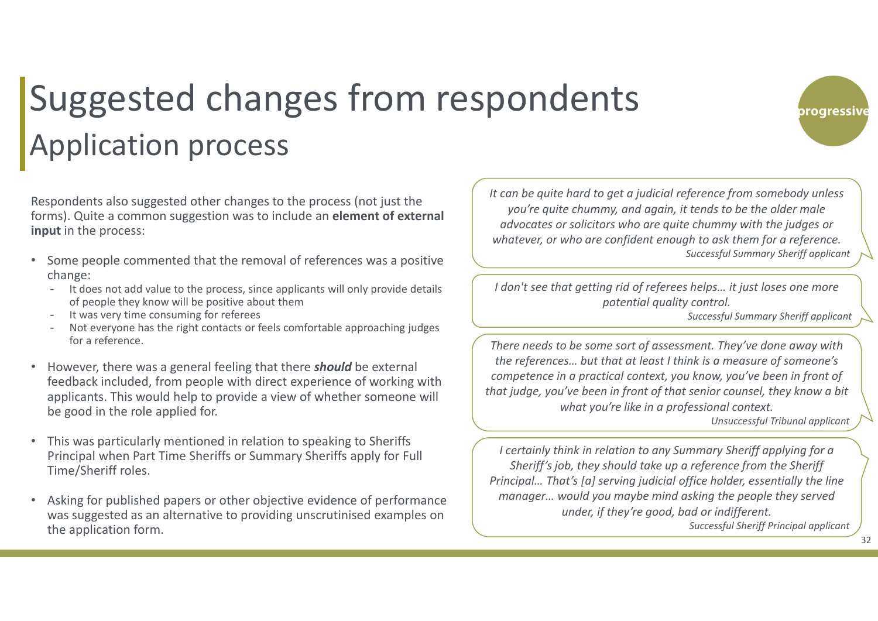# Suggested changes from respondents

## Application process

Respondents also suggested other changes to the process (not just the forms). Quite a common suggestion was to include an **element of external input** in the process:

- Some people commented that the removal of references was a positive change:
  - It does not add value to the process, since applicants will only provide details of people they know will be positive about them
  - It was very time consuming for referees
  - Not everyone has the right contacts or feels comfortable approaching judges for a reference.
- However, there was a general feeling that there ***should*** be external feedback included, from people with direct experience of working with applicants. This would help to provide a view of whether someone will be good in the role applied for.
- This was particularly mentioned in relation to speaking to Sheriffs Principal when Part Time Sheriffs or Summary Sheriffs apply for Full Time/Sheriff roles.
- Asking for published papers or other objective evidence of performance was suggested as an alternative to providing unscrutinised examples on the application form.

> *It can be quite hard to get a judicial reference from somebody unless you're quite chummy, and again, it tends to be the older male advocates or solicitors who are quite chummy with the judges or whatever, or who are confident enough to ask them for a reference.*
> *Successful Summary Sheriff applicant*

> *I don't see that getting rid of referees helps… it just loses one more potential quality control.*
> *Successful Summary Sheriff applicant*

> *There needs to be some sort of assessment. They've done away with the references… but that at least I think is a measure of someone's competence in a practical context, you know, you've been in front of that judge, you've been in front of that senior counsel, they know a bit what you're like in a professional context.*
> *Unsuccessful Tribunal applicant*

> *I certainly think in relation to any Summary Sheriff applying for a Sheriff's job, they should take up a reference from the Sheriff Principal… That's [a] serving judicial office holder, essentially the line manager… would you maybe mind asking the people they served under, if they're good, bad or indifferent.*
> *Successful Sheriff Principal applicant*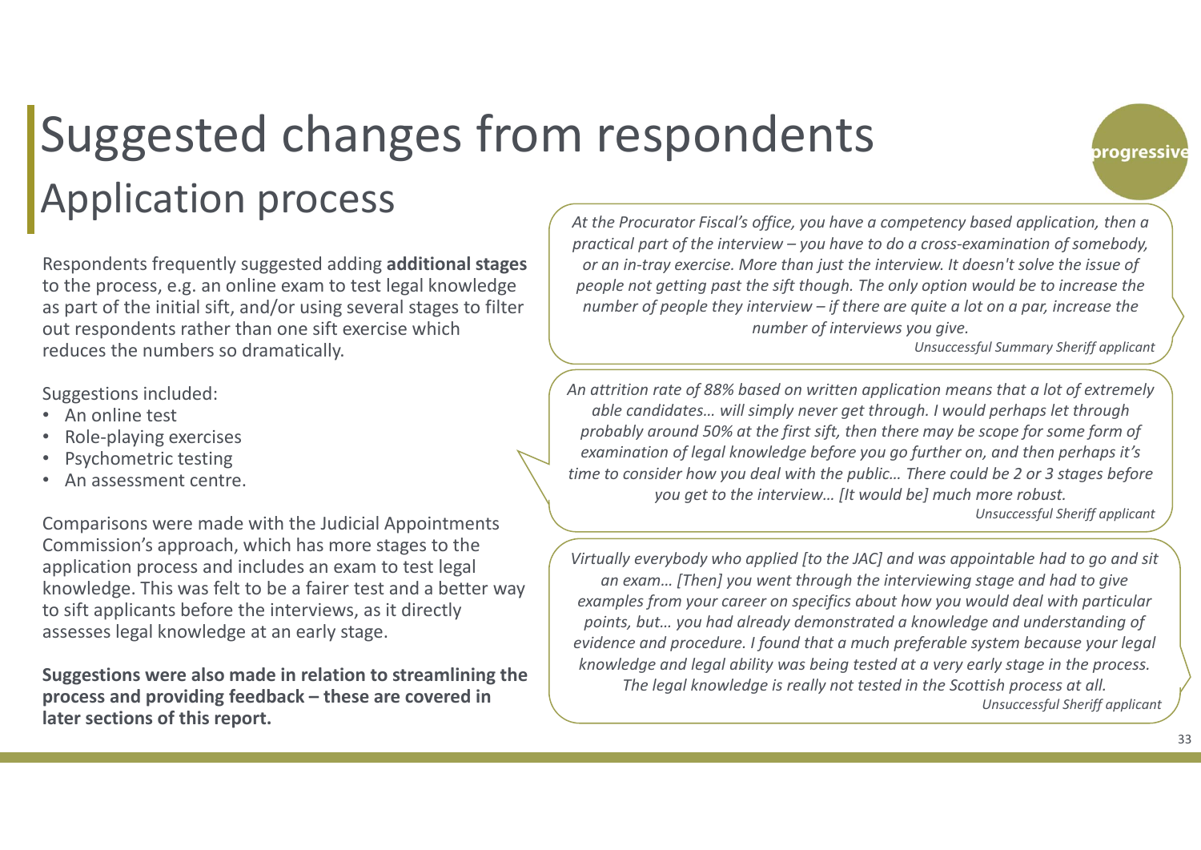# Suggested changes from respondents

## Application process

Respondents frequently suggested adding **additional stages** to the process, e.g. an online exam to test legal knowledge as part of the initial sift, and/or using several stages to filter out respondents rather than one sift exercise which reduces the numbers so dramatically.

Suggestions included:

- An online test
- Role-playing exercises
- Psychometric testing
- An assessment centre.

Comparisons were made with the Judicial Appointments Commission's approach, which has more stages to the application process and includes an exam to test legal knowledge. This was felt to be a fairer test and a better way to sift applicants before the interviews, as it directly assesses legal knowledge at an early stage.

**Suggestions were also made in relation to streamlining the process and providing feedback – these are covered in later sections of this report.**

> *At the Procurator Fiscal's office, you have a competency based application, then a practical part of the interview – you have to do a cross-examination of somebody, or an in-tray exercise. More than just the interview. It doesn't solve the issue of people not getting past the sift though. The only option would be to increase the number of people they interview – if there are quite a lot on a par, increase the number of interviews you give.*
>
> *Unsuccessful Summary Sheriff applicant*

> *An attrition rate of 88% based on written application means that a lot of extremely able candidates… will simply never get through. I would perhaps let through probably around 50% at the first sift, then there may be scope for some form of examination of legal knowledge before you go further on, and then perhaps it's time to consider how you deal with the public… There could be 2 or 3 stages before you get to the interview… [It would be] much more robust.*
>
> *Unsuccessful Sheriff applicant*

> *Virtually everybody who applied [to the JAC] and was appointable had to go and sit an exam… [Then] you went through the interviewing stage and had to give examples from your career on specifics about how you would deal with particular points, but… you had already demonstrated a knowledge and understanding of evidence and procedure. I found that a much preferable system because your legal knowledge and legal ability was being tested at a very early stage in the process. The legal knowledge is really not tested in the Scottish process at all.*
>
> *Unsuccessful Sheriff applicant*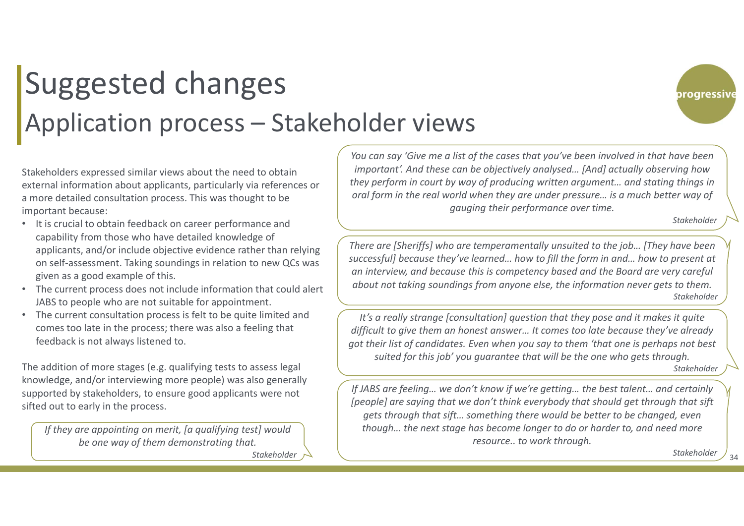# Suggested changes

## Application process – Stakeholder views

Stakeholders expressed similar views about the need to obtain external information about applicants, particularly via references or a more detailed consultation process. This was thought to be important because:

- It is crucial to obtain feedback on career performance and capability from those who have detailed knowledge of applicants, and/or include objective evidence rather than relying on self-assessment. Taking soundings in relation to new QCs was given as a good example of this.
- The current process does not include information that could alert JABS to people who are not suitable for appointment.
- The current consultation process is felt to be quite limited and comes too late in the process; there was also a feeling that feedback is not always listened to.

The addition of more stages (e.g. qualifying tests to assess legal knowledge, and/or interviewing more people) was also generally supported by stakeholders, to ensure good applicants were not sifted out to early in the process.

> *If they are appointing on merit, [a qualifying test] would be one way of them demonstrating that.*
>
> *Stakeholder*

> *You can say 'Give me a list of the cases that you've been involved in that have been important'. And these can be objectively analysed… [And] actually observing how they perform in court by way of producing written argument… and stating things in oral form in the real world when they are under pressure… is a much better way of gauging their performance over time.*
>
> *Stakeholder*

> *There are [Sheriffs] who are temperamentally unsuited to the job… [They have been successful] because they've learned… how to fill the form in and… how to present at an interview, and because this is competency based and the Board are very careful about not taking soundings from anyone else, the information never gets to them.*
>
> *Stakeholder*

> *It's a really strange [consultation] question that they pose and it makes it quite difficult to give them an honest answer… It comes too late because they've already got their list of candidates. Even when you say to them 'that one is perhaps not best suited for this job' you guarantee that will be the one who gets through.*
>
> *Stakeholder*

> *If JABS are feeling… we don't know if we're getting… the best talent… and certainly [people] are saying that we don't think everybody that should get through that sift gets through that sift… something there would be better to be changed, even though… the next stage has become longer to do or harder to, and need more resource.. to work through.*
>
> *Stakeholder*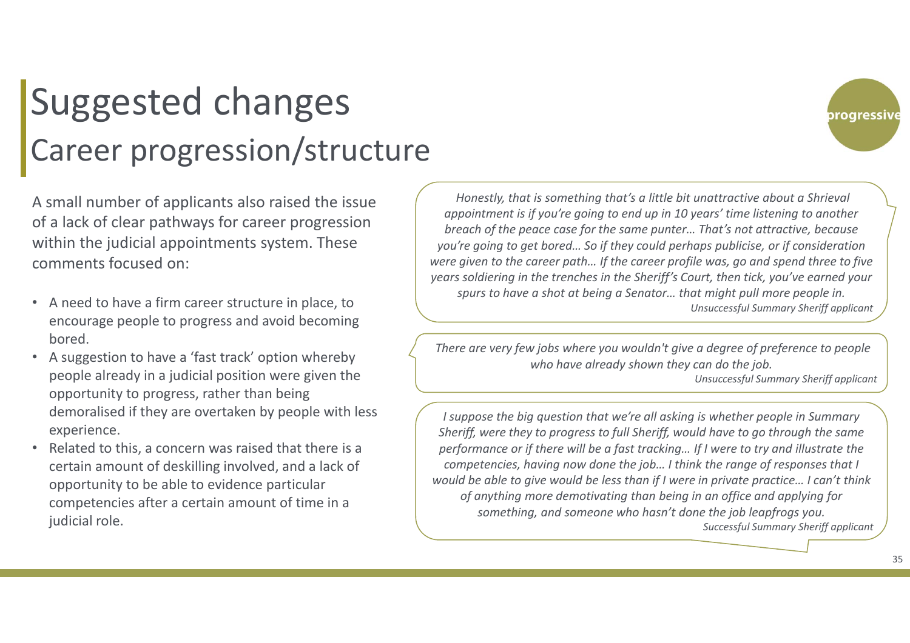# Suggested changes

## Career progression/structure

A small number of applicants also raised the issue of a lack of clear pathways for career progression within the judicial appointments system. These comments focused on:

- A need to have a firm career structure in place, to encourage people to progress and avoid becoming bored.
- A suggestion to have a 'fast track' option whereby people already in a judicial position were given the opportunity to progress, rather than being demoralised if they are overtaken by people with less experience.
- Related to this, a concern was raised that there is a certain amount of deskilling involved, and a lack of opportunity to be able to evidence particular competencies after a certain amount of time in a judicial role.

> *Honestly, that is something that's a little bit unattractive about a Shrieval appointment is if you're going to end up in 10 years' time listening to another breach of the peace case for the same punter… That's not attractive, because you're going to get bored… So if they could perhaps publicise, or if consideration were given to the career path… If the career profile was, go and spend three to five years soldiering in the trenches in the Sheriff's Court, then tick, you've earned your spurs to have a shot at being a Senator… that might pull more people in.*
>
> *Unsuccessful Summary Sheriff applicant*

> *There are very few jobs where you wouldn't give a degree of preference to people who have already shown they can do the job.*
>
> *Unsuccessful Summary Sheriff applicant*

> *I suppose the big question that we're all asking is whether people in Summary Sheriff, were they to progress to full Sheriff, would have to go through the same performance or if there will be a fast tracking… If I were to try and illustrate the competencies, having now done the job… I think the range of responses that I would be able to give would be less than if I were in private practice… I can't think of anything more demotivating than being in an office and applying for something, and someone who hasn't done the job leapfrogs you.*
>
> *Successful Summary Sheriff applicant*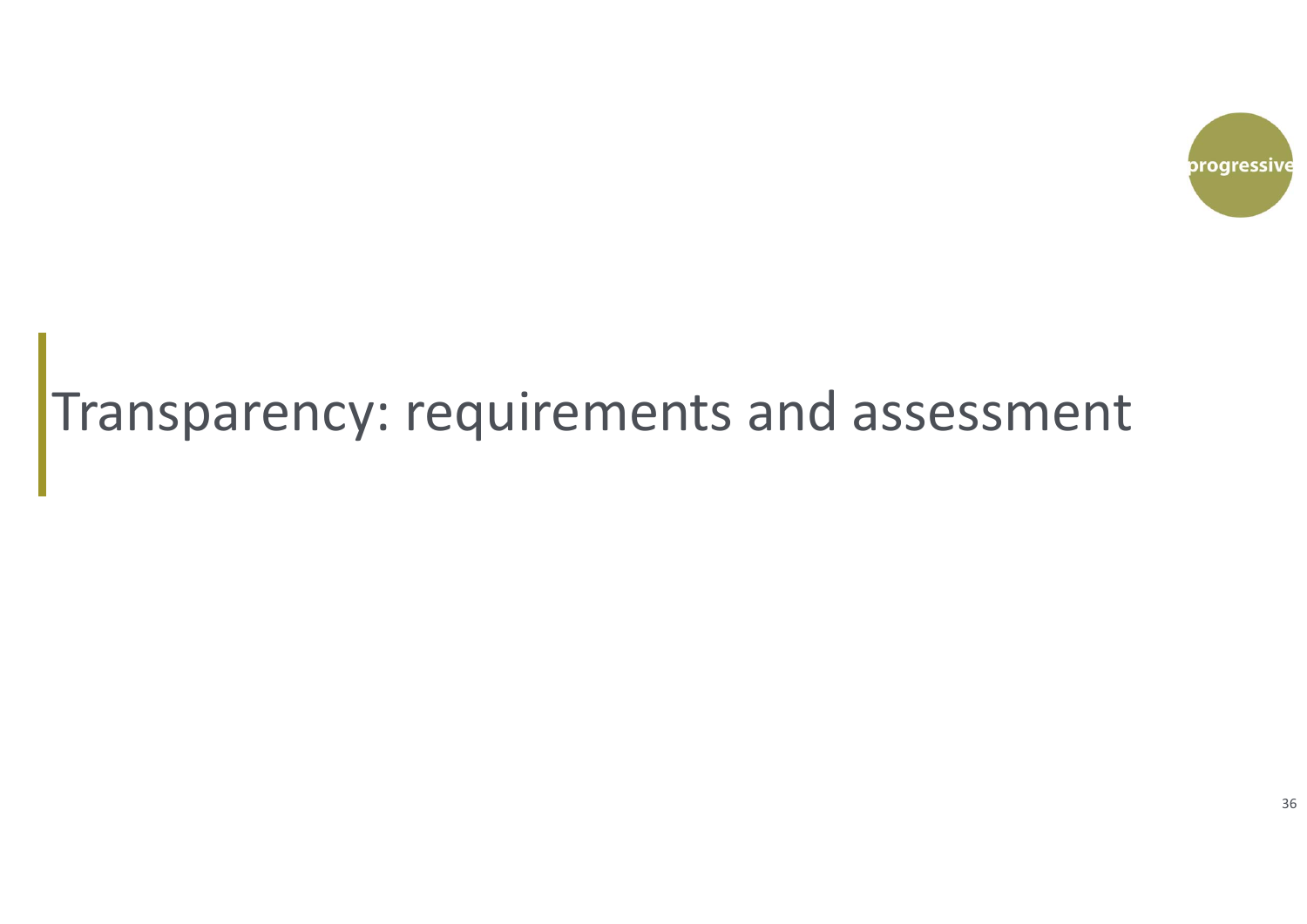# Transparency: requirements and assessment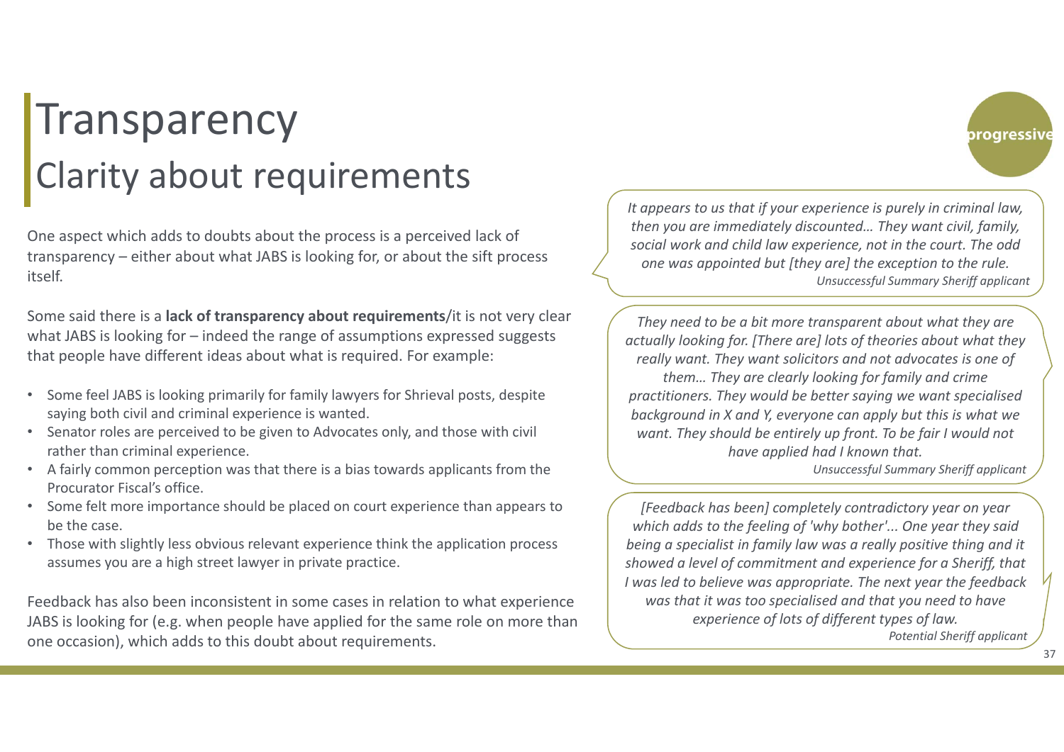# Transparency

## Clarity about requirements

One aspect which adds to doubts about the process is a perceived lack of transparency – either about what JABS is looking for, or about the sift process itself.

Some said there is a **lack of transparency about requirements**/it is not very clear what JABS is looking for – indeed the range of assumptions expressed suggests that people have different ideas about what is required. For example:

- Some feel JABS is looking primarily for family lawyers for Shrieval posts, despite saying both civil and criminal experience is wanted.
- Senator roles are perceived to be given to Advocates only, and those with civil rather than criminal experience.
- A fairly common perception was that there is a bias towards applicants from the Procurator Fiscal's office.
- Some felt more importance should be placed on court experience than appears to be the case.
- Those with slightly less obvious relevant experience think the application process assumes you are a high street lawyer in private practice.

Feedback has also been inconsistent in some cases in relation to what experience JABS is looking for (e.g. when people have applied for the same role on more than one occasion), which adds to this doubt about requirements.

> *It appears to us that if your experience is purely in criminal law, then you are immediately discounted… They want civil, family, social work and child law experience, not in the court. The odd one was appointed but [they are] the exception to the rule.*
>
> *Unsuccessful Summary Sheriff applicant*

> *They need to be a bit more transparent about what they are actually looking for. [There are] lots of theories about what they really want. They want solicitors and not advocates is one of them… They are clearly looking for family and crime practitioners. They would be better saying we want specialised background in X and Y, everyone can apply but this is what we want. They should be entirely up front. To be fair I would not have applied had I known that.*
>
> *Unsuccessful Summary Sheriff applicant*

> *[Feedback has been] completely contradictory year on year which adds to the feeling of 'why bother'... One year they said being a specialist in family law was a really positive thing and it showed a level of commitment and experience for a Sheriff, that I was led to believe was appropriate. The next year the feedback was that it was too specialised and that you need to have experience of lots of different types of law.*
>
> *Potential Sheriff applicant*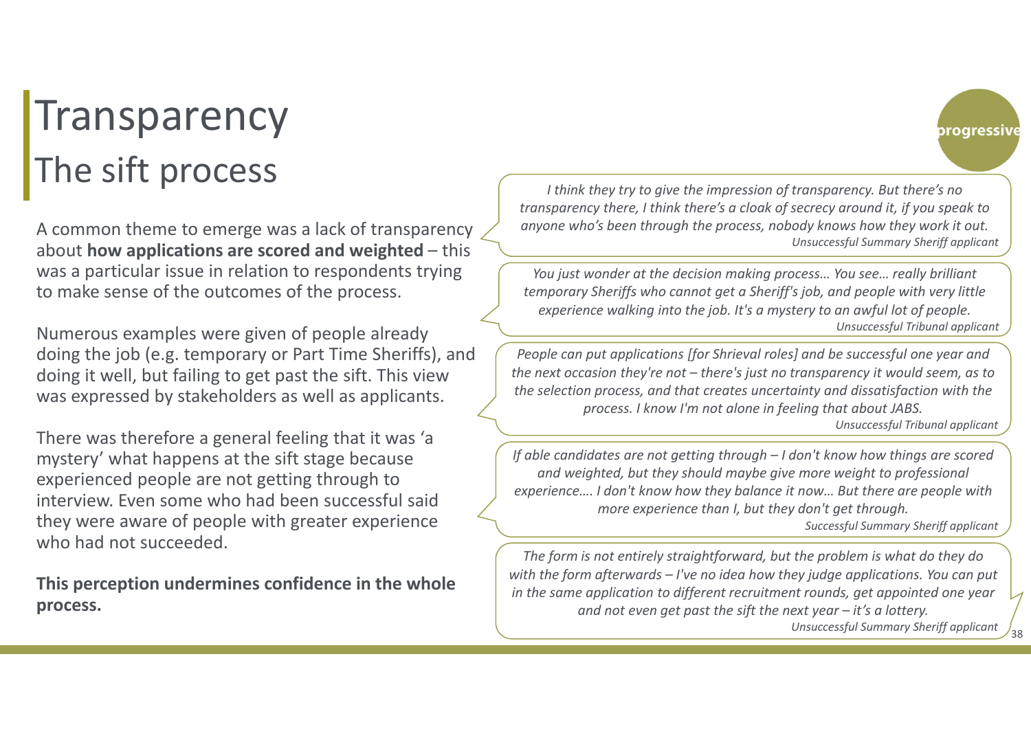# Transparency

## The sift process

A common theme to emerge was a lack of transparency about **how applications are scored and weighted** – this was a particular issue in relation to respondents trying to make sense of the outcomes of the process.

Numerous examples were given of people already doing the job (e.g. temporary or Part Time Sheriffs), and doing it well, but failing to get past the sift. This view was expressed by stakeholders as well as applicants.

There was therefore a general feeling that it was 'a mystery' what happens at the sift stage because experienced people are not getting through to interview. Even some who had been successful said they were aware of people with greater experience who had not succeeded.

**This perception undermines confidence in the whole process.**

> *I think they try to give the impression of transparency. But there's no transparency there, I think there's a cloak of secrecy around it, if you speak to anyone who's been through the process, nobody knows how they work it out.*
> *Unsuccessful Summary Sheriff applicant*

> *You just wonder at the decision making process… You see… really brilliant temporary Sheriffs who cannot get a Sheriff's job, and people with very little experience walking into the job. It's a mystery to an awful lot of people.*
> *Unsuccessful Tribunal applicant*

> *People can put applications [for Shrieval roles] and be successful one year and the next occasion they're not – there's just no transparency it would seem, as to the selection process, and that creates uncertainty and dissatisfaction with the process. I know I'm not alone in feeling that about JABS.*
> *Unsuccessful Tribunal applicant*

> *If able candidates are not getting through – I don't know how things are scored and weighted, but they should maybe give more weight to professional experience…. I don't know how they balance it now… But there are people with more experience than I, but they don't get through.*
> *Successful Summary Sheriff applicant*

> *The form is not entirely straightforward, but the problem is what do they do with the form afterwards – I've no idea how they judge applications. You can put in the same application to different recruitment rounds, get appointed one year and not even get past the sift the next year – it's a lottery.*
> *Unsuccessful Summary Sheriff applicant*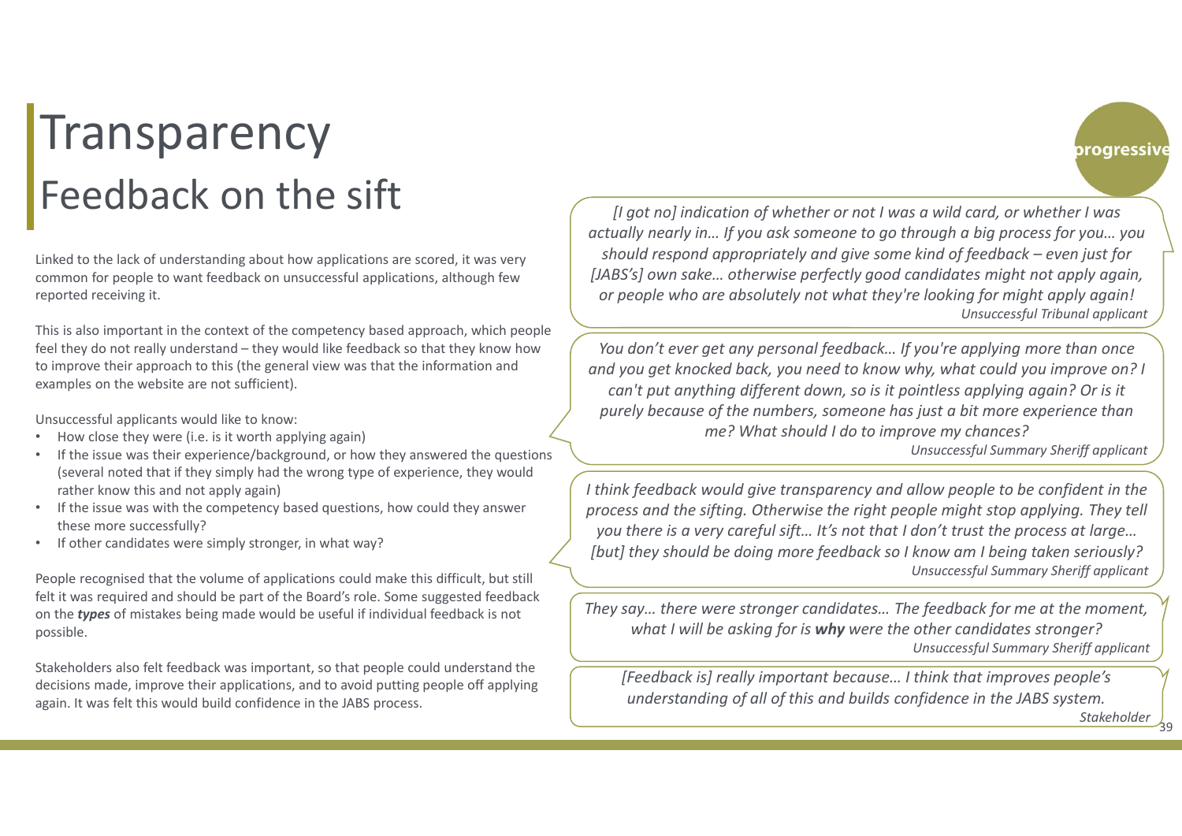# Transparency

## Feedback on the sift

progressive

Linked to the lack of understanding about how applications are scored, it was very common for people to want feedback on unsuccessful applications, although few reported receiving it.

This is also important in the context of the competency based approach, which people feel they do not really understand – they would like feedback so that they know how to improve their approach to this (the general view was that the information and examples on the website are not sufficient).

Unsuccessful applicants would like to know:

- How close they were (i.e. is it worth applying again)
- If the issue was their experience/background, or how they answered the questions (several noted that if they simply had the wrong type of experience, they would rather know this and not apply again)
- If the issue was with the competency based questions, how could they answer these more successfully?
- If other candidates were simply stronger, in what way?

People recognised that the volume of applications could make this difficult, but still felt it was required and should be part of the Board's role. Some suggested feedback on the ***types*** of mistakes being made would be useful if individual feedback is not possible.

Stakeholders also felt feedback was important, so that people could understand the decisions made, improve their applications, and to avoid putting people off applying again. It was felt this would build confidence in the JABS process.

> *[I got no] indication of whether or not I was a wild card, or whether I was actually nearly in… If you ask someone to go through a big process for you… you should respond appropriately and give some kind of feedback – even just for [JABS's] own sake… otherwise perfectly good candidates might not apply again, or people who are absolutely not what they're looking for might apply again!*
> *Unsuccessful Tribunal applicant*

> *You don't ever get any personal feedback… If you're applying more than once and you get knocked back, you need to know why, what could you improve on? I can't put anything different down, so is it pointless applying again? Or is it purely because of the numbers, someone has just a bit more experience than me? What should I do to improve my chances?*
> *Unsuccessful Summary Sheriff applicant*

> *I think feedback would give transparency and allow people to be confident in the process and the sifting. Otherwise the right people might stop applying. They tell you there is a very careful sift… It's not that I don't trust the process at large… [but] they should be doing more feedback so I know am I being taken seriously?*
> *Unsuccessful Summary Sheriff applicant*

> *They say… there were stronger candidates… The feedback for me at the moment, what I will be asking for is **why** were the other candidates stronger?*
> *Unsuccessful Summary Sheriff applicant*

> *[Feedback is] really important because… I think that improves people's understanding of all of this and builds confidence in the JABS system.*
> *Stakeholder*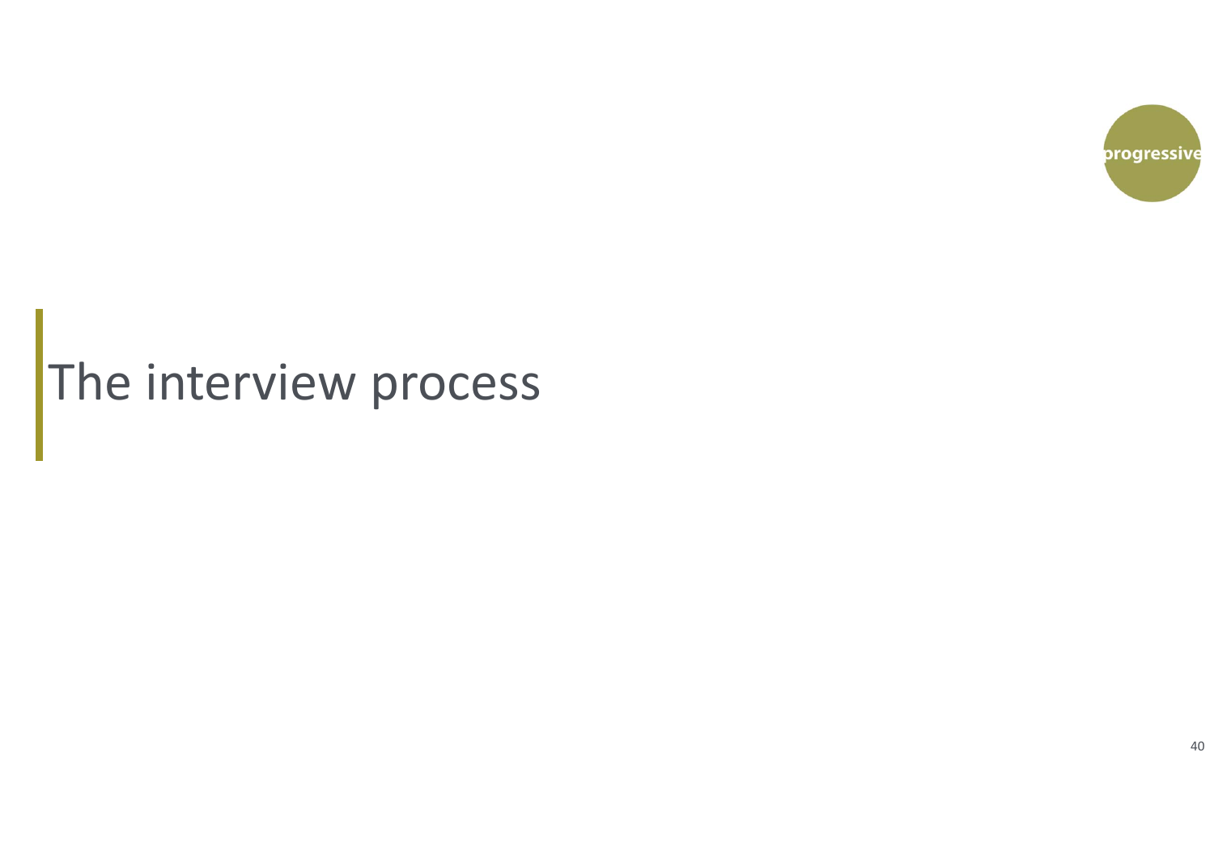# The interview process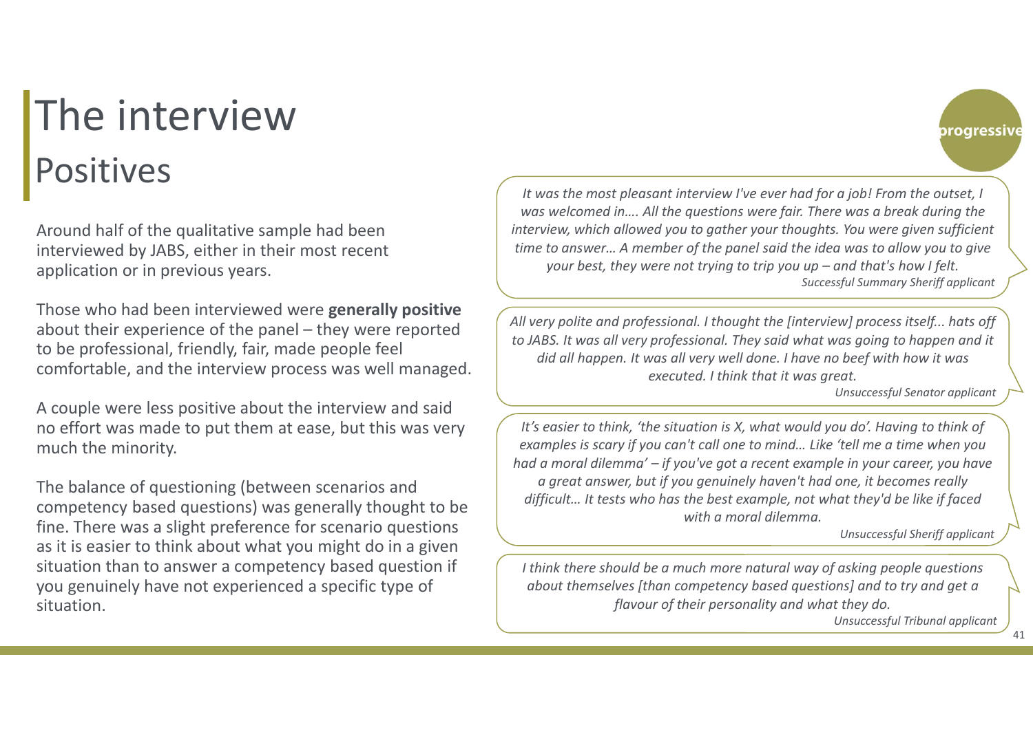# The interview

## Positives

Around half of the qualitative sample had been interviewed by JABS, either in their most recent application or in previous years.

Those who had been interviewed were **generally positive** about their experience of the panel – they were reported to be professional, friendly, fair, made people feel comfortable, and the interview process was well managed.

A couple were less positive about the interview and said no effort was made to put them at ease, but this was very much the minority.

The balance of questioning (between scenarios and competency based questions) was generally thought to be fine. There was a slight preference for scenario questions as it is easier to think about what you might do in a given situation than to answer a competency based question if you genuinely have not experienced a specific type of situation.

progressive

> *It was the most pleasant interview I've ever had for a job! From the outset, I was welcomed in…. All the questions were fair. There was a break during the interview, which allowed you to gather your thoughts. You were given sufficient time to answer… A member of the panel said the idea was to allow you to give your best, they were not trying to trip you up – and that's how I felt.*
>
> *Successful Summary Sheriff applicant*

> *All very polite and professional. I thought the [interview] process itself... hats off to JABS. It was all very professional. They said what was going to happen and it did all happen. It was all very well done. I have no beef with how it was executed. I think that it was great.*
>
> *Unsuccessful Senator applicant*

> *It's easier to think, 'the situation is X, what would you do'. Having to think of examples is scary if you can't call one to mind… Like 'tell me a time when you had a moral dilemma' – if you've got a recent example in your career, you have a great answer, but if you genuinely haven't had one, it becomes really difficult… It tests who has the best example, not what they'd be like if faced with a moral dilemma.*
>
> *Unsuccessful Sheriff applicant*

> *I think there should be a much more natural way of asking people questions about themselves [than competency based questions] and to try and get a flavour of their personality and what they do.*
>
> *Unsuccessful Tribunal applicant*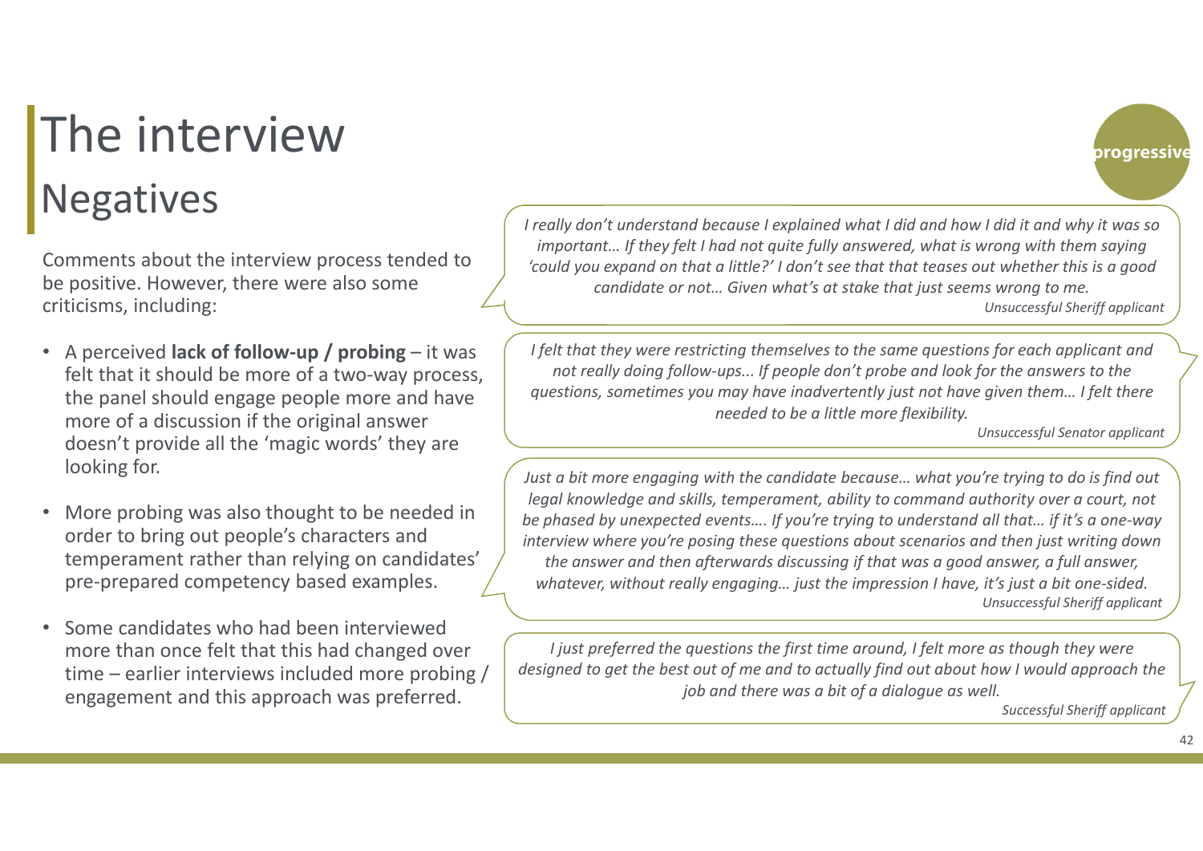# The interview

## Negatives

Comments about the interview process tended to be positive. However, there were also some criticisms, including:

- A perceived **lack of follow-up / probing** – it was felt that it should be more of a two-way process, the panel should engage people more and have more of a discussion if the original answer doesn't provide all the 'magic words' they are looking for.
- More probing was also thought to be needed in order to bring out people's characters and temperament rather than relying on candidates' pre-prepared competency based examples.
- Some candidates who had been interviewed more than once felt that this had changed over time – earlier interviews included more probing / engagement and this approach was preferred.

progressive

> *I really don't understand because I explained what I did and how I did it and why it was so important… If they felt I had not quite fully answered, what is wrong with them saying 'could you expand on that a little?' I don't see that that teases out whether this is a good candidate or not… Given what's at stake that just seems wrong to me.*
>
> *Unsuccessful Sheriff applicant*

> *I felt that they were restricting themselves to the same questions for each applicant and not really doing follow-ups... If people don't probe and look for the answers to the questions, sometimes you may have inadvertently just not have given them… I felt there needed to be a little more flexibility.*
>
> *Unsuccessful Senator applicant*

> *Just a bit more engaging with the candidate because… what you're trying to do is find out legal knowledge and skills, temperament, ability to command authority over a court, not be phased by unexpected events…. If you're trying to understand all that… if it's a one-way interview where you're posing these questions about scenarios and then just writing down the answer and then afterwards discussing if that was a good answer, a full answer, whatever, without really engaging… just the impression I have, it's just a bit one-sided.*
>
> *Unsuccessful Sheriff applicant*

> *I just preferred the questions the first time around, I felt more as though they were designed to get the best out of me and to actually find out about how I would approach the job and there was a bit of a dialogue as well.*
>
> *Successful Sheriff applicant*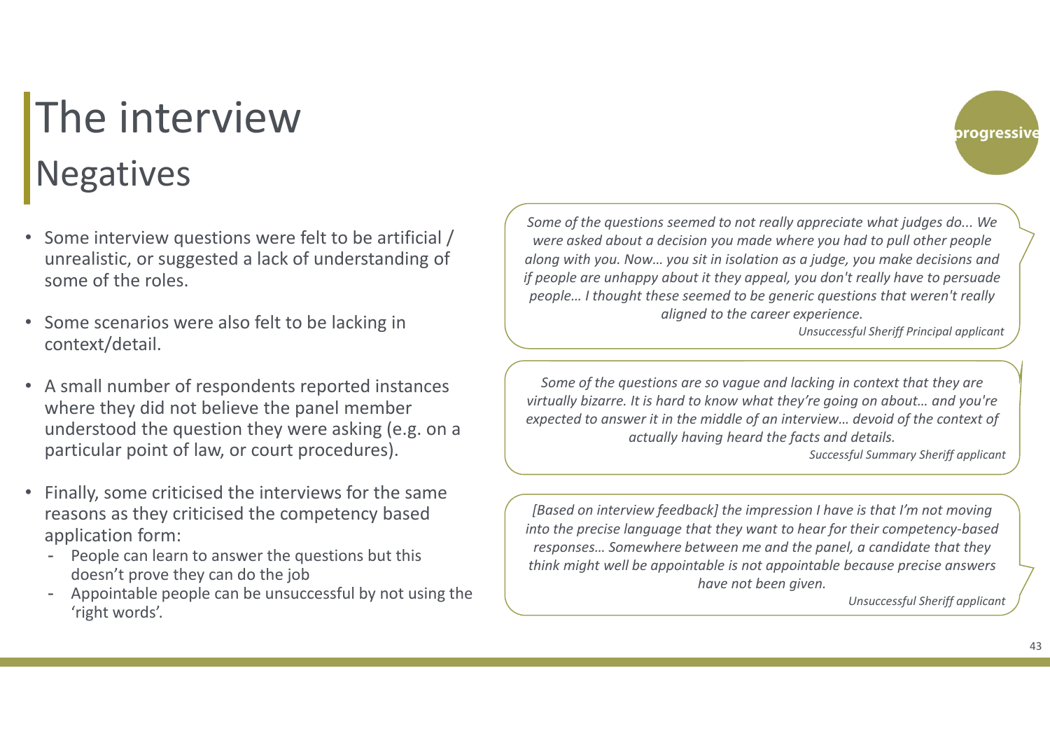# The interview

## Negatives

- Some interview questions were felt to be artificial / unrealistic, or suggested a lack of understanding of some of the roles.
- Some scenarios were also felt to be lacking in context/detail.
- A small number of respondents reported instances where they did not believe the panel member understood the question they were asking (e.g. on a particular point of law, or court procedures).
- Finally, some criticised the interviews for the same reasons as they criticised the competency based application form:
  - People can learn to answer the questions but this doesn't prove they can do the job
  - Appointable people can be unsuccessful by not using the 'right words'.

> *Some of the questions seemed to not really appreciate what judges do... We were asked about a decision you made where you had to pull other people along with you. Now… you sit in isolation as a judge, you make decisions and if people are unhappy about it they appeal, you don't really have to persuade people… I thought these seemed to be generic questions that weren't really aligned to the career experience.*
>
> *Unsuccessful Sheriff Principal applicant*

> *Some of the questions are so vague and lacking in context that they are virtually bizarre. It is hard to know what they're going on about… and you're expected to answer it in the middle of an interview… devoid of the context of actually having heard the facts and details.*
>
> *Successful Summary Sheriff applicant*

> *[Based on interview feedback] the impression I have is that I'm not moving into the precise language that they want to hear for their competency-based responses… Somewhere between me and the panel, a candidate that they think might well be appointable is not appointable because precise answers have not been given.*
>
> *Unsuccessful Sheriff applicant*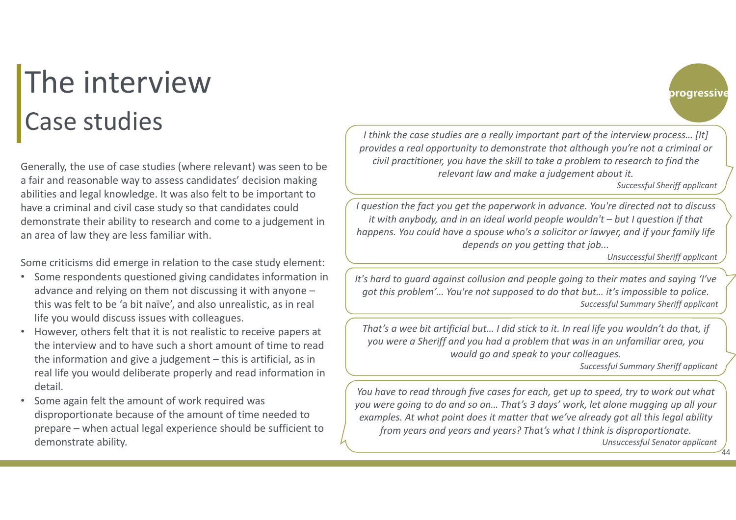# The interview

## Case studies

Generally, the use of case studies (where relevant) was seen to be a fair and reasonable way to assess candidates' decision making abilities and legal knowledge. It was also felt to be important to have a criminal and civil case study so that candidates could demonstrate their ability to research and come to a judgement in an area of law they are less familiar with.

Some criticisms did emerge in relation to the case study element:

- Some respondents questioned giving candidates information in advance and relying on them not discussing it with anyone – this was felt to be 'a bit naïve', and also unrealistic, as in real life you would discuss issues with colleagues.
- However, others felt that it is not realistic to receive papers at the interview and to have such a short amount of time to read the information and give a judgement – this is artificial, as in real life you would deliberate properly and read information in detail.
- Some again felt the amount of work required was disproportionate because of the amount of time needed to prepare – when actual legal experience should be sufficient to demonstrate ability.

progressive

> *I think the case studies are a really important part of the interview process… [It] provides a real opportunity to demonstrate that although you're not a criminal or civil practitioner, you have the skill to take a problem to research to find the relevant law and make a judgement about it.*
>
> *Successful Sheriff applicant*

> *I question the fact you get the paperwork in advance. You're directed not to discuss it with anybody, and in an ideal world people wouldn't – but I question if that happens. You could have a spouse who's a solicitor or lawyer, and if your family life depends on you getting that job...*
>
> *Unsuccessful Sheriff applicant*

> *It's hard to guard against collusion and people going to their mates and saying 'I've got this problem'… You're not supposed to do that but… it's impossible to police.*
>
> *Successful Summary Sheriff applicant*

> *That's a wee bit artificial but… I did stick to it. In real life you wouldn't do that, if you were a Sheriff and you had a problem that was in an unfamiliar area, you would go and speak to your colleagues.*
>
> *Successful Summary Sheriff applicant*

> *You have to read through five cases for each, get up to speed, try to work out what you were going to do and so on… That's 3 days' work, let alone mugging up all your examples. At what point does it matter that we've already got all this legal ability from years and years and years? That's what I think is disproportionate.*
>
> *Unsuccessful Senator applicant*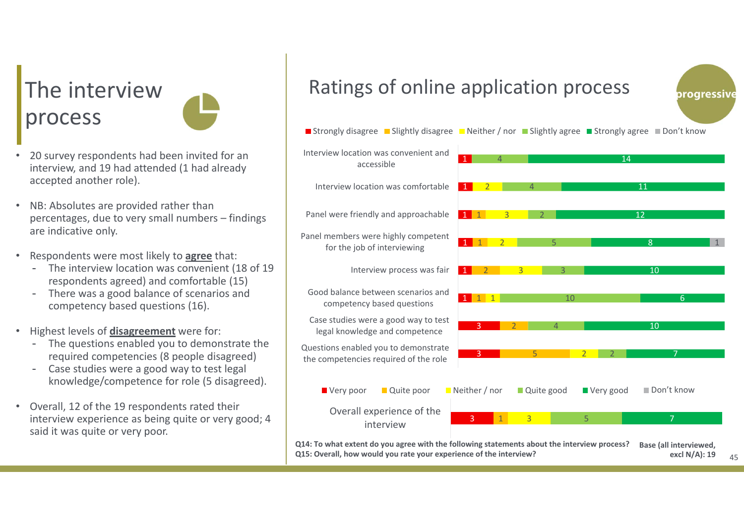# The interview process

- 20 survey respondents had been invited for an interview, and 19 had attended (1 had already accepted another role).
- NB: Absolutes are provided rather than percentages, due to very small numbers – findings are indicative only.
- Respondents were most likely to **agree** that:
  - The interview location was convenient (18 of 19 respondents agreed) and comfortable (15)
  - There was a good balance of scenarios and competency based questions (16).
- Highest levels of **disagreement** were for:
  - The questions enabled you to demonstrate the required competencies (8 people disagreed)
  - Case studies were a good way to test legal knowledge/competence for role (5 disagreed).
- Overall, 12 of the 19 respondents rated their interview experience as being quite or very good; 4 said it was quite or very poor.

## Ratings of online application process

| Statement | Strongly disagree | Slightly disagree | Neither / nor | Slightly agree | Strongly agree | Don't know |
|---|---|---|---|---|---|---|
| Interview location was convenient and accessible | 1 | | | 4 | 14 | |
| Interview location was comfortable | 1 | | 2 | 4 | 11 | |
| Panel were friendly and approachable | 1 | 1 | 3 | 2 | 12 | |
| Panel members were highly competent for the job of interviewing | 1 | 1 | 2 | 5 | 8 | 1 |
| Interview process was fair | 1 | 2 | 3 | 3 | 10 | |
| Good balance between scenarios and competency based questions | 1 | 1 | 1 | 10 | 6 | |
| Case studies were a good way to test legal knowledge and competence | 3 | 2 | | 4 | 10 | |
| Questions enabled you to demonstrate the competencies required of the role | 3 | 5 | 2 | 2 | 7 | |

| | Very poor | Quite poor | Neither / nor | Quite good | Very good | Don't know |
|---|---|---|---|---|---|---|
| Overall experience of the interview | 3 | 1 | 3 | 5 | 7 | |

**Q14: To what extent do you agree with the following statements about the interview process?**
**Q15: Overall, how would you rate your experience of the interview?**

**Base (all interviewed, excl N/A): 19**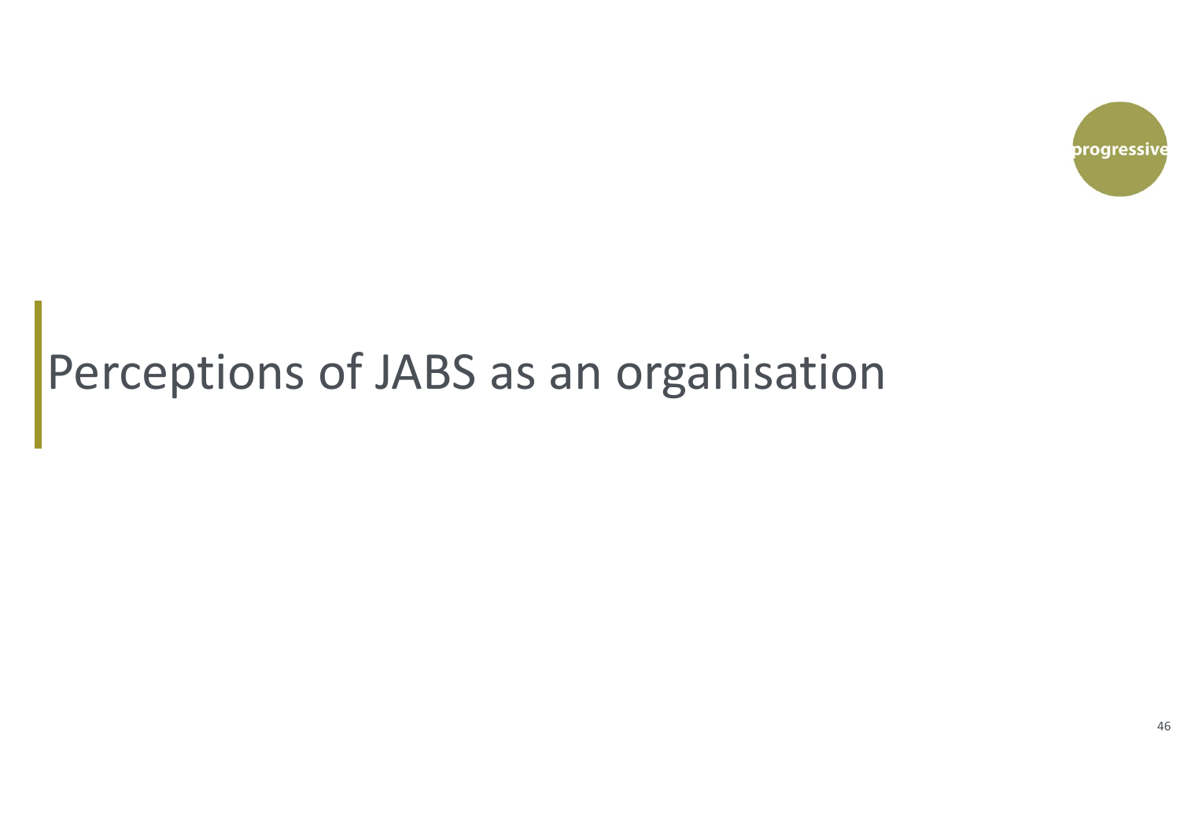# Perceptions of JABS as an organisation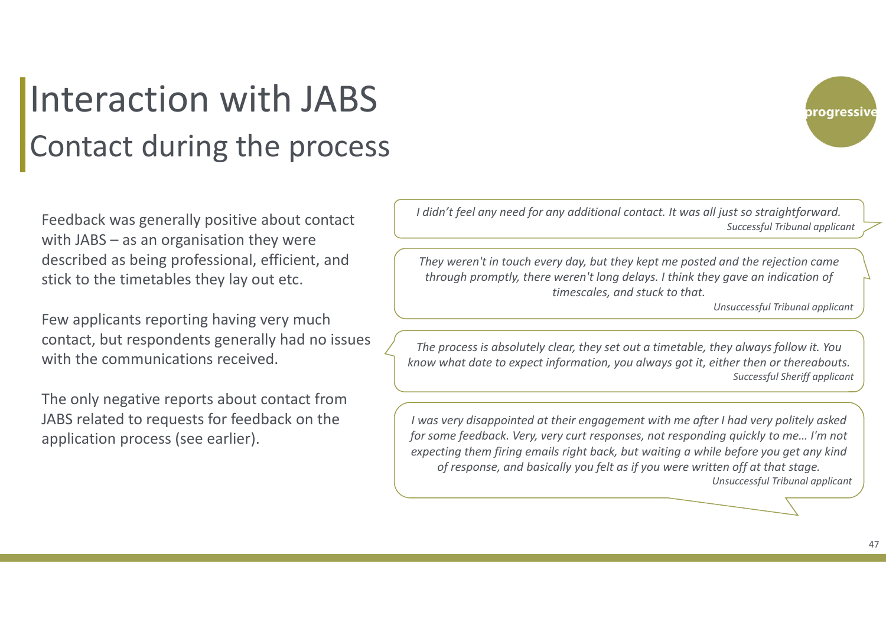# Interaction with JABS

## Contact during the process

Feedback was generally positive about contact with JABS – as an organisation they were described as being professional, efficient, and stick to the timetables they lay out etc.

Few applicants reporting having very much contact, but respondents generally had no issues with the communications received.

The only negative reports about contact from JABS related to requests for feedback on the application process (see earlier).

> *I didn't feel any need for any additional contact. It was all just so straightforward.*
> *Successful Tribunal applicant*

> *They weren't in touch every day, but they kept me posted and the rejection came through promptly, there weren't long delays. I think they gave an indication of timescales, and stuck to that.*
> *Unsuccessful Tribunal applicant*

> *The process is absolutely clear, they set out a timetable, they always follow it. You know what date to expect information, you always got it, either then or thereabouts.*
> *Successful Sheriff applicant*

> *I was very disappointed at their engagement with me after I had very politely asked for some feedback. Very, very curt responses, not responding quickly to me… I'm not expecting them firing emails right back, but waiting a while before you get any kind of response, and basically you felt as if you were written off at that stage.*
> *Unsuccessful Tribunal applicant*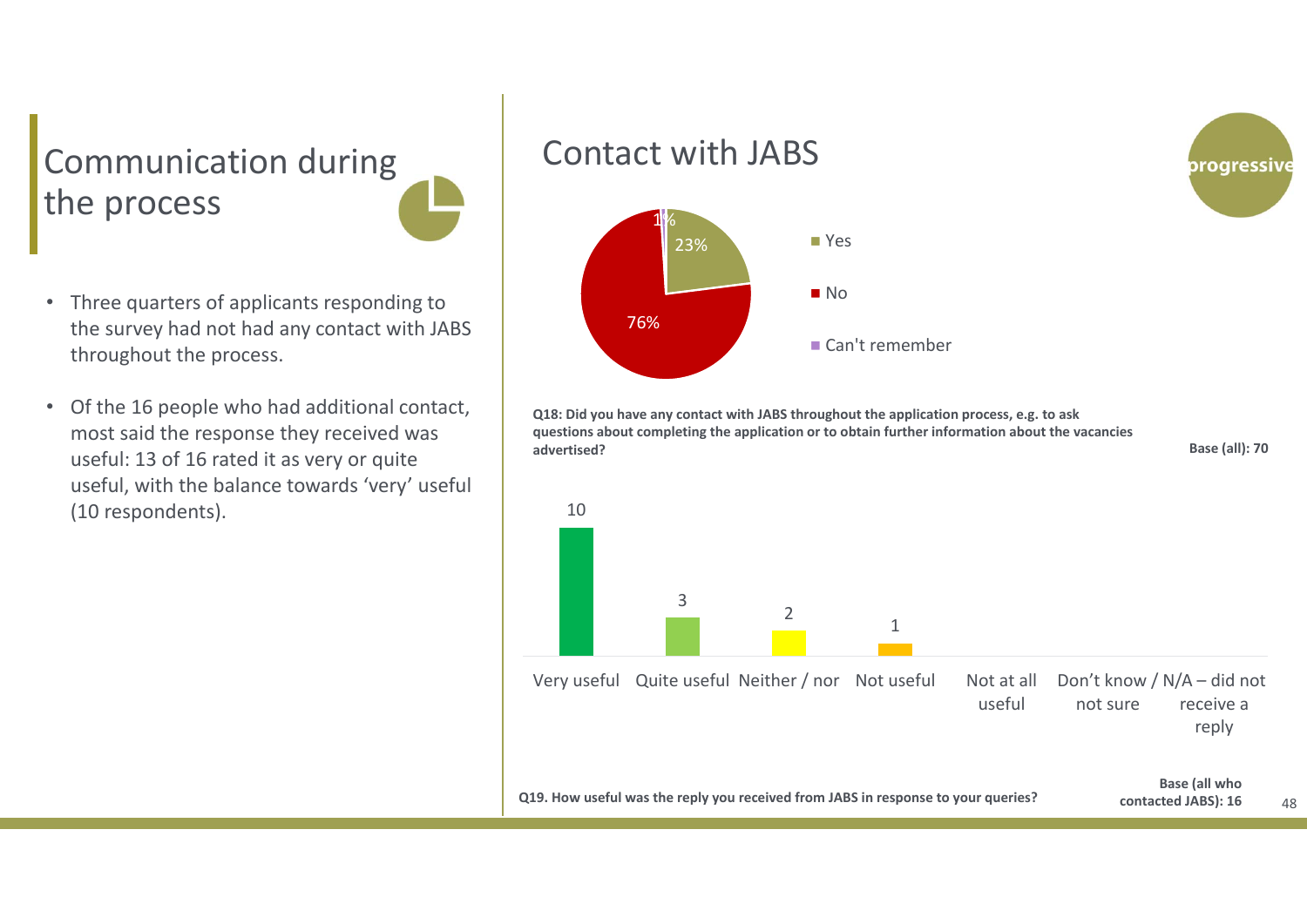# Communication during the process

- Three quarters of applicants responding to the survey had not had any contact with JABS throughout the process.
- Of the 16 people who had additional contact, most said the response they received was useful: 13 of 16 rated it as very or quite useful, with the balance towards 'very' useful (10 respondents).

## Contact with JABS

| Response | % |
|---|---|
| Yes | 23% |
| No | 76% |
| Can't remember | 1% |

**Q18: Did you have any contact with JABS throughout the application process, e.g. to ask questions about completing the application or to obtain further information about the vacancies advertised?**

**Base (all): 70**

| Response | Count |
|---|---|
| Very useful | 10 |
| Quite useful | 3 |
| Neither / nor | 2 |
| Not useful | 1 |
| Not at all useful | |
| Don't know / not sure | |
| N/A – did not receive a reply | |

**Q19. How useful was the reply you received from JABS in response to your queries?**

**Base (all who contacted JABS): 16**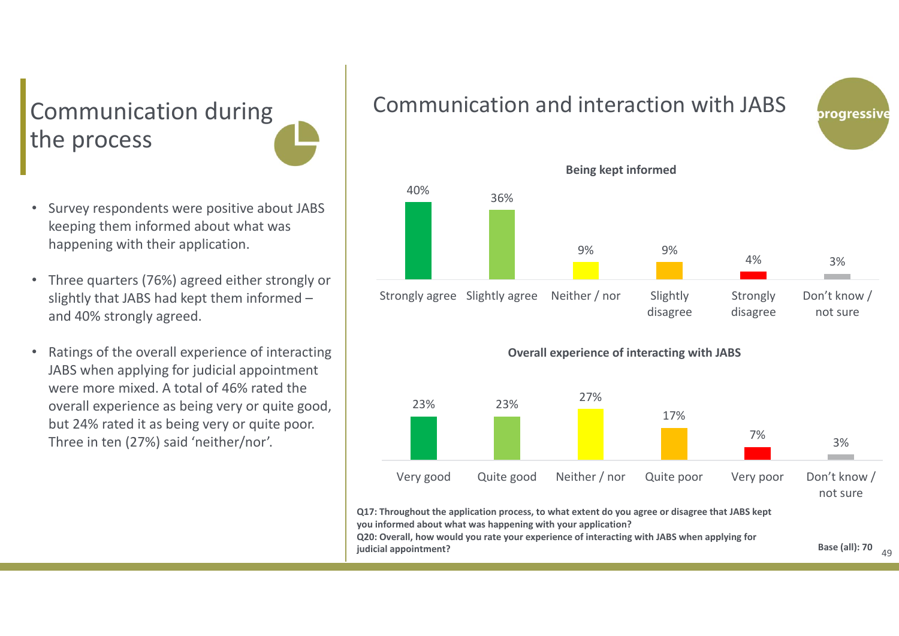## Communication during the process

- Survey respondents were positive about JABS keeping them informed about what was happening with their application.
- Three quarters (76%) agreed either strongly or slightly that JABS had kept them informed – and 40% strongly agreed.
- Ratings of the overall experience of interacting JABS when applying for judicial appointment were more mixed. A total of 46% rated the overall experience as being very or quite good, but 24% rated it as being very or quite poor. Three in ten (27%) said 'neither/nor'.

## Communication and interaction with JABS

**Being kept informed**

| Strongly agree | Slightly agree | Neither / nor | Slightly disagree | Strongly disagree | Don't know / not sure |
|---|---|---|---|---|---|
| 40% | 36% | 9% | 9% | 4% | 3% |

**Overall experience of interacting with JABS**

| Very good | Quite good | Neither / nor | Quite poor | Very poor | Don't know / not sure |
|---|---|---|---|---|---|
| 23% | 23% | 27% | 17% | 7% | 3% |

**Q17: Throughout the application process, to what extent do you agree or disagree that JABS kept you informed about what was happening with your application?**
**Q20: Overall, how would you rate your experience of interacting with JABS when applying for judicial appointment?**

**Base (all): 70**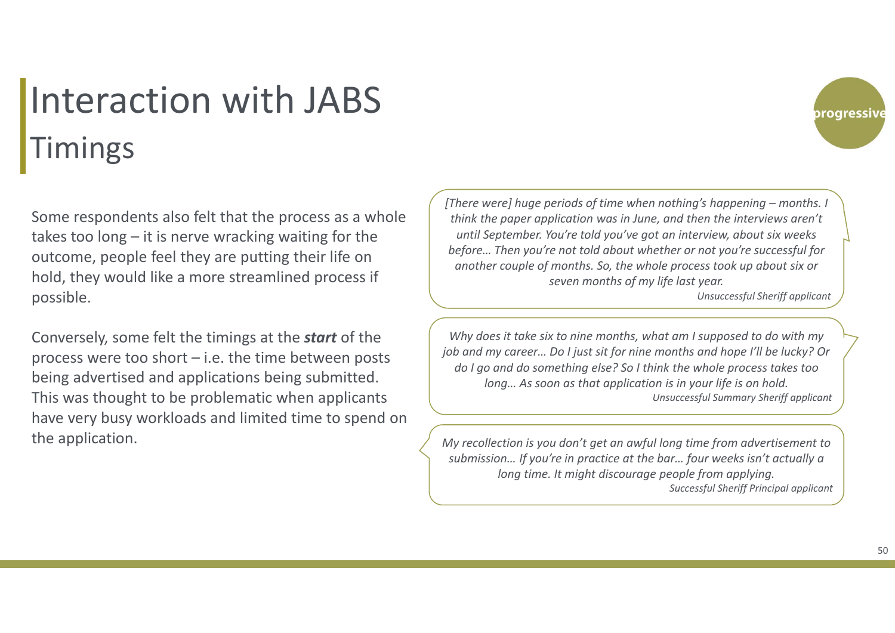# Interaction with JABS

## Timings

Some respondents also felt that the process as a whole takes too long – it is nerve wracking waiting for the outcome, people feel they are putting their life on hold, they would like a more streamlined process if possible.

Conversely, some felt the timings at the ***start*** of the process were too short – i.e. the time between posts being advertised and applications being submitted. This was thought to be problematic when applicants have very busy workloads and limited time to spend on the application.

> *[There were] huge periods of time when nothing's happening – months. I think the paper application was in June, and then the interviews aren't until September. You're told you've got an interview, about six weeks before… Then you're not told about whether or not you're successful for another couple of months. So, the whole process took up about six or seven months of my life last year.*
>
> *Unsuccessful Sheriff applicant*

> *Why does it take six to nine months, what am I supposed to do with my job and my career… Do I just sit for nine months and hope I'll be lucky? Or do I go and do something else? So I think the whole process takes too long… As soon as that application is in your life is on hold.*
>
> *Unsuccessful Summary Sheriff applicant*

> *My recollection is you don't get an awful long time from advertisement to submission… If you're in practice at the bar… four weeks isn't actually a long time. It might discourage people from applying.*
>
> *Successful Sheriff Principal applicant*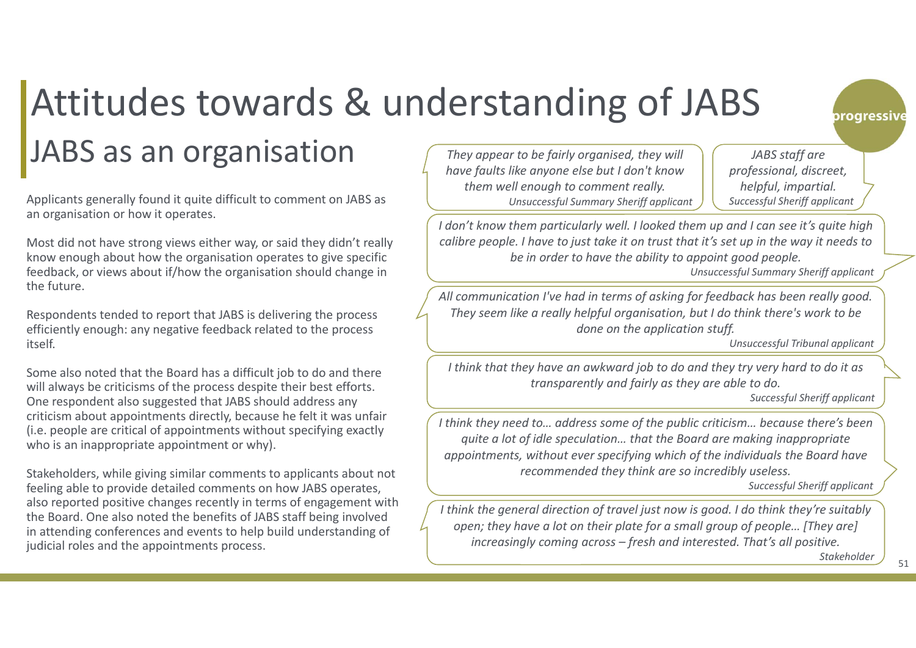# Attitudes towards & understanding of JABS

## JABS as an organisation

Applicants generally found it quite difficult to comment on JABS as an organisation or how it operates.

Most did not have strong views either way, or said they didn't really know enough about how the organisation operates to give specific feedback, or views about if/how the organisation should change in the future.

Respondents tended to report that JABS is delivering the process efficiently enough: any negative feedback related to the process itself.

Some also noted that the Board has a difficult job to do and there will always be criticisms of the process despite their best efforts. One respondent also suggested that JABS should address any criticism about appointments directly, because he felt it was unfair (i.e. people are critical of appointments without specifying exactly who is an inappropriate appointment or why).

Stakeholders, while giving similar comments to applicants about not feeling able to provide detailed comments on how JABS operates, also reported positive changes recently in terms of engagement with the Board. One also noted the benefits of JABS staff being involved in attending conferences and events to help build understanding of judicial roles and the appointments process.

> *They appear to be fairly organised, they will have faults like anyone else but I don't know them well enough to comment really.*
> *Unsuccessful Summary Sheriff applicant*

> *JABS staff are professional, discreet, helpful, impartial.*
> *Successful Sheriff applicant*

> *I don't know them particularly well. I looked them up and I can see it's quite high calibre people. I have to just take it on trust that it's set up in the way it needs to be in order to have the ability to appoint good people.*
> *Unsuccessful Summary Sheriff applicant*

> *All communication I've had in terms of asking for feedback has been really good. They seem like a really helpful organisation, but I do think there's work to be done on the application stuff.*
> *Unsuccessful Tribunal applicant*

> *I think that they have an awkward job to do and they try very hard to do it as transparently and fairly as they are able to do.*
> *Successful Sheriff applicant*

> *I think they need to… address some of the public criticism… because there's been quite a lot of idle speculation… that the Board are making inappropriate appointments, without ever specifying which of the individuals the Board have recommended they think are so incredibly useless.*
> *Successful Sheriff applicant*

> *I think the general direction of travel just now is good. I do think they're suitably open; they have a lot on their plate for a small group of people… [They are] increasingly coming across – fresh and interested. That's all positive.*
> *Stakeholder*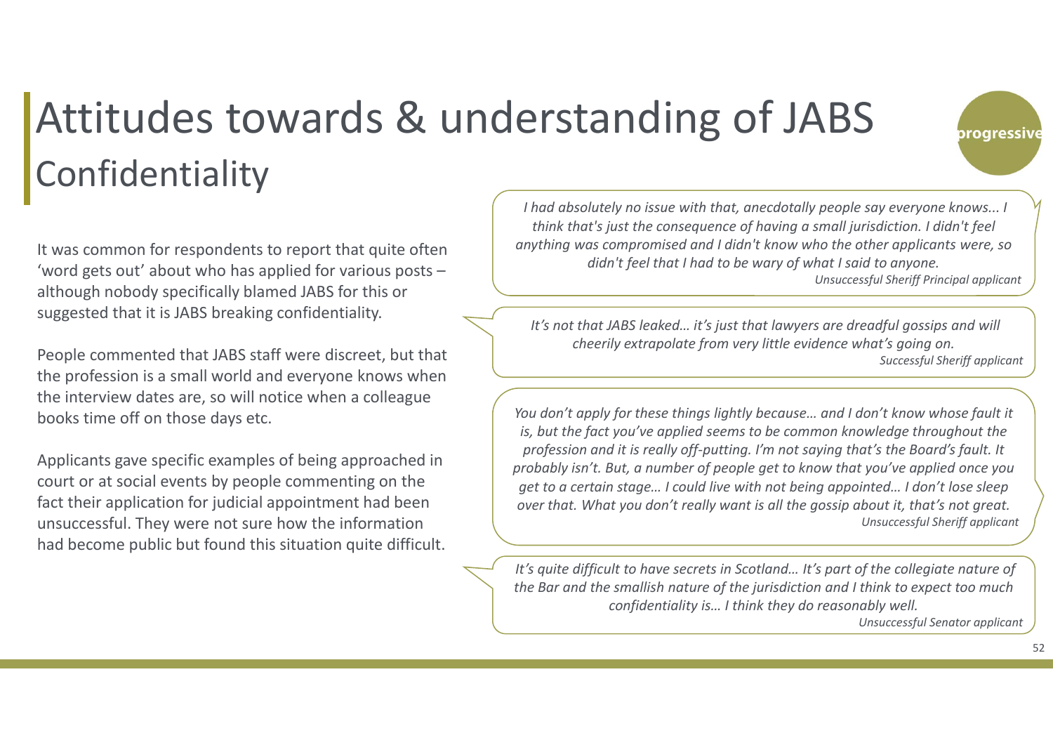# Attitudes towards & understanding of JABS

## Confidentiality

It was common for respondents to report that quite often 'word gets out' about who has applied for various posts – although nobody specifically blamed JABS for this or suggested that it is JABS breaking confidentiality.

People commented that JABS staff were discreet, but that the profession is a small world and everyone knows when the interview dates are, so will notice when a colleague books time off on those days etc.

Applicants gave specific examples of being approached in court or at social events by people commenting on the fact their application for judicial appointment had been unsuccessful. They were not sure how the information had become public but found this situation quite difficult.

> *I had absolutely no issue with that, anecdotally people say everyone knows... I think that's just the consequence of having a small jurisdiction. I didn't feel anything was compromised and I didn't know who the other applicants were, so didn't feel that I had to be wary of what I said to anyone.*
>
> *Unsuccessful Sheriff Principal applicant*

> *It's not that JABS leaked… it's just that lawyers are dreadful gossips and will cheerily extrapolate from very little evidence what's going on.*
>
> *Successful Sheriff applicant*

> *You don't apply for these things lightly because… and I don't know whose fault it is, but the fact you've applied seems to be common knowledge throughout the profession and it is really off-putting. I'm not saying that's the Board's fault. It probably isn't. But, a number of people get to know that you've applied once you get to a certain stage… I could live with not being appointed… I don't lose sleep over that. What you don't really want is all the gossip about it, that's not great.*
>
> *Unsuccessful Sheriff applicant*

> *It's quite difficult to have secrets in Scotland… It's part of the collegiate nature of the Bar and the smallish nature of the jurisdiction and I think to expect too much confidentiality is… I think they do reasonably well.*
>
> *Unsuccessful Senator applicant*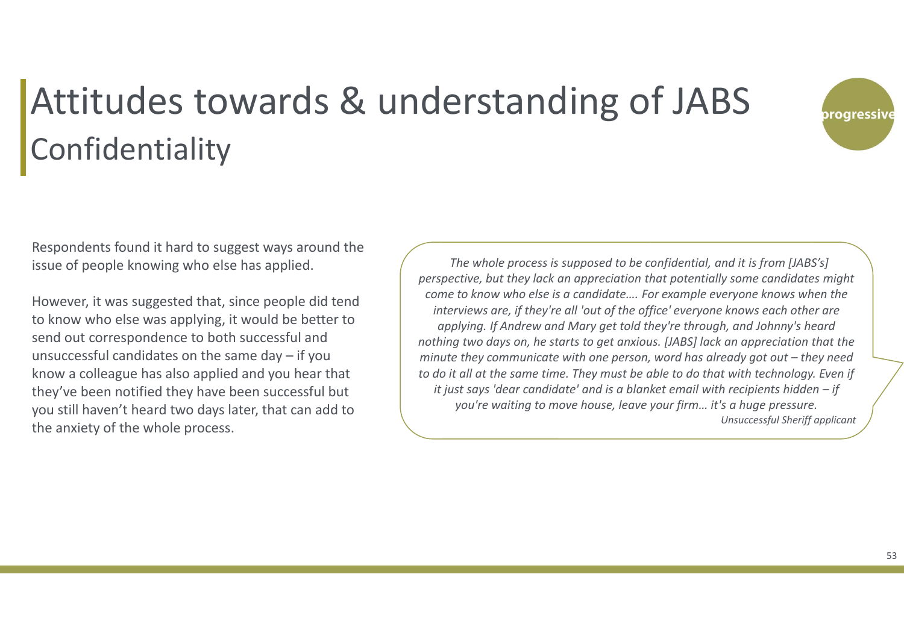# Attitudes towards & understanding of JABS

## Confidentiality

Respondents found it hard to suggest ways around the issue of people knowing who else has applied.

However, it was suggested that, since people did tend to know who else was applying, it would be better to send out correspondence to both successful and unsuccessful candidates on the same day – if you know a colleague has also applied and you hear that they've been notified they have been successful but you still haven't heard two days later, that can add to the anxiety of the whole process.

> *The whole process is supposed to be confidential, and it is from [JABS's] perspective, but they lack an appreciation that potentially some candidates might come to know who else is a candidate…. For example everyone knows when the interviews are, if they're all 'out of the office' everyone knows each other are applying. If Andrew and Mary get told they're through, and Johnny's heard nothing two days on, he starts to get anxious. [JABS] lack an appreciation that the minute they communicate with one person, word has already got out – they need to do it all at the same time. They must be able to do that with technology. Even if it just says 'dear candidate' and is a blanket email with recipients hidden – if you're waiting to move house, leave your firm… it's a huge pressure.*
>
> *Unsuccessful Sheriff applicant*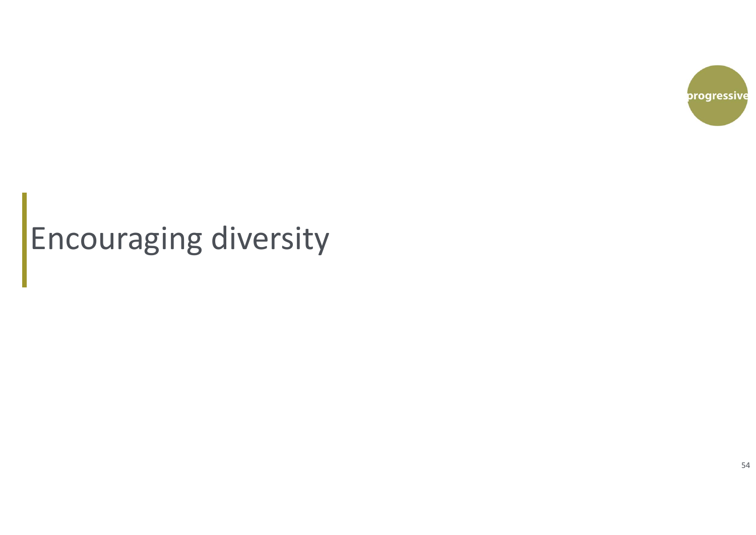progressive

# Encouraging diversity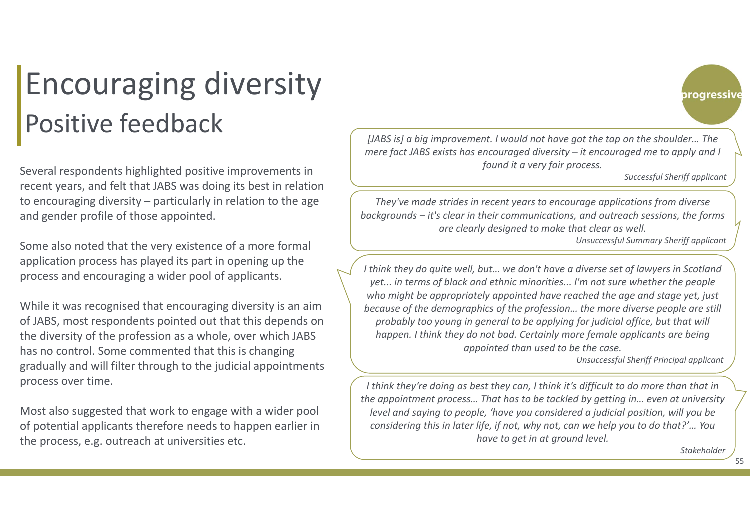# Encouraging diversity
## Positive feedback

progressive

Several respondents highlighted positive improvements in recent years, and felt that JABS was doing its best in relation to encouraging diversity – particularly in relation to the age and gender profile of those appointed.

Some also noted that the very existence of a more formal application process has played its part in opening up the process and encouraging a wider pool of applicants.

While it was recognised that encouraging diversity is an aim of JABS, most respondents pointed out that this depends on the diversity of the profession as a whole, over which JABS has no control. Some commented that this is changing gradually and will filter through to the judicial appointments process over time.

Most also suggested that work to engage with a wider pool of potential applicants therefore needs to happen earlier in the process, e.g. outreach at universities etc.

> *[JABS is] a big improvement. I would not have got the tap on the shoulder… The mere fact JABS exists has encouraged diversity – it encouraged me to apply and I found it a very fair process.*
>
> *Successful Sheriff applicant*

> *They've made strides in recent years to encourage applications from diverse backgrounds – it's clear in their communications, and outreach sessions, the forms are clearly designed to make that clear as well.*
>
> *Unsuccessful Summary Sheriff applicant*

> *I think they do quite well, but… we don't have a diverse set of lawyers in Scotland yet... in terms of black and ethnic minorities... I'm not sure whether the people who might be appropriately appointed have reached the age and stage yet, just because of the demographics of the profession… the more diverse people are still probably too young in general to be applying for judicial office, but that will happen. I think they do not bad. Certainly more female applicants are being appointed than used to be the case.*
>
> *Unsuccessful Sheriff Principal applicant*

> *I think they're doing as best they can, I think it's difficult to do more than that in the appointment process… That has to be tackled by getting in… even at university level and saying to people, 'have you considered a judicial position, will you be considering this in later life, if not, why not, can we help you to do that?'… You have to get in at ground level.*
>
> *Stakeholder*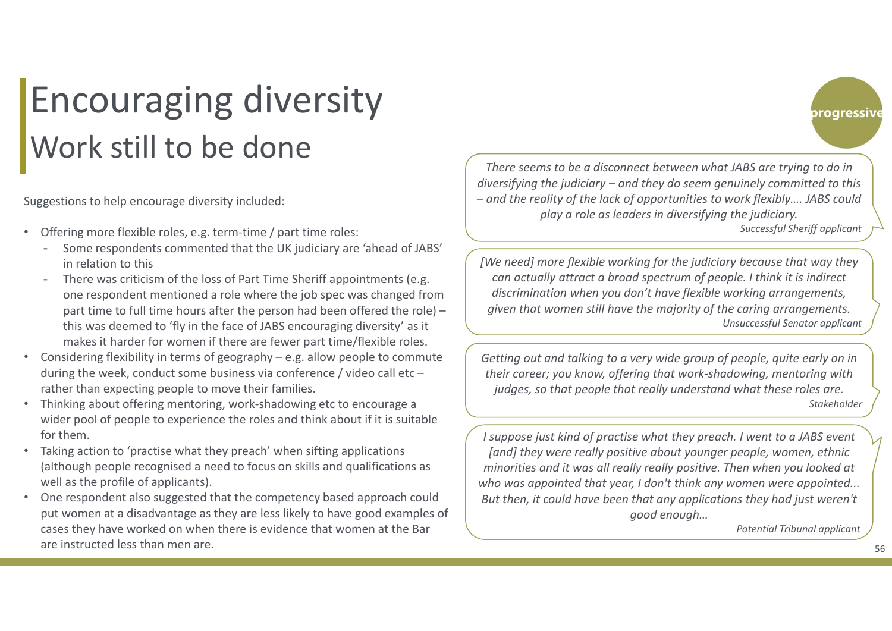# Encouraging diversity

## Work still to be done

progressive

Suggestions to help encourage diversity included:

- Offering more flexible roles, e.g. term-time / part time roles:
  - Some respondents commented that the UK judiciary are 'ahead of JABS' in relation to this
  - There was criticism of the loss of Part Time Sheriff appointments (e.g. one respondent mentioned a role where the job spec was changed from part time to full time hours after the person had been offered the role) – this was deemed to 'fly in the face of JABS encouraging diversity' as it makes it harder for women if there are fewer part time/flexible roles.
- Considering flexibility in terms of geography – e.g. allow people to commute during the week, conduct some business via conference / video call etc – rather than expecting people to move their families.
- Thinking about offering mentoring, work-shadowing etc to encourage a wider pool of people to experience the roles and think about if it is suitable for them.
- Taking action to 'practise what they preach' when sifting applications (although people recognised a need to focus on skills and qualifications as well as the profile of applicants).
- One respondent also suggested that the competency based approach could put women at a disadvantage as they are less likely to have good examples of cases they have worked on when there is evidence that women at the Bar are instructed less than men are.

> *There seems to be a disconnect between what JABS are trying to do in diversifying the judiciary – and they do seem genuinely committed to this – and the reality of the lack of opportunities to work flexibly…. JABS could play a role as leaders in diversifying the judiciary.*
>
> *Successful Sheriff applicant*

> *[We need] more flexible working for the judiciary because that way they can actually attract a broad spectrum of people. I think it is indirect discrimination when you don't have flexible working arrangements, given that women still have the majority of the caring arrangements.*
>
> *Unsuccessful Senator applicant*

> *Getting out and talking to a very wide group of people, quite early on in their career; you know, offering that work-shadowing, mentoring with judges, so that people that really understand what these roles are.*
>
> *Stakeholder*

> *I suppose just kind of practise what they preach. I went to a JABS event [and] they were really positive about younger people, women, ethnic minorities and it was all really really positive. Then when you looked at who was appointed that year, I don't think any women were appointed... But then, it could have been that any applications they had just weren't good enough…*
>
> *Potential Tribunal applicant*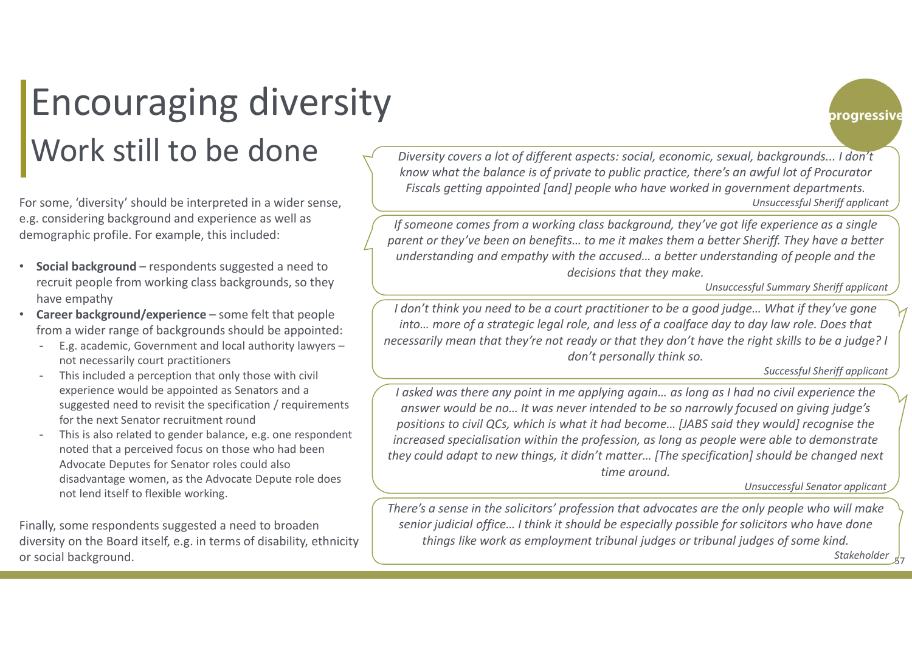# Encouraging diversity

## Work still to be done

progressive

For some, 'diversity' should be interpreted in a wider sense, e.g. considering background and experience as well as demographic profile. For example, this included:

- **Social background** – respondents suggested a need to recruit people from working class backgrounds, so they have empathy
- **Career background/experience** – some felt that people from a wider range of backgrounds should be appointed:
  - E.g. academic, Government and local authority lawyers – not necessarily court practitioners
  - This included a perception that only those with civil experience would be appointed as Senators and a suggested need to revisit the specification / requirements for the next Senator recruitment round
  - This is also related to gender balance, e.g. one respondent noted that a perceived focus on those who had been Advocate Deputes for Senator roles could also disadvantage women, as the Advocate Depute role does not lend itself to flexible working.

Finally, some respondents suggested a need to broaden diversity on the Board itself, e.g. in terms of disability, ethnicity or social background.

> *Diversity covers a lot of different aspects: social, economic, sexual, backgrounds... I don't know what the balance is of private to public practice, there's an awful lot of Procurator Fiscals getting appointed [and] people who have worked in government departments.*
>
> *Unsuccessful Sheriff applicant*

> *If someone comes from a working class background, they've got life experience as a single parent or they've been on benefits… to me it makes them a better Sheriff. They have a better understanding and empathy with the accused… a better understanding of people and the decisions that they make.*
>
> *Unsuccessful Summary Sheriff applicant*

> *I don't think you need to be a court practitioner to be a good judge… What if they've gone into… more of a strategic legal role, and less of a coalface day to day law role. Does that necessarily mean that they're not ready or that they don't have the right skills to be a judge? I don't personally think so.*
>
> *Successful Sheriff applicant*

> *I asked was there any point in me applying again… as long as I had no civil experience the answer would be no… It was never intended to be so narrowly focused on giving judge's positions to civil QCs, which is what it had become… [JABS said they would] recognise the increased specialisation within the profession, as long as people were able to demonstrate they could adapt to new things, it didn't matter… [The specification] should be changed next time around.*
>
> *Unsuccessful Senator applicant*

> *There's a sense in the solicitors' profession that advocates are the only people who will make senior judicial office… I think it should be especially possible for solicitors who have done things like work as employment tribunal judges or tribunal judges of some kind.*
>
> *Stakeholder*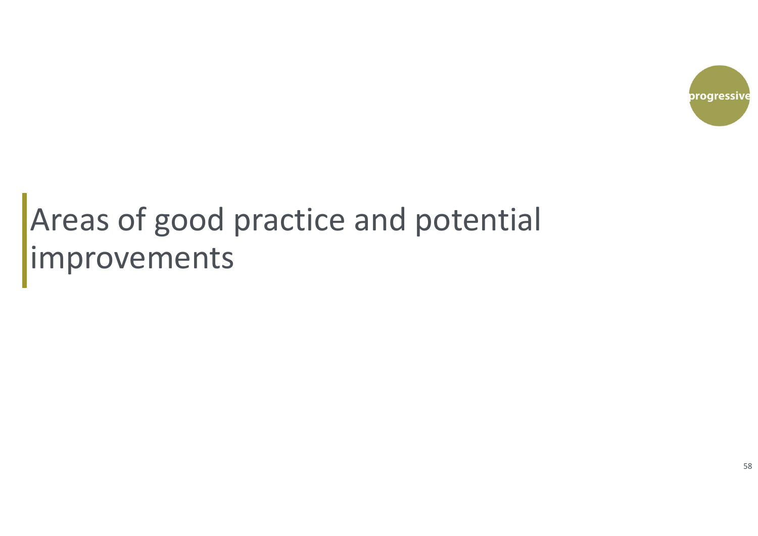progressive

# Areas of good practice and potential improvements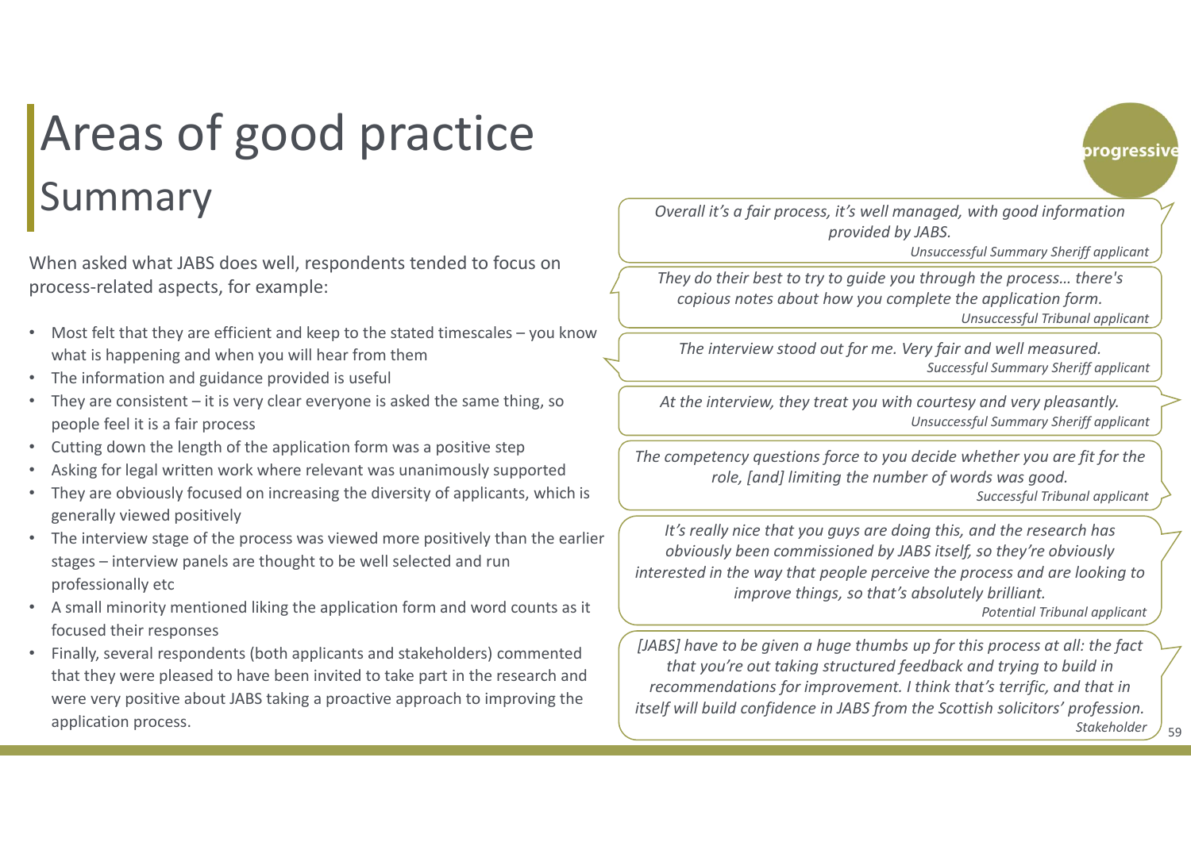# Areas of good practice

## Summary

When asked what JABS does well, respondents tended to focus on process-related aspects, for example:

- Most felt that they are efficient and keep to the stated timescales – you know what is happening and when you will hear from them
- The information and guidance provided is useful
- They are consistent – it is very clear everyone is asked the same thing, so people feel it is a fair process
- Cutting down the length of the application form was a positive step
- Asking for legal written work where relevant was unanimously supported
- They are obviously focused on increasing the diversity of applicants, which is generally viewed positively
- The interview stage of the process was viewed more positively than the earlier stages – interview panels are thought to be well selected and run professionally etc
- A small minority mentioned liking the application form and word counts as it focused their responses
- Finally, several respondents (both applicants and stakeholders) commented that they were pleased to have been invited to take part in the research and were very positive about JABS taking a proactive approach to improving the application process.

*Overall it's a fair process, it's well managed, with good information provided by JABS.*
*Unsuccessful Summary Sheriff applicant*

*They do their best to try to guide you through the process… there's copious notes about how you complete the application form.*
*Unsuccessful Tribunal applicant*

*The interview stood out for me. Very fair and well measured.*
*Successful Summary Sheriff applicant*

*At the interview, they treat you with courtesy and very pleasantly.*
*Unsuccessful Summary Sheriff applicant*

*The competency questions force to you decide whether you are fit for the role, [and] limiting the number of words was good.*
*Successful Tribunal applicant*

*It's really nice that you guys are doing this, and the research has obviously been commissioned by JABS itself, so they're obviously interested in the way that people perceive the process and are looking to improve things, so that's absolutely brilliant.*
*Potential Tribunal applicant*

*[JABS] have to be given a huge thumbs up for this process at all: the fact that you're out taking structured feedback and trying to build in recommendations for improvement. I think that's terrific, and that in itself will build confidence in JABS from the Scottish solicitors' profession.*
*Stakeholder*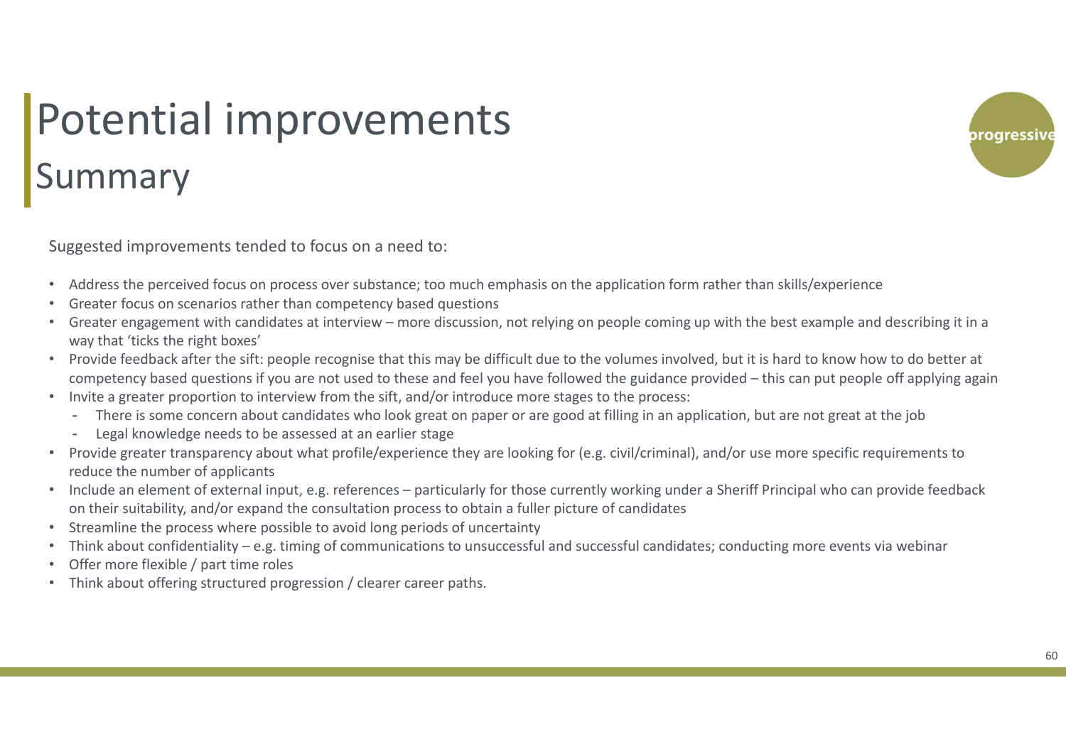# Potential improvements

## Summary

Suggested improvements tended to focus on a need to:

- Address the perceived focus on process over substance; too much emphasis on the application form rather than skills/experience
- Greater focus on scenarios rather than competency based questions
- Greater engagement with candidates at interview – more discussion, not relying on people coming up with the best example and describing it in a way that 'ticks the right boxes'
- Provide feedback after the sift: people recognise that this may be difficult due to the volumes involved, but it is hard to know how to do better at competency based questions if you are not used to these and feel you have followed the guidance provided – this can put people off applying again
- Invite a greater proportion to interview from the sift, and/or introduce more stages to the process:
  - There is some concern about candidates who look great on paper or are good at filling in an application, but are not great at the job
  - Legal knowledge needs to be assessed at an earlier stage
- Provide greater transparency about what profile/experience they are looking for (e.g. civil/criminal), and/or use more specific requirements to reduce the number of applicants
- Include an element of external input, e.g. references – particularly for those currently working under a Sheriff Principal who can provide feedback on their suitability, and/or expand the consultation process to obtain a fuller picture of candidates
- Streamline the process where possible to avoid long periods of uncertainty
- Think about confidentiality – e.g. timing of communications to unsuccessful and successful candidates; conducting more events via webinar
- Offer more flexible / part time roles
- Think about offering structured progression / clearer career paths.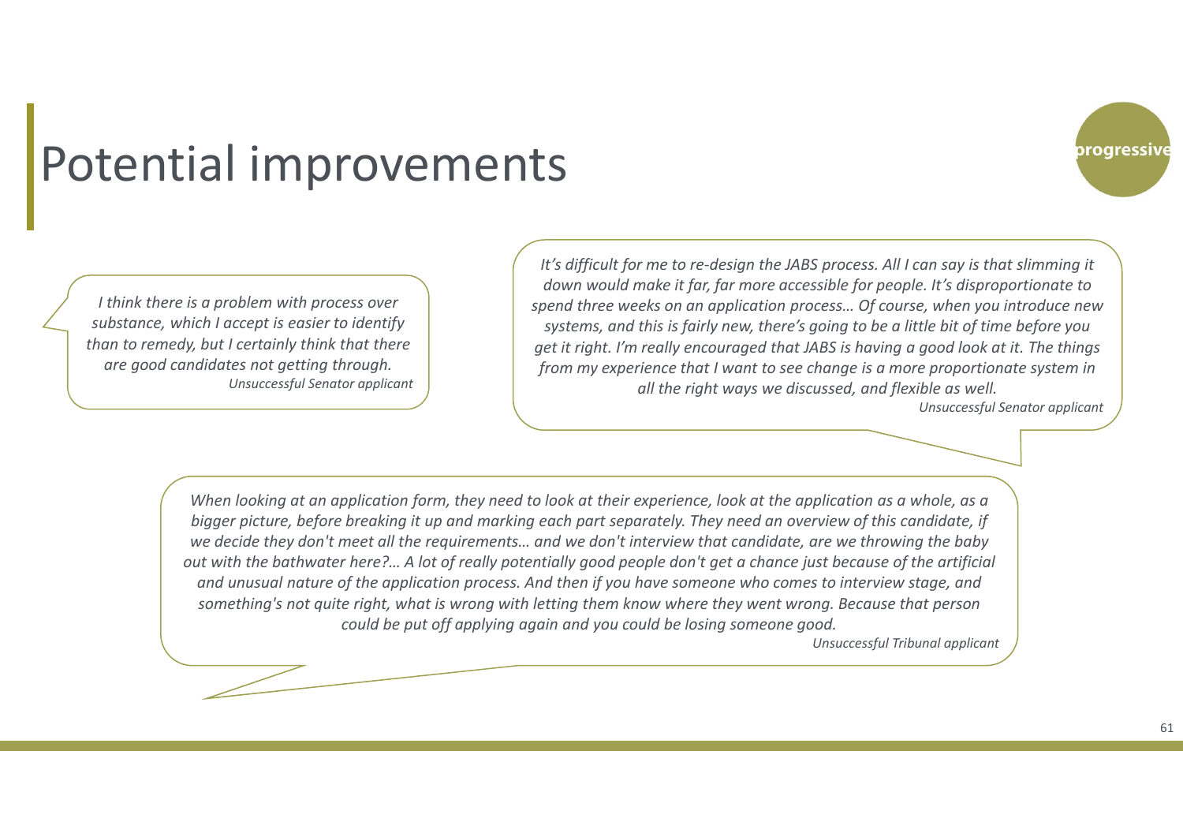# Potential improvements

*I think there is a problem with process over substance, which I accept is easier to identify than to remedy, but I certainly think that there are good candidates not getting through.*
*Unsuccessful Senator applicant*

*It's difficult for me to re-design the JABS process. All I can say is that slimming it down would make it far, far more accessible for people. It's disproportionate to spend three weeks on an application process… Of course, when you introduce new systems, and this is fairly new, there's going to be a little bit of time before you get it right. I'm really encouraged that JABS is having a good look at it. The things from my experience that I want to see change is a more proportionate system in all the right ways we discussed, and flexible as well.*
*Unsuccessful Senator applicant*

*When looking at an application form, they need to look at their experience, look at the application as a whole, as a bigger picture, before breaking it up and marking each part separately. They need an overview of this candidate, if we decide they don't meet all the requirements… and we don't interview that candidate, are we throwing the baby out with the bathwater here?… A lot of really potentially good people don't get a chance just because of the artificial and unusual nature of the application process. And then if you have someone who comes to interview stage, and something's not quite right, what is wrong with letting them know where they went wrong. Because that person could be put off applying again and you could be losing someone good.*
*Unsuccessful Tribunal applicant*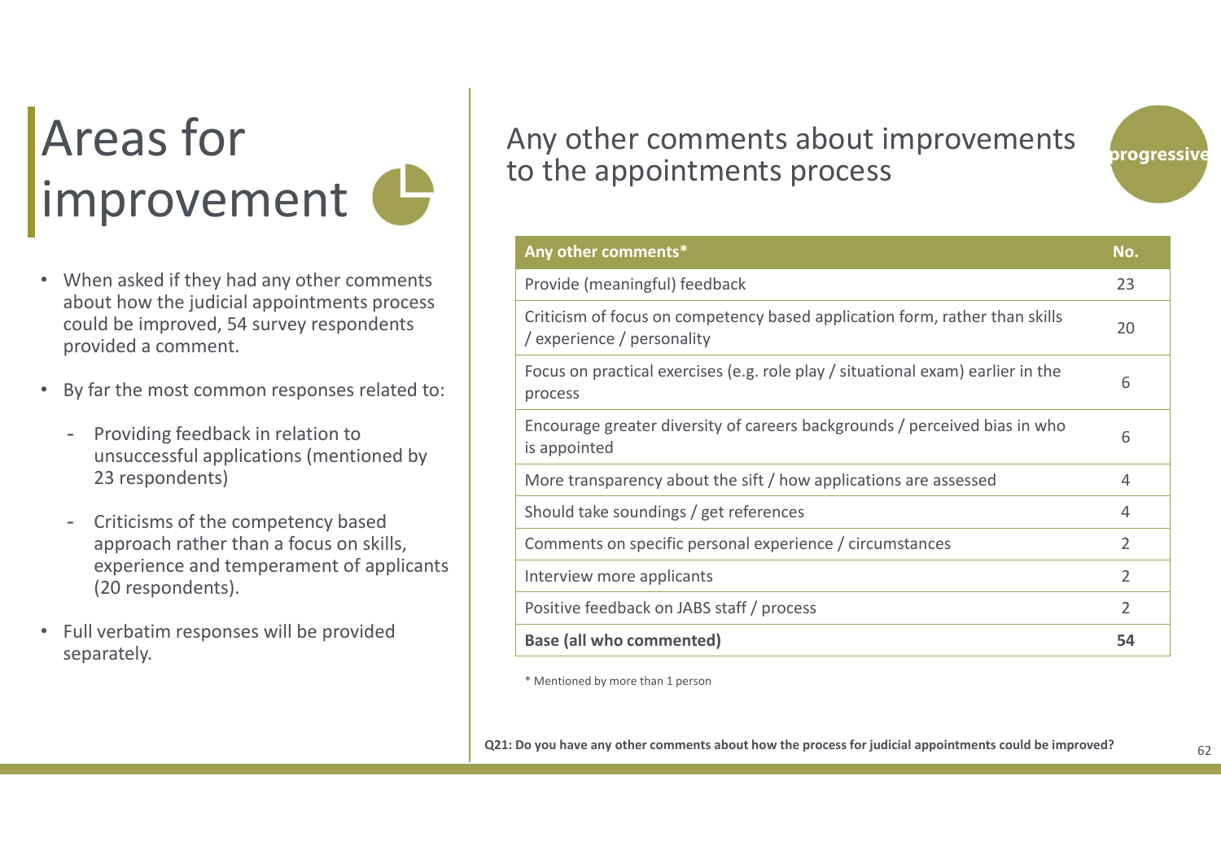# Areas for improvement

- When asked if they had any other comments about how the judicial appointments process could be improved, 54 survey respondents provided a comment.
- By far the most common responses related to:
  - Providing feedback in relation to unsuccessful applications (mentioned by 23 respondents)
  - Criticisms of the competency based approach rather than a focus on skills, experience and temperament of applicants (20 respondents).
- Full verbatim responses will be provided separately.

## Any other comments about improvements to the appointments process

progressive

| Any other comments* | No. |
|---|---|
| Provide (meaningful) feedback | 23 |
| Criticism of focus on competency based application form, rather than skills / experience / personality | 20 |
| Focus on practical exercises (e.g. role play / situational exam) earlier in the process | 6 |
| Encourage greater diversity of careers backgrounds / perceived bias in who is appointed | 6 |
| More transparency about the sift / how applications are assessed | 4 |
| Should take soundings / get references | 4 |
| Comments on specific personal experience / circumstances | 2 |
| Interview more applicants | 2 |
| Positive feedback on JABS staff / process | 2 |
| **Base (all who commented)** | **54** |

* Mentioned by more than 1 person

**Q21: Do you have any other comments about how the process for judicial appointments could be improved?**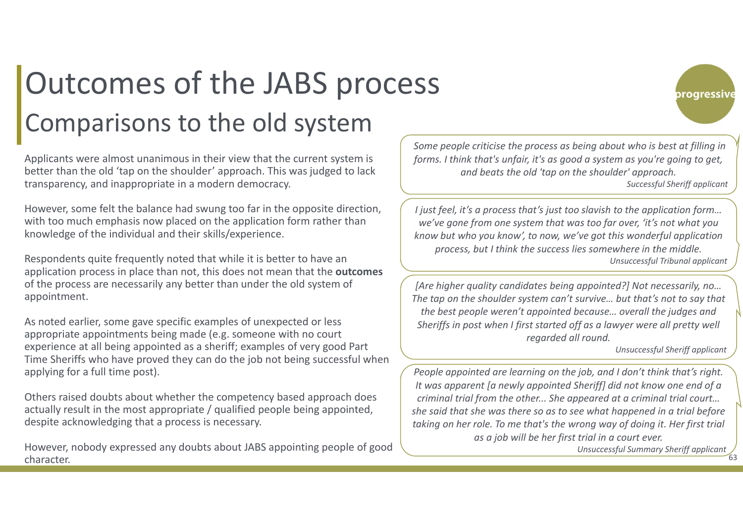# Outcomes of the JABS process

## Comparisons to the old system

Applicants were almost unanimous in their view that the current system is better than the old 'tap on the shoulder' approach. This was judged to lack transparency, and inappropriate in a modern democracy.

However, some felt the balance had swung too far in the opposite direction, with too much emphasis now placed on the application form rather than knowledge of the individual and their skills/experience.

Respondents quite frequently noted that while it is better to have an application process in place than not, this does not mean that the **outcomes** of the process are necessarily any better than under the old system of appointment.

As noted earlier, some gave specific examples of unexpected or less appropriate appointments being made (e.g. someone with no court experience at all being appointed as a sheriff; examples of very good Part Time Sheriffs who have proved they can do the job not being successful when applying for a full time post).

Others raised doubts about whether the competency based approach does actually result in the most appropriate / qualified people being appointed, despite acknowledging that a process is necessary.

However, nobody expressed any doubts about JABS appointing people of good character.

> *Some people criticise the process as being about who is best at filling in forms. I think that's unfair, it's as good a system as you're going to get, and beats the old 'tap on the shoulder' approach.*
>
> *Successful Sheriff applicant*

> *I just feel, it's a process that's just too slavish to the application form… we've gone from one system that was too far over, 'it's not what you know but who you know', to now, we've got this wonderful application process, but I think the success lies somewhere in the middle.*
>
> *Unsuccessful Tribunal applicant*

> *[Are higher quality candidates being appointed?] Not necessarily, no… The tap on the shoulder system can't survive… but that's not to say that the best people weren't appointed because… overall the judges and Sheriffs in post when I first started off as a lawyer were all pretty well regarded all round.*
>
> *Unsuccessful Sheriff applicant*

> *People appointed are learning on the job, and I don't think that's right. It was apparent [a newly appointed Sheriff] did not know one end of a criminal trial from the other... She appeared at a criminal trial court… she said that she was there so as to see what happened in a trial before taking on her role. To me that's the wrong way of doing it. Her first trial as a job will be her first trial in a court ever.*
>
> *Unsuccessful Summary Sheriff applicant*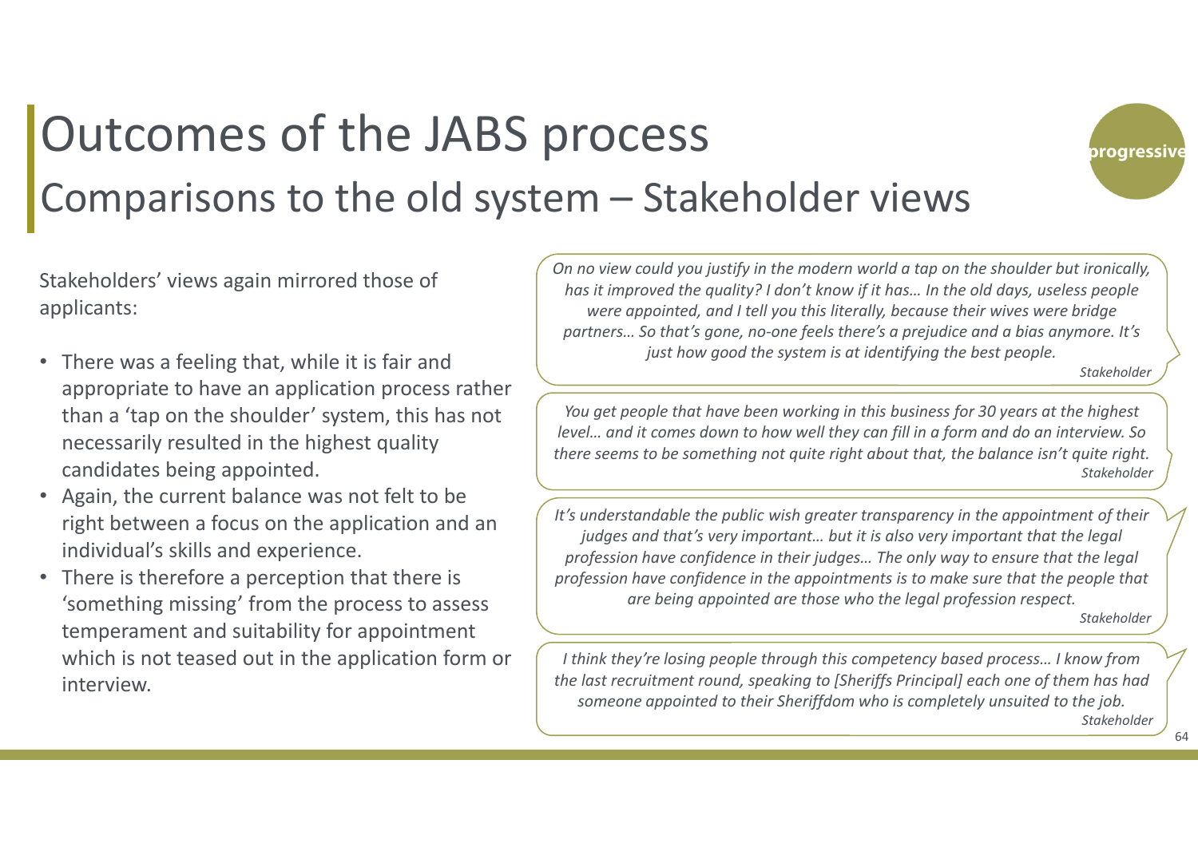# Outcomes of the JABS process

## Comparisons to the old system – Stakeholder views

Stakeholders' views again mirrored those of applicants:

- There was a feeling that, while it is fair and appropriate to have an application process rather than a 'tap on the shoulder' system, this has not necessarily resulted in the highest quality candidates being appointed.
- Again, the current balance was not felt to be right between a focus on the application and an individual's skills and experience.
- There is therefore a perception that there is 'something missing' from the process to assess temperament and suitability for appointment which is not teased out in the application form or interview.

> *On no view could you justify in the modern world a tap on the shoulder but ironically, has it improved the quality? I don't know if it has… In the old days, useless people were appointed, and I tell you this literally, because their wives were bridge partners… So that's gone, no-one feels there's a prejudice and a bias anymore. It's just how good the system is at identifying the best people.*
>
> *Stakeholder*

> *You get people that have been working in this business for 30 years at the highest level… and it comes down to how well they can fill in a form and do an interview. So there seems to be something not quite right about that, the balance isn't quite right.*
>
> *Stakeholder*

> *It's understandable the public wish greater transparency in the appointment of their judges and that's very important… but it is also very important that the legal profession have confidence in their judges… The only way to ensure that the legal profession have confidence in the appointments is to make sure that the people that are being appointed are those who the legal profession respect.*
>
> *Stakeholder*

> *I think they're losing people through this competency based process… I know from the last recruitment round, speaking to [Sheriffs Principal] each one of them has had someone appointed to their Sheriffdom who is completely unsuited to the job.*
>
> *Stakeholder*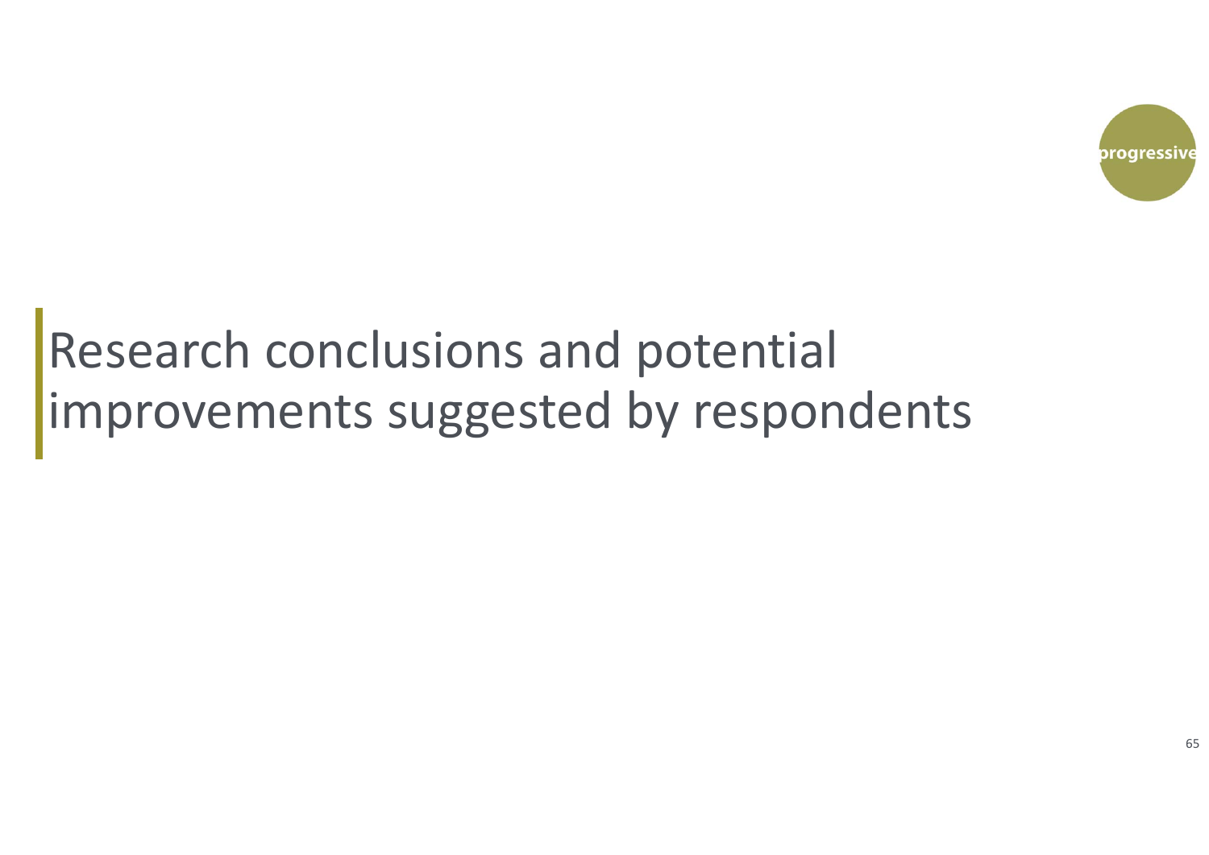# Research conclusions and potential improvements suggested by respondents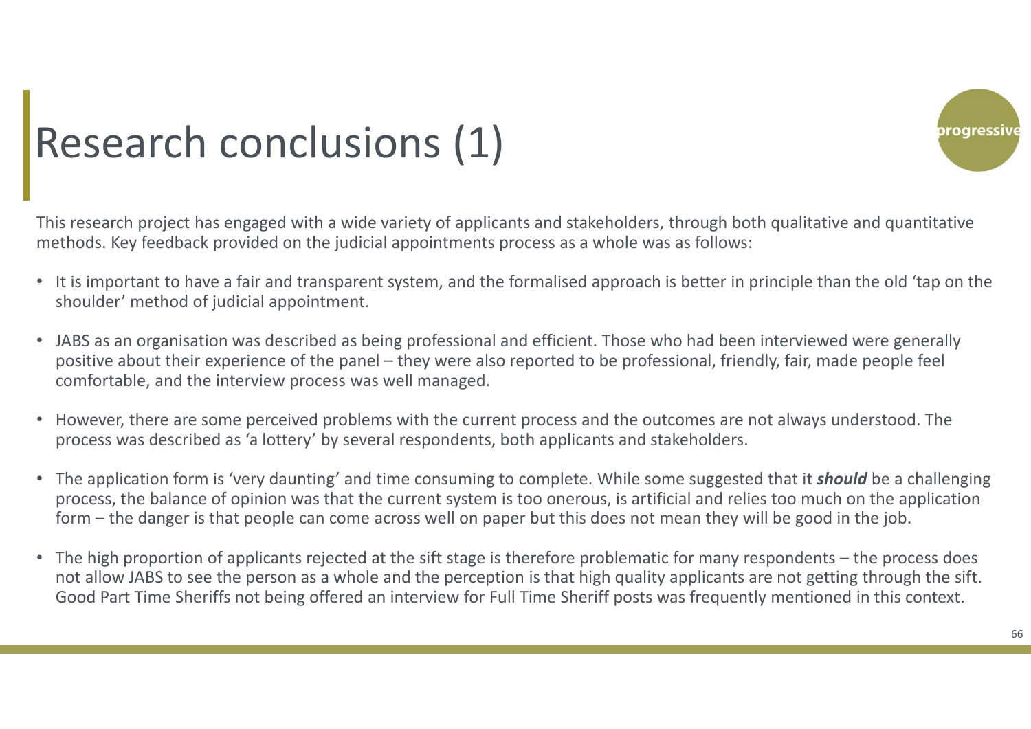# Research conclusions (1)

This research project has engaged with a wide variety of applicants and stakeholders, through both qualitative and quantitative methods. Key feedback provided on the judicial appointments process as a whole was as follows:

- It is important to have a fair and transparent system, and the formalised approach is better in principle than the old 'tap on the shoulder' method of judicial appointment.
- JABS as an organisation was described as being professional and efficient. Those who had been interviewed were generally positive about their experience of the panel – they were also reported to be professional, friendly, fair, made people feel comfortable, and the interview process was well managed.
- However, there are some perceived problems with the current process and the outcomes are not always understood. The process was described as 'a lottery' by several respondents, both applicants and stakeholders.
- The application form is 'very daunting' and time consuming to complete. While some suggested that it ***should*** be a challenging process, the balance of opinion was that the current system is too onerous, is artificial and relies too much on the application form – the danger is that people can come across well on paper but this does not mean they will be good in the job.
- The high proportion of applicants rejected at the sift stage is therefore problematic for many respondents – the process does not allow JABS to see the person as a whole and the perception is that high quality applicants are not getting through the sift. Good Part Time Sheriffs not being offered an interview for Full Time Sheriff posts was frequently mentioned in this context.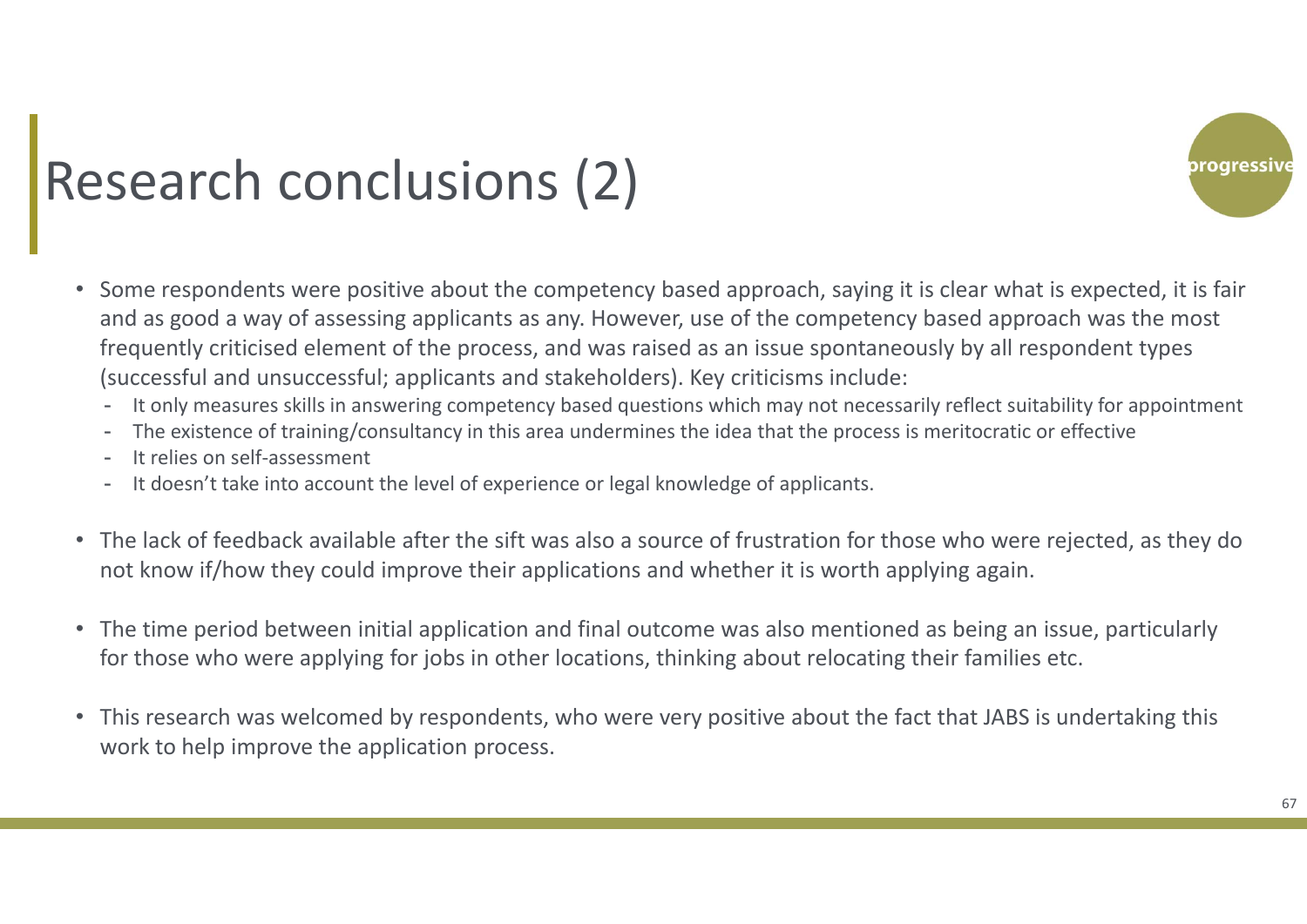# Research conclusions (2)

- Some respondents were positive about the competency based approach, saying it is clear what is expected, it is fair and as good a way of assessing applicants as any. However, use of the competency based approach was the most frequently criticised element of the process, and was raised as an issue spontaneously by all respondent types (successful and unsuccessful; applicants and stakeholders). Key criticisms include:
  - It only measures skills in answering competency based questions which may not necessarily reflect suitability for appointment
  - The existence of training/consultancy in this area undermines the idea that the process is meritocratic or effective
  - It relies on self-assessment
  - It doesn't take into account the level of experience or legal knowledge of applicants.
- The lack of feedback available after the sift was also a source of frustration for those who were rejected, as they do not know if/how they could improve their applications and whether it is worth applying again.
- The time period between initial application and final outcome was also mentioned as being an issue, particularly for those who were applying for jobs in other locations, thinking about relocating their families etc.
- This research was welcomed by respondents, who were very positive about the fact that JABS is undertaking this work to help improve the application process.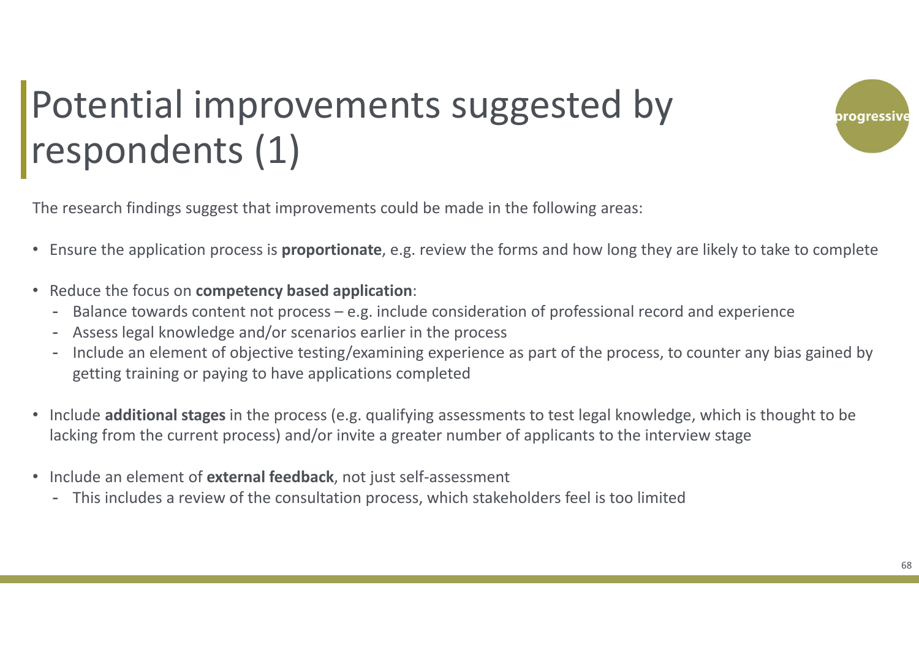# Potential improvements suggested by respondents (1)

The research findings suggest that improvements could be made in the following areas:

- Ensure the application process is **proportionate**, e.g. review the forms and how long they are likely to take to complete
- Reduce the focus on **competency based application**:
  - Balance towards content not process – e.g. include consideration of professional record and experience
  - Assess legal knowledge and/or scenarios earlier in the process
  - Include an element of objective testing/examining experience as part of the process, to counter any bias gained by getting training or paying to have applications completed
- Include **additional stages** in the process (e.g. qualifying assessments to test legal knowledge, which is thought to be lacking from the current process) and/or invite a greater number of applicants to the interview stage
- Include an element of **external feedback**, not just self-assessment
  - This includes a review of the consultation process, which stakeholders feel is too limited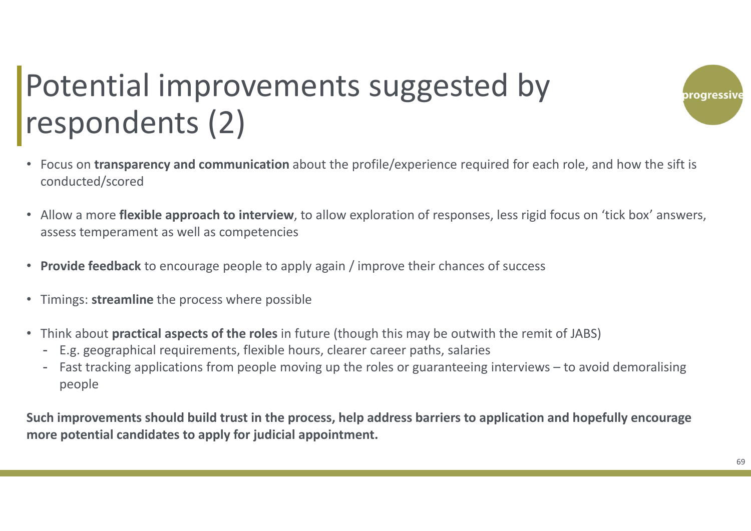# Potential improvements suggested by respondents (2)

- Focus on **transparency and communication** about the profile/experience required for each role, and how the sift is conducted/scored
- Allow a more **flexible approach to interview**, to allow exploration of responses, less rigid focus on 'tick box' answers, assess temperament as well as competencies
- **Provide feedback** to encourage people to apply again / improve their chances of success
- Timings: **streamline** the process where possible
- Think about **practical aspects of the roles** in future (though this may be outwith the remit of JABS)
  - E.g. geographical requirements, flexible hours, clearer career paths, salaries
  - Fast tracking applications from people moving up the roles or guaranteeing interviews – to avoid demoralising people

**Such improvements should build trust in the process, help address barriers to application and hopefully encourage more potential candidates to apply for judicial appointment.**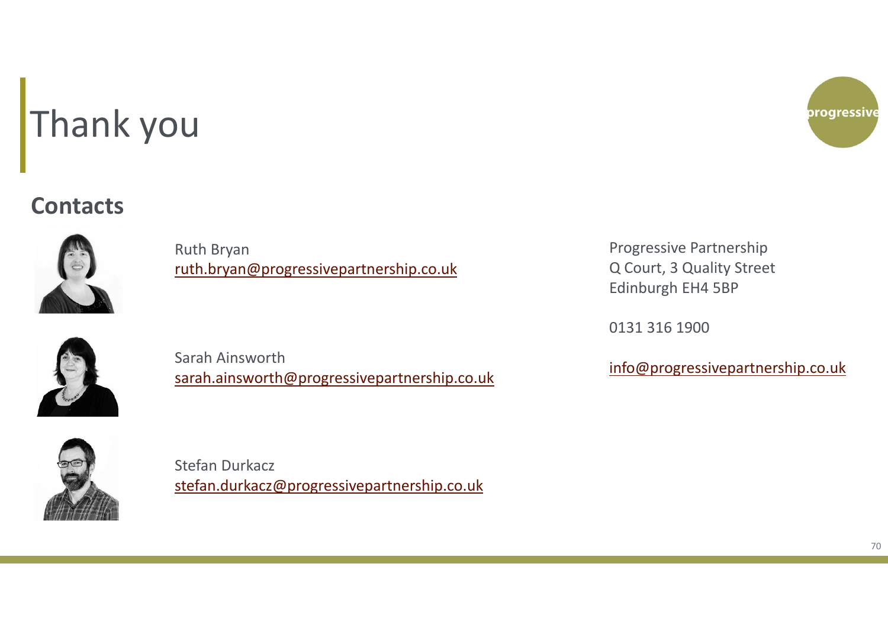# Thank you

## Contacts

Ruth Bryan
ruth.bryan@progressivepartnership.co.uk

Sarah Ainsworth
sarah.ainsworth@progressivepartnership.co.uk

Stefan Durkacz
stefan.durkacz@progressivepartnership.co.uk

Progressive Partnership
Q Court, 3 Quality Street
Edinburgh EH4 5BP

0131 316 1900

info@progressivepartnership.co.uk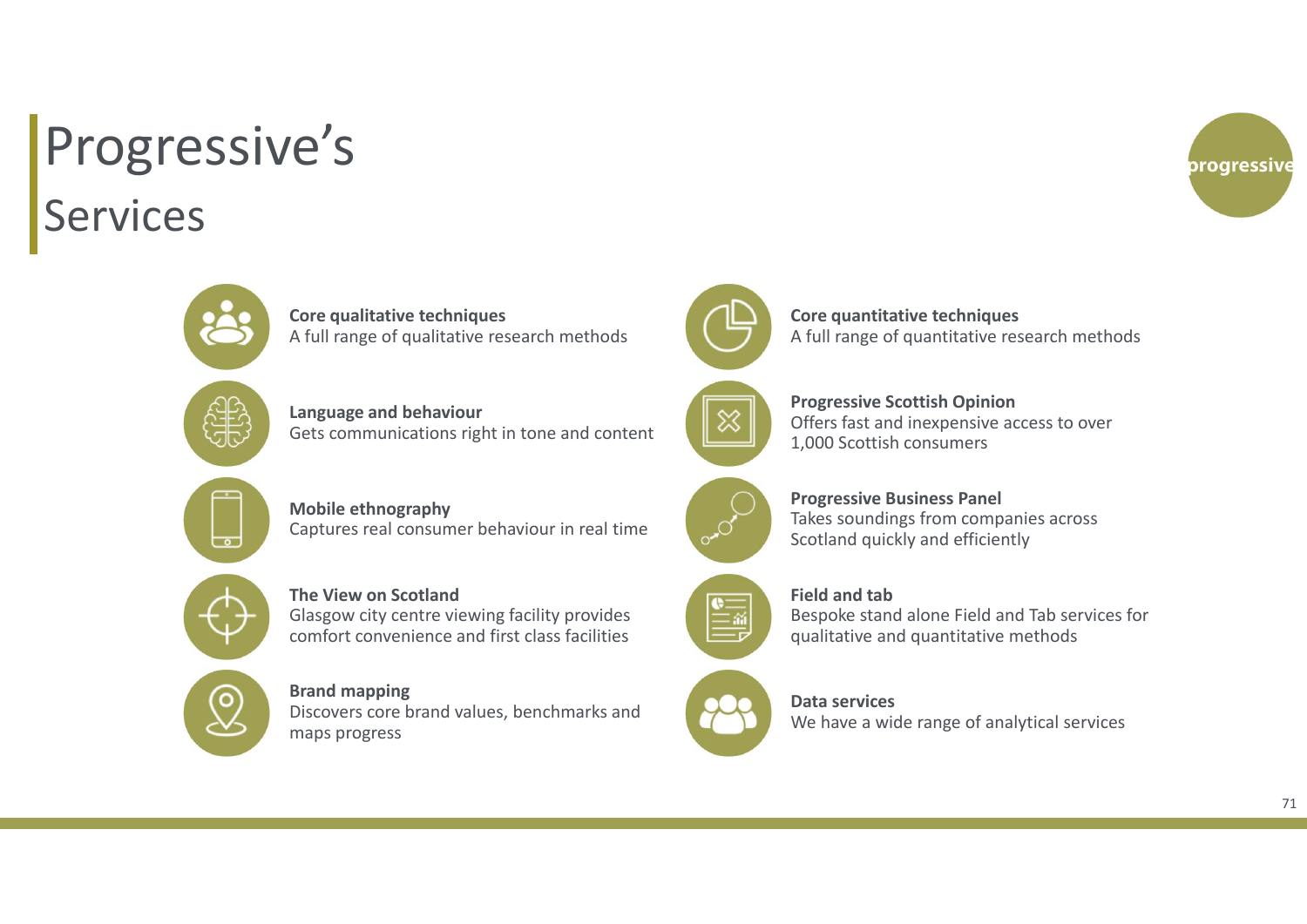# Progressive's

## Services

**Core qualitative techniques**
A full range of qualitative research methods

**Language and behaviour**
Gets communications right in tone and content

**Mobile ethnography**
Captures real consumer behaviour in real time

**The View on Scotland**
Glasgow city centre viewing facility provides comfort convenience and first class facilities

**Brand mapping**
Discovers core brand values, benchmarks and maps progress

**Core quantitative techniques**
A full range of quantitative research methods

**Progressive Scottish Opinion**
Offers fast and inexpensive access to over 1,000 Scottish consumers

**Progressive Business Panel**
Takes soundings from companies across Scotland quickly and efficiently

**Field and tab**
Bespoke stand alone Field and Tab services for qualitative and quantitative methods

**Data services**
We have a wide range of analytical services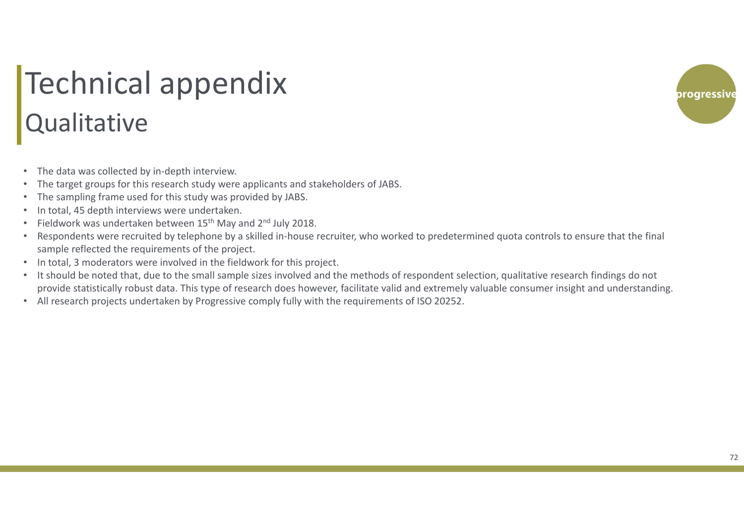# Technical appendix
## Qualitative

- The data was collected by in-depth interview.
- The target groups for this research study were applicants and stakeholders of JABS.
- The sampling frame used for this study was provided by JABS.
- In total, 45 depth interviews were undertaken.
- Fieldwork was undertaken between 15th May and 2nd July 2018.
- Respondents were recruited by telephone by a skilled in-house recruiter, who worked to predetermined quota controls to ensure that the final sample reflected the requirements of the project.
- In total, 3 moderators were involved in the fieldwork for this project.
- It should be noted that, due to the small sample sizes involved and the methods of respondent selection, qualitative research findings do not provide statistically robust data. This type of research does however, facilitate valid and extremely valuable consumer insight and understanding.
- All research projects undertaken by Progressive comply fully with the requirements of ISO 20252.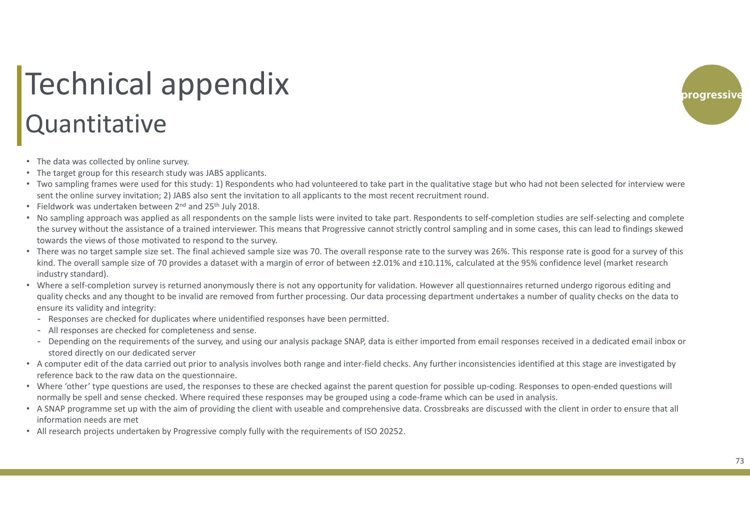# Technical appendix

## Quantitative

- The data was collected by online survey.
- The target group for this research study was JABS applicants.
- Two sampling frames were used for this study: 1) Respondents who had volunteered to take part in the qualitative stage but who had not been selected for interview were sent the online survey invitation; 2) JABS also sent the invitation to all applicants to the most recent recruitment round.
- Fieldwork was undertaken between 2nd and 25th July 2018.
- No sampling approach was applied as all respondents on the sample lists were invited to take part. Respondents to self-completion studies are self-selecting and complete the survey without the assistance of a trained interviewer. This means that Progressive cannot strictly control sampling and in some cases, this can lead to findings skewed towards the views of those motivated to respond to the survey.
- There was no target sample size set. The final achieved sample size was 70. The overall response rate to the survey was 26%. This response rate is good for a survey of this kind. The overall sample size of 70 provides a dataset with a margin of error of between ±2.01% and ±10.11%, calculated at the 95% confidence level (market research industry standard).
- Where a self-completion survey is returned anonymously there is not any opportunity for validation. However all questionnaires returned undergo rigorous editing and quality checks and any thought to be invalid are removed from further processing. Our data processing department undertakes a number of quality checks on the data to ensure its validity and integrity:
  - Responses are checked for duplicates where unidentified responses have been permitted.
  - All responses are checked for completeness and sense.
  - Depending on the requirements of the survey, and using our analysis package SNAP, data is either imported from email responses received in a dedicated email inbox or stored directly on our dedicated server
- A computer edit of the data carried out prior to analysis involves both range and inter-field checks. Any further inconsistencies identified at this stage are investigated by reference back to the raw data on the questionnaire.
- Where 'other' type questions are used, the responses to these are checked against the parent question for possible up-coding. Responses to open-ended questions will normally be spell and sense checked. Where required these responses may be grouped using a code-frame which can be used in analysis.
- A SNAP programme set up with the aim of providing the client with useable and comprehensive data. Crossbreaks are discussed with the client in order to ensure that all information needs are met
- All research projects undertaken by Progressive comply fully with the requirements of ISO 20252.